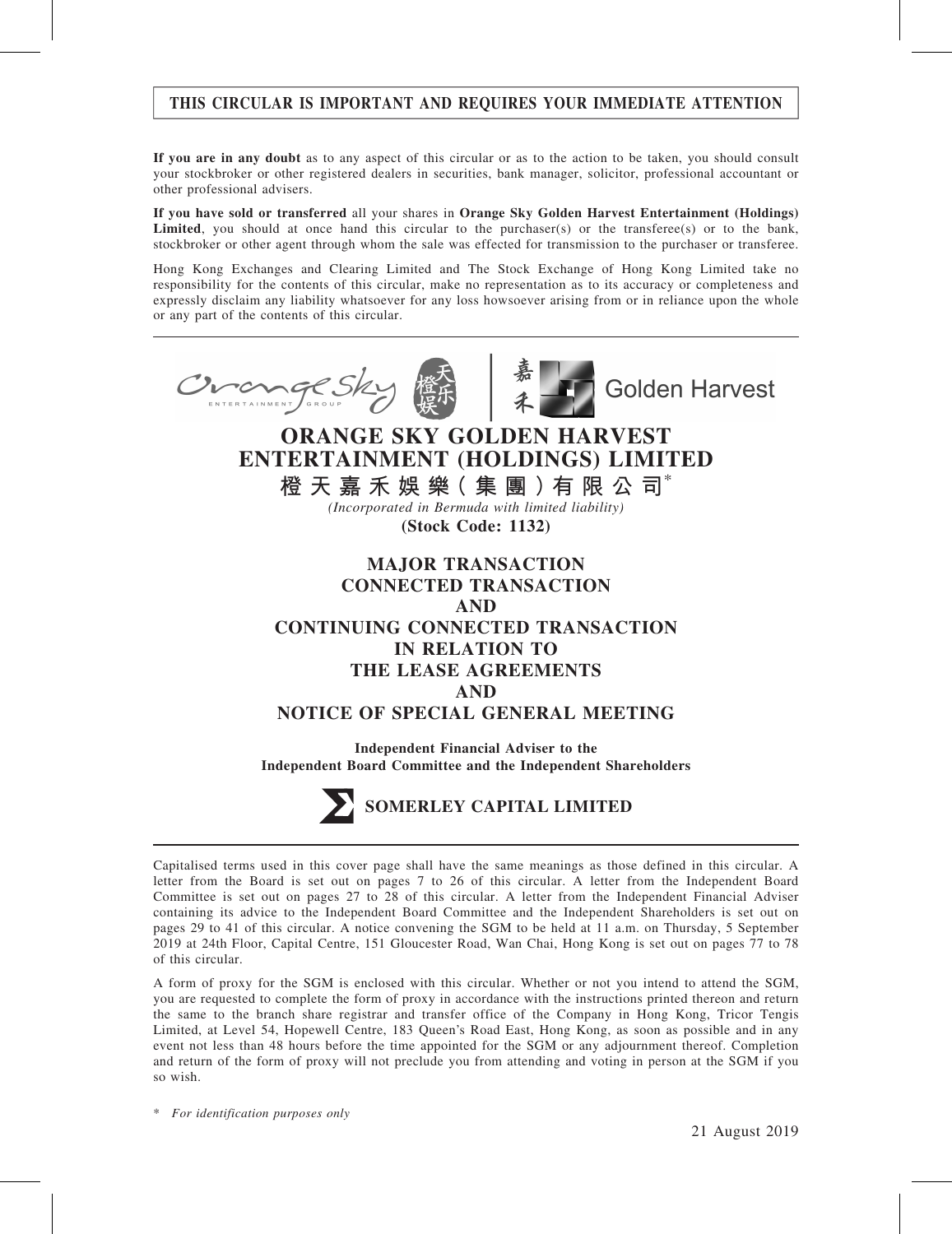**THIS CIRCULAR IS IMPORTANT AND REQUIRES YOUR IMMEDIATE ATTENTION**

**If you are in any doubt** as to any aspect of this circular or as to the action to be taken, you should consult your stockbroker or other registered dealers in securities, bank manager, solicitor, professional accountant or other professional advisers.

**If you have sold or transferred** all your shares in **Orange Sky Golden Harvest Entertainment (Holdings) Limited**, you should at once hand this circular to the purchaser(s) or the transferee(s) or to the bank, stockbroker or other agent through whom the sale was effected for transmission to the purchaser or transferee.

Hong Kong Exchanges and Clearing Limited and The Stock Exchange of Hong Kong Limited take no responsibility for the contents of this circular, make no representation as to its accuracy or completeness and expressly disclaim any liability whatsoever for any loss howsoever arising from or in reliance upon the whole or any part of the contents of this circular.

# ORANGE SKY GOLDEN HARVEST ENTERTAINMENT (HOLDINGS) LIMITED

# 橙天嘉禾娛樂(集團)有限公司*

*(Incorporated in Bermuda with limited liability)*

**(Stock Code: 1132)**

## MAJOR TRANSACTION CONNECTED TRANSACTION AND CONTINUING CONNECTED TRANSACTION IN RELATION TO THE LEASE AGREEMENTS AND NOTICE OF SPECIAL GENERAL MEETING

**Independent Financial Adviser to the Independent Board Committee and the Independent Shareholders**

**SOMERLEY CAPITAL LIMITED**

Capitalised terms used in this cover page shall have the same meanings as those defined in this circular. A letter from the Board is set out on pages 7 to 26 of this circular. A letter from the Independent Board Committee is set out on pages 27 to 28 of this circular. A letter from the Independent Financial Adviser containing its advice to the Independent Board Committee and the Independent Shareholders is set out on pages 29 to 41 of this circular. A notice convening the SGM to be held at 11 a.m. on Thursday, 5 September 2019 at 24th Floor, Capital Centre, 151 Gloucester Road, Wan Chai, Hong Kong is set out on pages 77 to 78 of this circular.

A form of proxy for the SGM is enclosed with this circular. Whether or not you intend to attend the SGM, you are requested to complete the form of proxy in accordance with the instructions printed thereon and return the same to the branch share registrar and transfer office of the Company in Hong Kong, Tricor Tengis Limited, at Level 54, Hopewell Centre, 183 Queen's Road East, Hong Kong, as soon as possible and in any event not less than 48 hours before the time appointed for the SGM or any adjournment thereof. Completion and return of the form of proxy will not preclude you from attending and voting in person at the SGM if you so wish.

\* *For identification purposes only*

21 August 2019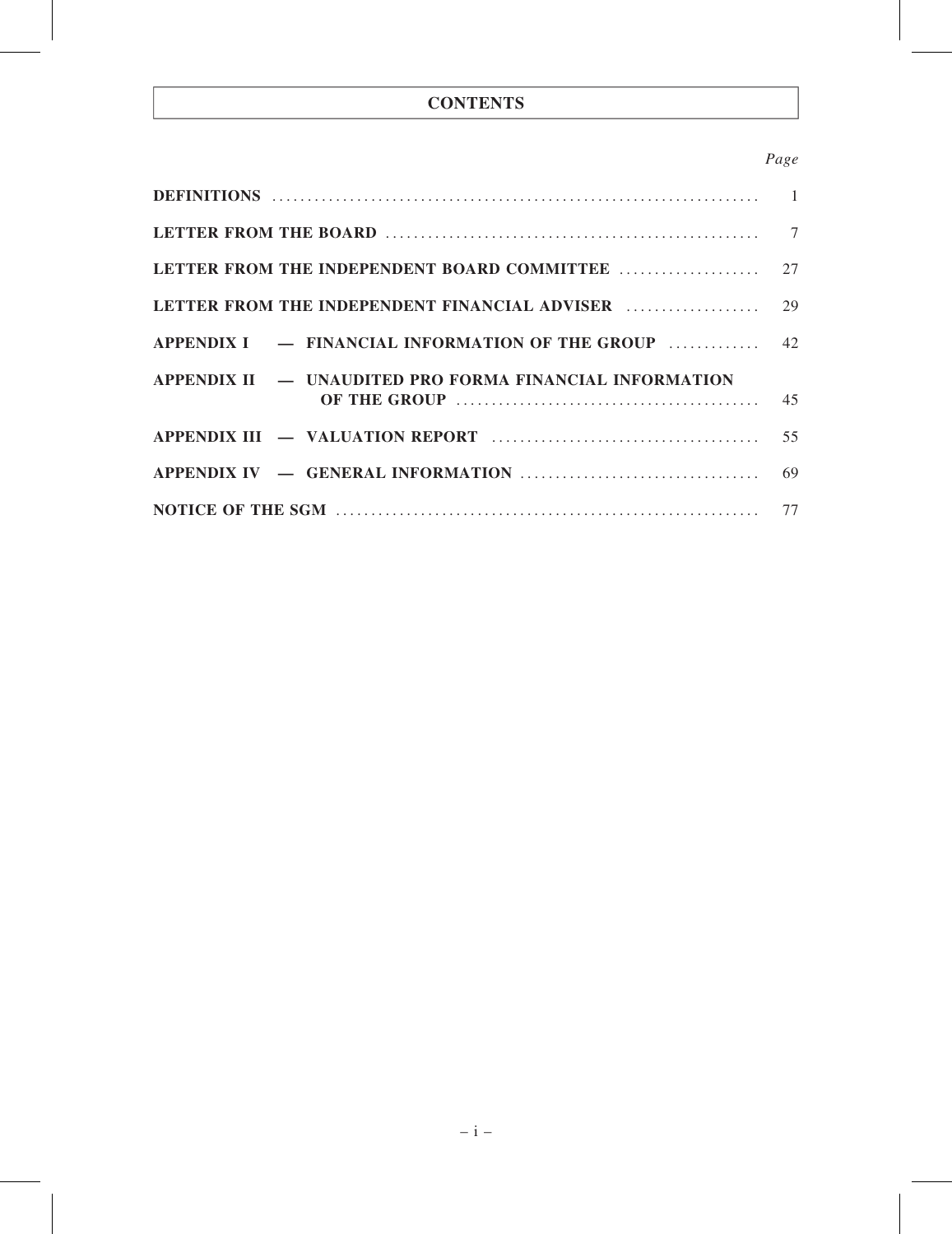# CONTENTS

| | *Page* |
|---|---|
| **DEFINITIONS** | 1 |
| **LETTER FROM THE BOARD** | 7 |
| **LETTER FROM THE INDEPENDENT BOARD COMMITTEE** | 27 |
| **LETTER FROM THE INDEPENDENT FINANCIAL ADVISER** | 29 |
| **APPENDIX I — FINANCIAL INFORMATION OF THE GROUP** | 42 |
| **APPENDIX II — UNAUDITED PRO FORMA FINANCIAL INFORMATION OF THE GROUP** | 45 |
| **APPENDIX III — VALUATION REPORT** | 55 |
| **APPENDIX IV — GENERAL INFORMATION** | 69 |
| **NOTICE OF THE SGM** | 77 |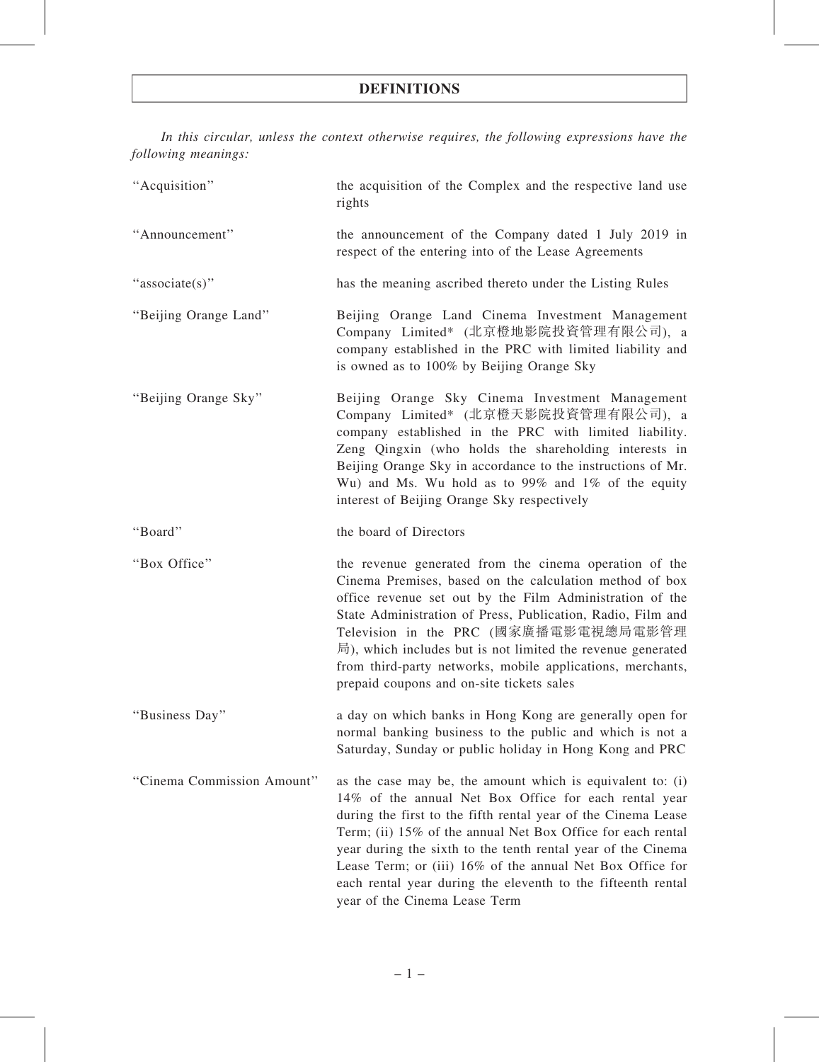# DEFINITIONS

*In this circular, unless the context otherwise requires, the following expressions have the following meanings:*

| | |
|---|---|
| "Acquisition" | the acquisition of the Complex and the respective land use rights |
| "Announcement" | the announcement of the Company dated 1 July 2019 in respect of the entering into of the Lease Agreements |
| "associate(s)" | has the meaning ascribed thereto under the Listing Rules |
| "Beijing Orange Land" | Beijing Orange Land Cinema Investment Management Company Limited* (北京橙地影院投資管理有限公司), a company established in the PRC with limited liability and is owned as to 100% by Beijing Orange Sky |
| "Beijing Orange Sky" | Beijing Orange Sky Cinema Investment Management Company Limited* (北京橙天影院投資管理有限公司), a company established in the PRC with limited liability. Zeng Qingxin (who holds the shareholding interests in Beijing Orange Sky in accordance to the instructions of Mr. Wu) and Ms. Wu hold as to 99% and 1% of the equity interest of Beijing Orange Sky respectively |
| "Board" | the board of Directors |
| "Box Office" | the revenue generated from the cinema operation of the Cinema Premises, based on the calculation method of box office revenue set out by the Film Administration of the State Administration of Press, Publication, Radio, Film and Television in the PRC (國家廣播電影電視總局電影管理局), which includes but is not limited the revenue generated from third-party networks, mobile applications, merchants, prepaid coupons and on-site tickets sales |
| "Business Day" | a day on which banks in Hong Kong are generally open for normal banking business to the public and which is not a Saturday, Sunday or public holiday in Hong Kong and PRC |
| "Cinema Commission Amount" | as the case may be, the amount which is equivalent to: (i) 14% of the annual Net Box Office for each rental year during the first to the fifth rental year of the Cinema Lease Term; (ii) 15% of the annual Net Box Office for each rental year during the sixth to the tenth rental year of the Cinema Lease Term; or (iii) 16% of the annual Net Box Office for each rental year during the eleventh to the fifteenth rental year of the Cinema Lease Term |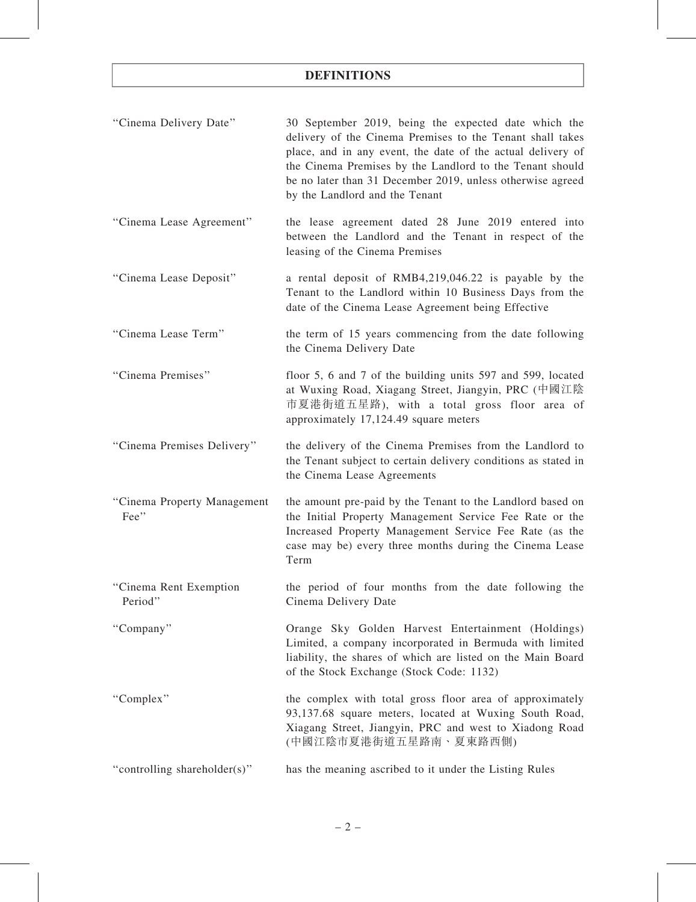# DEFINITIONS

| | |
|---|---|
| "Cinema Delivery Date" | 30 September 2019, being the expected date which the delivery of the Cinema Premises to the Tenant shall takes place, and in any event, the date of the actual delivery of the Cinema Premises by the Landlord to the Tenant should be no later than 31 December 2019, unless otherwise agreed by the Landlord and the Tenant |
| "Cinema Lease Agreement" | the lease agreement dated 28 June 2019 entered into between the Landlord and the Tenant in respect of the leasing of the Cinema Premises |
| "Cinema Lease Deposit" | a rental deposit of RMB4,219,046.22 is payable by the Tenant to the Landlord within 10 Business Days from the date of the Cinema Lease Agreement being Effective |
| "Cinema Lease Term" | the term of 15 years commencing from the date following the Cinema Delivery Date |
| "Cinema Premises" | floor 5, 6 and 7 of the building units 597 and 599, located at Wuxing Road, Xiagang Street, Jiangyin, PRC (中國江陰市夏港街道五星路), with a total gross floor area of approximately 17,124.49 square meters |
| "Cinema Premises Delivery" | the delivery of the Cinema Premises from the Landlord to the Tenant subject to certain delivery conditions as stated in the Cinema Lease Agreements |
| "Cinema Property Management Fee" | the amount pre-paid by the Tenant to the Landlord based on the Initial Property Management Service Fee Rate or the Increased Property Management Service Fee Rate (as the case may be) every three months during the Cinema Lease Term |
| "Cinema Rent Exemption Period" | the period of four months from the date following the Cinema Delivery Date |
| "Company" | Orange Sky Golden Harvest Entertainment (Holdings) Limited, a company incorporated in Bermuda with limited liability, the shares of which are listed on the Main Board of the Stock Exchange (Stock Code: 1132) |
| "Complex" | the complex with total gross floor area of approximately 93,137.68 square meters, located at Wuxing South Road, Xiagang Street, Jiangyin, PRC and west to Xiadong Road (中國江陰市夏港街道五星路南、夏東路西側) |
| "controlling shareholder(s)" | has the meaning ascribed to it under the Listing Rules |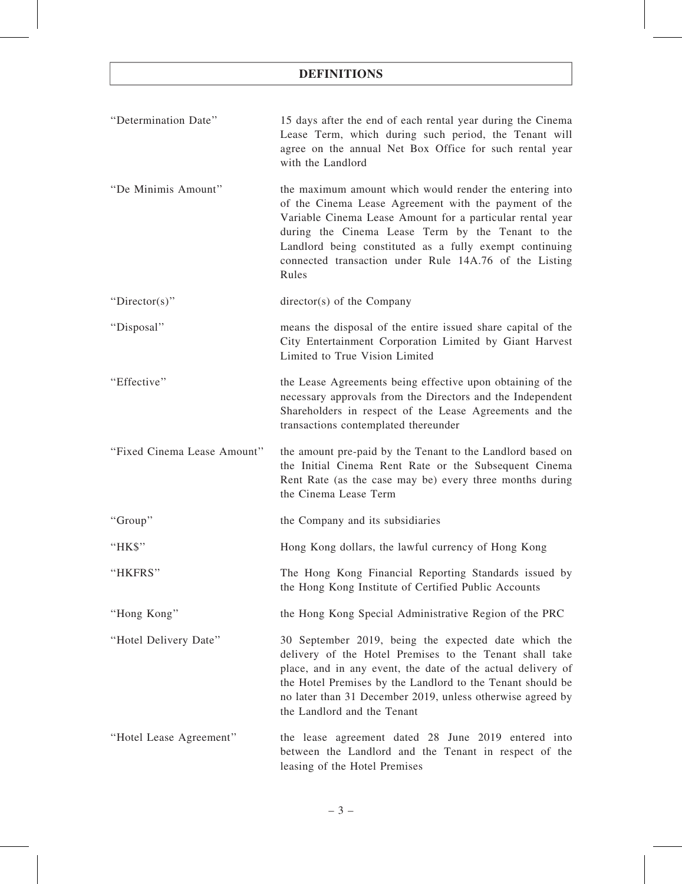# DEFINITIONS

| | |
|---|---|
| "Determination Date" | 15 days after the end of each rental year during the Cinema Lease Term, which during such period, the Tenant will agree on the annual Net Box Office for such rental year with the Landlord |
| "De Minimis Amount" | the maximum amount which would render the entering into of the Cinema Lease Agreement with the payment of the Variable Cinema Lease Amount for a particular rental year during the Cinema Lease Term by the Tenant to the Landlord being constituted as a fully exempt continuing connected transaction under Rule 14A.76 of the Listing Rules |
| "Director(s)" | director(s) of the Company |
| "Disposal" | means the disposal of the entire issued share capital of the City Entertainment Corporation Limited by Giant Harvest Limited to True Vision Limited |
| "Effective" | the Lease Agreements being effective upon obtaining of the necessary approvals from the Directors and the Independent Shareholders in respect of the Lease Agreements and the transactions contemplated thereunder |
| "Fixed Cinema Lease Amount" | the amount pre-paid by the Tenant to the Landlord based on the Initial Cinema Rent Rate or the Subsequent Cinema Rent Rate (as the case may be) every three months during the Cinema Lease Term |
| "Group" | the Company and its subsidiaries |
| "HK$" | Hong Kong dollars, the lawful currency of Hong Kong |
| "HKFRS" | The Hong Kong Financial Reporting Standards issued by the Hong Kong Institute of Certified Public Accounts |
| "Hong Kong" | the Hong Kong Special Administrative Region of the PRC |
| "Hotel Delivery Date" | 30 September 2019, being the expected date which the delivery of the Hotel Premises to the Tenant shall take place, and in any event, the date of the actual delivery of the Hotel Premises by the Landlord to the Tenant should be no later than 31 December 2019, unless otherwise agreed by the Landlord and the Tenant |
| "Hotel Lease Agreement" | the lease agreement dated 28 June 2019 entered into between the Landlord and the Tenant in respect of the leasing of the Hotel Premises |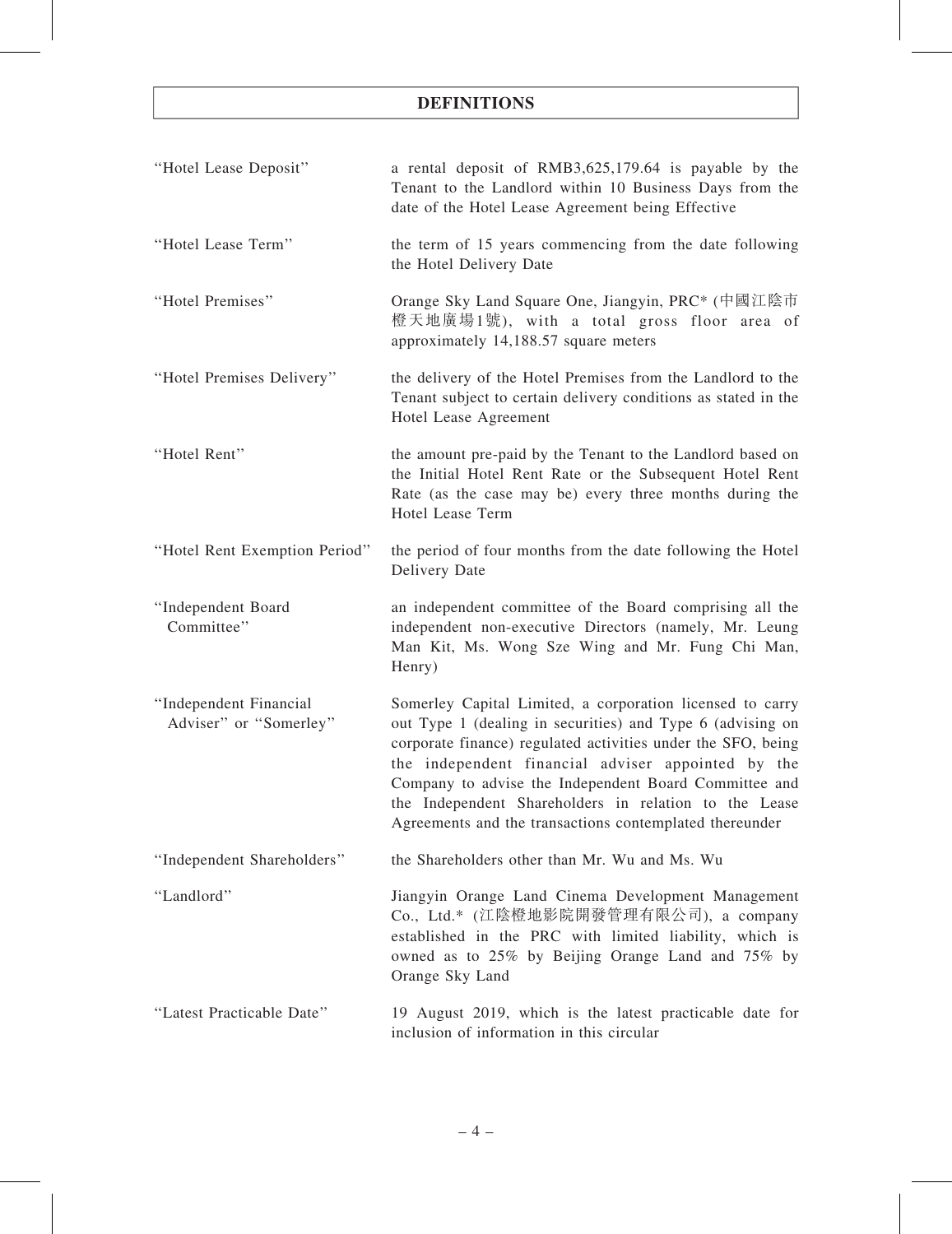# DEFINITIONS

| | |
|---|---|
| "Hotel Lease Deposit" | a rental deposit of RMB3,625,179.64 is payable by the Tenant to the Landlord within 10 Business Days from the date of the Hotel Lease Agreement being Effective |
| "Hotel Lease Term" | the term of 15 years commencing from the date following the Hotel Delivery Date |
| "Hotel Premises" | Orange Sky Land Square One, Jiangyin, PRC* (中國江陰市橙天地廣場1號), with a total gross floor area of approximately 14,188.57 square meters |
| "Hotel Premises Delivery" | the delivery of the Hotel Premises from the Landlord to the Tenant subject to certain delivery conditions as stated in the Hotel Lease Agreement |
| "Hotel Rent" | the amount pre-paid by the Tenant to the Landlord based on the Initial Hotel Rent Rate or the Subsequent Hotel Rent Rate (as the case may be) every three months during the Hotel Lease Term |
| "Hotel Rent Exemption Period" | the period of four months from the date following the Hotel Delivery Date |
| "Independent Board Committee" | an independent committee of the Board comprising all the independent non-executive Directors (namely, Mr. Leung Man Kit, Ms. Wong Sze Wing and Mr. Fung Chi Man, Henry) |
| "Independent Financial Adviser" or "Somerley" | Somerley Capital Limited, a corporation licensed to carry out Type 1 (dealing in securities) and Type 6 (advising on corporate finance) regulated activities under the SFO, being the independent financial adviser appointed by the Company to advise the Independent Board Committee and the Independent Shareholders in relation to the Lease Agreements and the transactions contemplated thereunder |
| "Independent Shareholders" | the Shareholders other than Mr. Wu and Ms. Wu |
| "Landlord" | Jiangyin Orange Land Cinema Development Management Co., Ltd.* (江陰橙地影院開發管理有限公司), a company established in the PRC with limited liability, which is owned as to 25% by Beijing Orange Land and 75% by Orange Sky Land |
| "Latest Practicable Date" | 19 August 2019, which is the latest practicable date for inclusion of information in this circular |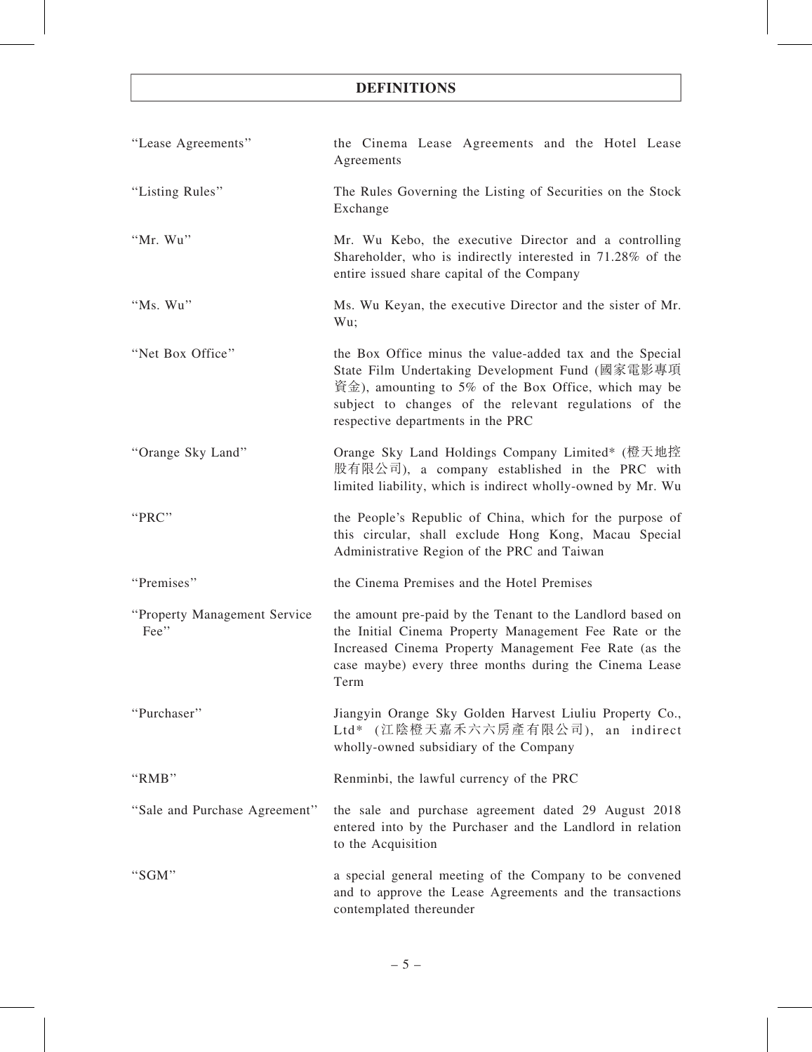# DEFINITIONS

| | |
|---|---|
| "Lease Agreements" | the Cinema Lease Agreements and the Hotel Lease Agreements |
| "Listing Rules" | The Rules Governing the Listing of Securities on the Stock Exchange |
| "Mr. Wu" | Mr. Wu Kebo, the executive Director and a controlling Shareholder, who is indirectly interested in 71.28% of the entire issued share capital of the Company |
| "Ms. Wu" | Ms. Wu Keyan, the executive Director and the sister of Mr. Wu; |
| "Net Box Office" | the Box Office minus the value-added tax and the Special State Film Undertaking Development Fund (國家電影專項資金), amounting to 5% of the Box Office, which may be subject to changes of the relevant regulations of the respective departments in the PRC |
| "Orange Sky Land" | Orange Sky Land Holdings Company Limited* (橙天地控股有限公司), a company established in the PRC with limited liability, which is indirect wholly-owned by Mr. Wu |
| "PRC" | the People's Republic of China, which for the purpose of this circular, shall exclude Hong Kong, Macau Special Administrative Region of the PRC and Taiwan |
| "Premises" | the Cinema Premises and the Hotel Premises |
| "Property Management Service Fee" | the amount pre-paid by the Tenant to the Landlord based on the Initial Cinema Property Management Fee Rate or the Increased Cinema Property Management Fee Rate (as the case maybe) every three months during the Cinema Lease Term |
| "Purchaser" | Jiangyin Orange Sky Golden Harvest Liuliu Property Co., Ltd* (江陰橙天嘉禾六六房產有限公司), an indirect wholly-owned subsidiary of the Company |
| "RMB" | Renminbi, the lawful currency of the PRC |
| "Sale and Purchase Agreement" | the sale and purchase agreement dated 29 August 2018 entered into by the Purchaser and the Landlord in relation to the Acquisition |
| "SGM" | a special general meeting of the Company to be convened and to approve the Lease Agreements and the transactions contemplated thereunder |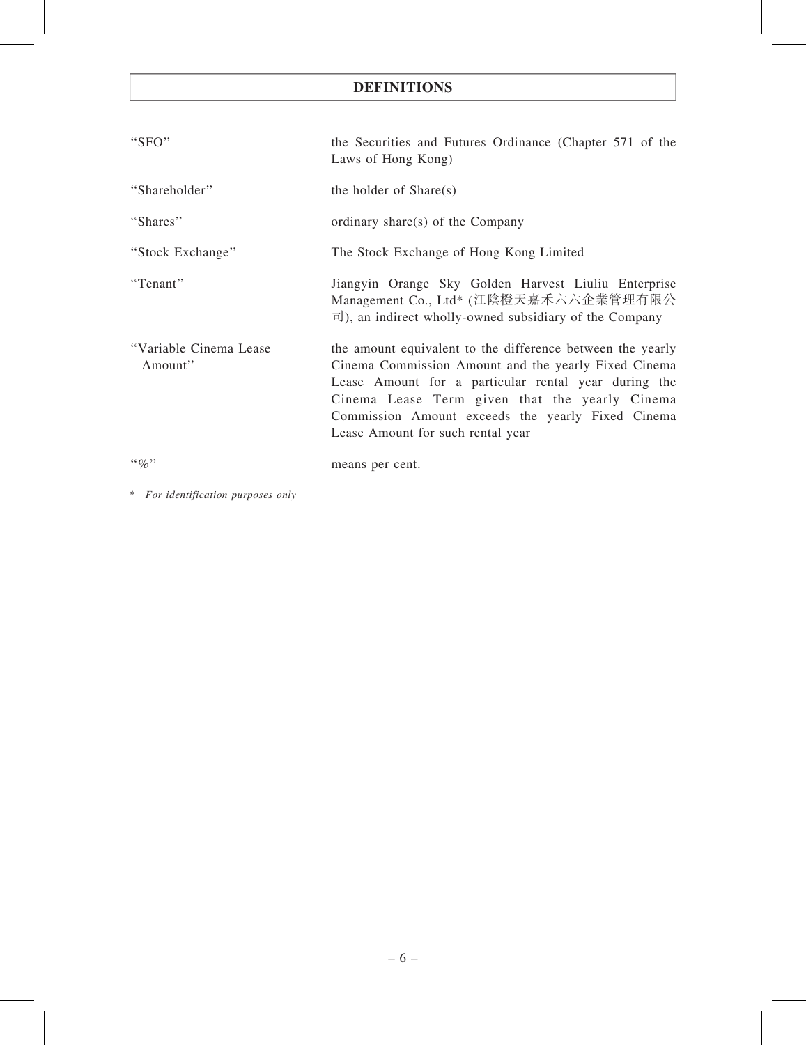# DEFINITIONS

| | |
|---|---|
| "SFO" | the Securities and Futures Ordinance (Chapter 571 of the Laws of Hong Kong) |
| "Shareholder" | the holder of Share(s) |
| "Shares" | ordinary share(s) of the Company |
| "Stock Exchange" | The Stock Exchange of Hong Kong Limited |
| "Tenant" | Jiangyin Orange Sky Golden Harvest Liuliu Enterprise Management Co., Ltd* (江陰橙天嘉禾六六企業管理有限公司), an indirect wholly-owned subsidiary of the Company |
| "Variable Cinema Lease Amount" | the amount equivalent to the difference between the yearly Cinema Commission Amount and the yearly Fixed Cinema Lease Amount for a particular rental year during the Cinema Lease Term given that the yearly Cinema Commission Amount exceeds the yearly Fixed Cinema Lease Amount for such rental year |
| "%" | means per cent. |

\* *For identification purposes only*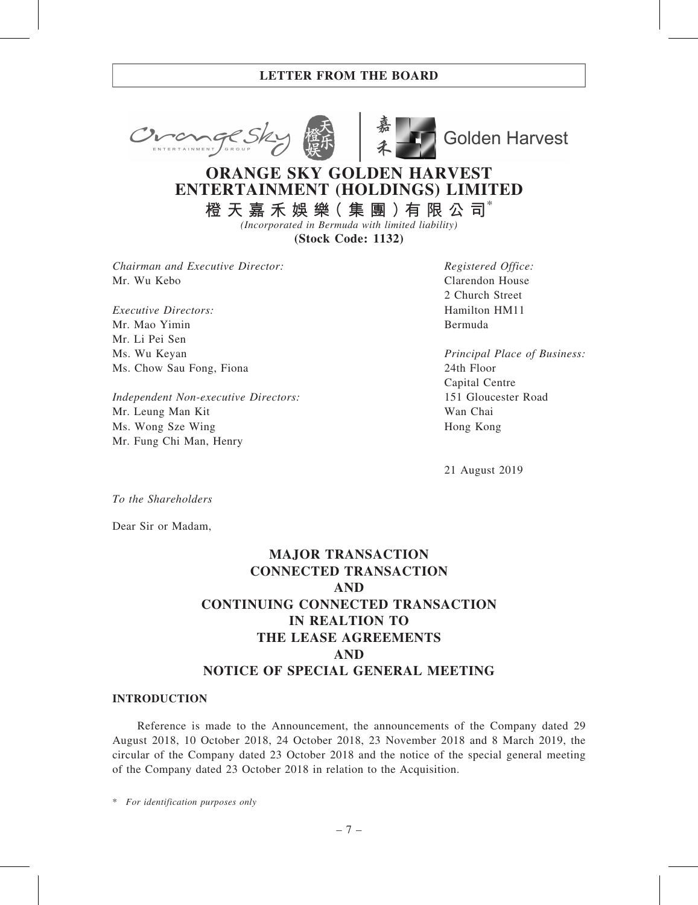## LETTER FROM THE BOARD

# ORANGE SKY GOLDEN HARVEST ENTERTAINMENT (HOLDINGS) LIMITED

**橙天嘉禾娛樂(集團)有限公司***

*(Incorporated in Bermuda with limited liability)*

**(Stock Code: 1132)**

*Chairman and Executive Director:*
Mr. Wu Kebo

*Executive Directors:*
Mr. Mao Yimin
Mr. Li Pei Sen
Ms. Wu Keyan
Ms. Chow Sau Fong, Fiona

*Independent Non-executive Directors:*
Mr. Leung Man Kit
Ms. Wong Sze Wing
Mr. Fung Chi Man, Henry

*Registered Office:*
Clarendon House
2 Church Street
Hamilton HM11
Bermuda

*Principal Place of Business:*
24th Floor
Capital Centre
151 Gloucester Road
Wan Chai
Hong Kong

21 August 2019

*To the Shareholders*

Dear Sir or Madam,

## MAJOR TRANSACTION CONNECTED TRANSACTION AND CONTINUING CONNECTED TRANSACTION IN REALTION TO THE LEASE AGREEMENTS AND NOTICE OF SPECIAL GENERAL MEETING

### INTRODUCTION

Reference is made to the Announcement, the announcements of the Company dated 29 August 2018, 10 October 2018, 24 October 2018, 23 November 2018 and 8 March 2019, the circular of the Company dated 23 October 2018 and the notice of the special general meeting of the Company dated 23 October 2018 in relation to the Acquisition.

\* *For identification purposes only*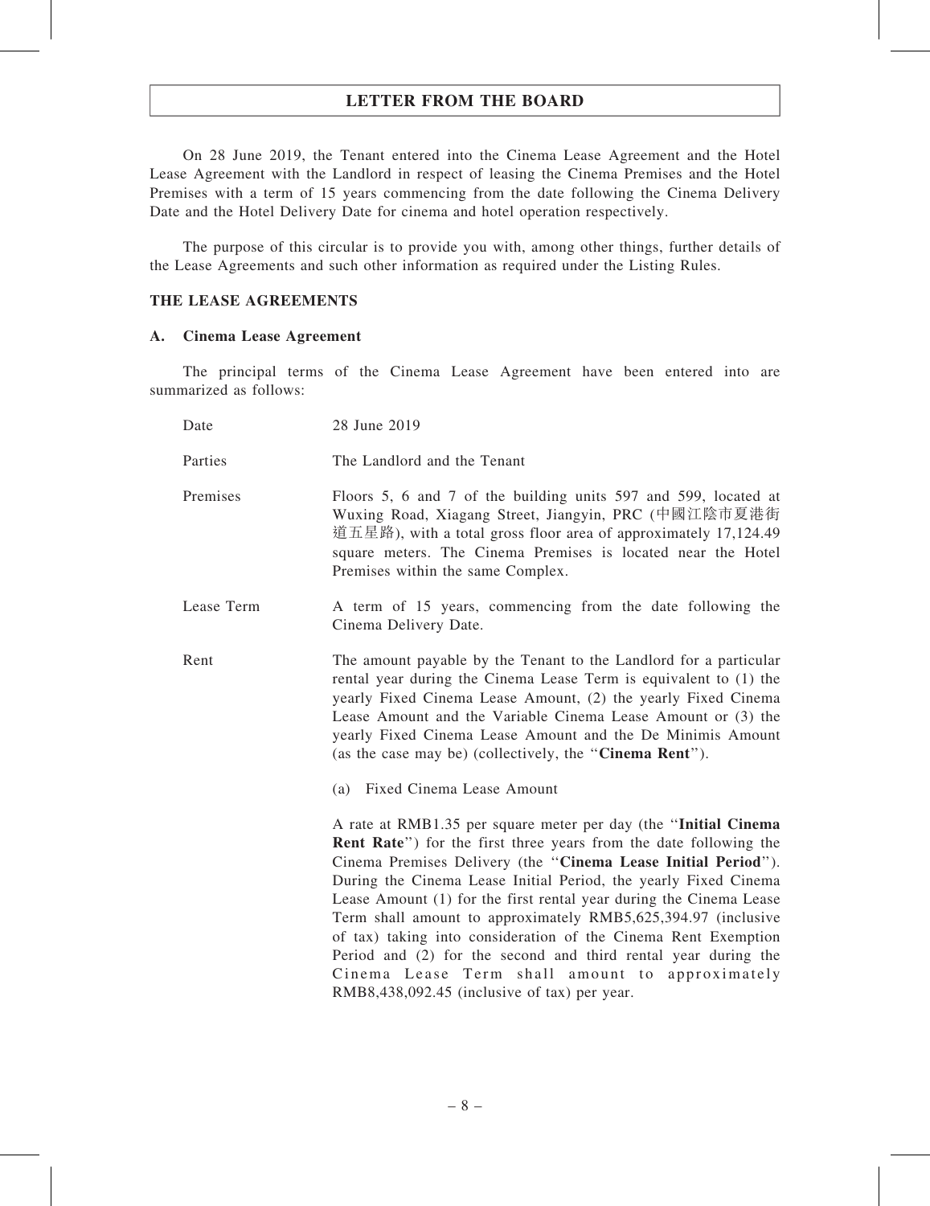## LETTER FROM THE BOARD

On 28 June 2019, the Tenant entered into the Cinema Lease Agreement and the Hotel Lease Agreement with the Landlord in respect of leasing the Cinema Premises and the Hotel Premises with a term of 15 years commencing from the date following the Cinema Delivery Date and the Hotel Delivery Date for cinema and hotel operation respectively.

The purpose of this circular is to provide you with, among other things, further details of the Lease Agreements and such other information as required under the Listing Rules.

### THE LEASE AGREEMENTS

#### A. Cinema Lease Agreement

The principal terms of the Cinema Lease Agreement have been entered into are summarized as follows:

Date: 28 June 2019

Parties: The Landlord and the Tenant

Premises: Floors 5, 6 and 7 of the building units 597 and 599, located at Wuxing Road, Xiagang Street, Jiangyin, PRC (中國江陰市夏港街道五星路), with a total gross floor area of approximately 17,124.49 square meters. The Cinema Premises is located near the Hotel Premises within the same Complex.

Lease Term: A term of 15 years, commencing from the date following the Cinema Delivery Date.

Rent: The amount payable by the Tenant to the Landlord for a particular rental year during the Cinema Lease Term is equivalent to (1) the yearly Fixed Cinema Lease Amount, (2) the yearly Fixed Cinema Lease Amount and the Variable Cinema Lease Amount or (3) the yearly Fixed Cinema Lease Amount and the De Minimis Amount (as the case may be) (collectively, the "**Cinema Rent**").

(a) Fixed Cinema Lease Amount

A rate at RMB1.35 per square meter per day (the "**Initial Cinema Rent Rate**") for the first three years from the date following the Cinema Premises Delivery (the "**Cinema Lease Initial Period**"). During the Cinema Lease Initial Period, the yearly Fixed Cinema Lease Amount (1) for the first rental year during the Cinema Lease Term shall amount to approximately RMB5,625,394.97 (inclusive of tax) taking into consideration of the Cinema Rent Exemption Period and (2) for the second and third rental year during the Cinema Lease Term shall amount to approximately RMB8,438,092.45 (inclusive of tax) per year.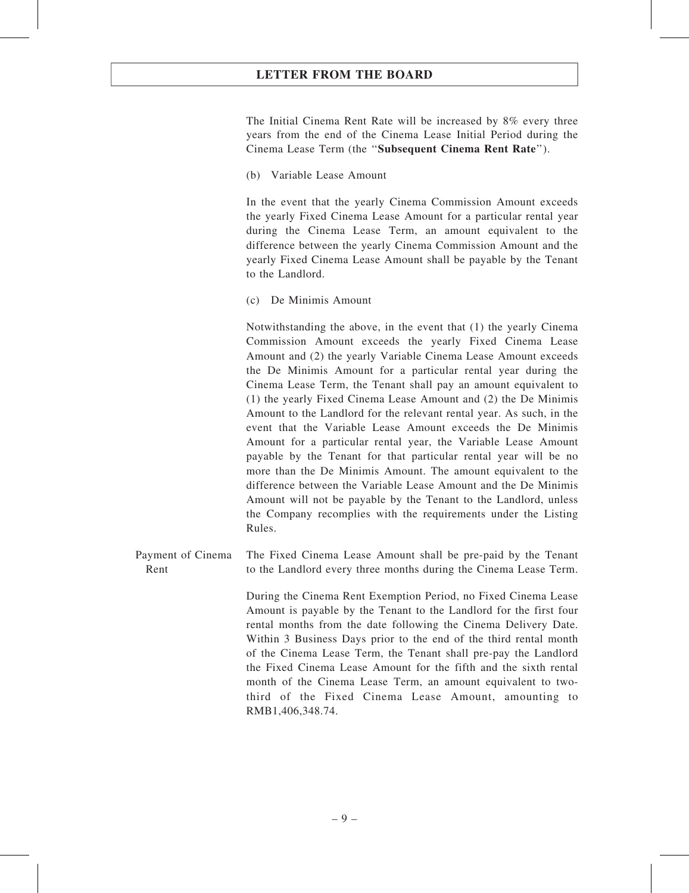The Initial Cinema Rent Rate will be increased by 8% every three years from the end of the Cinema Lease Initial Period during the Cinema Lease Term (the "**Subsequent Cinema Rent Rate**").

(b) Variable Lease Amount

In the event that the yearly Cinema Commission Amount exceeds the yearly Fixed Cinema Lease Amount for a particular rental year during the Cinema Lease Term, an amount equivalent to the difference between the yearly Cinema Commission Amount and the yearly Fixed Cinema Lease Amount shall be payable by the Tenant to the Landlord.

(c) De Minimis Amount

Notwithstanding the above, in the event that (1) the yearly Cinema Commission Amount exceeds the yearly Fixed Cinema Lease Amount and (2) the yearly Variable Cinema Lease Amount exceeds the De Minimis Amount for a particular rental year during the Cinema Lease Term, the Tenant shall pay an amount equivalent to (1) the yearly Fixed Cinema Lease Amount and (2) the De Minimis Amount to the Landlord for the relevant rental year. As such, in the event that the Variable Lease Amount exceeds the De Minimis Amount for a particular rental year, the Variable Lease Amount payable by the Tenant for that particular rental year will be no more than the De Minimis Amount. The amount equivalent to the difference between the Variable Lease Amount and the De Minimis Amount will not be payable by the Tenant to the Landlord, unless the Company recomplies with the requirements under the Listing Rules.

Payment of Cinema Rent

The Fixed Cinema Lease Amount shall be pre-paid by the Tenant to the Landlord every three months during the Cinema Lease Term.

During the Cinema Rent Exemption Period, no Fixed Cinema Lease Amount is payable by the Tenant to the Landlord for the first four rental months from the date following the Cinema Delivery Date. Within 3 Business Days prior to the end of the third rental month of the Cinema Lease Term, the Tenant shall pre-pay the Landlord the Fixed Cinema Lease Amount for the fifth and the sixth rental month of the Cinema Lease Term, an amount equivalent to two-third of the Fixed Cinema Lease Amount, amounting to RMB1,406,348.74.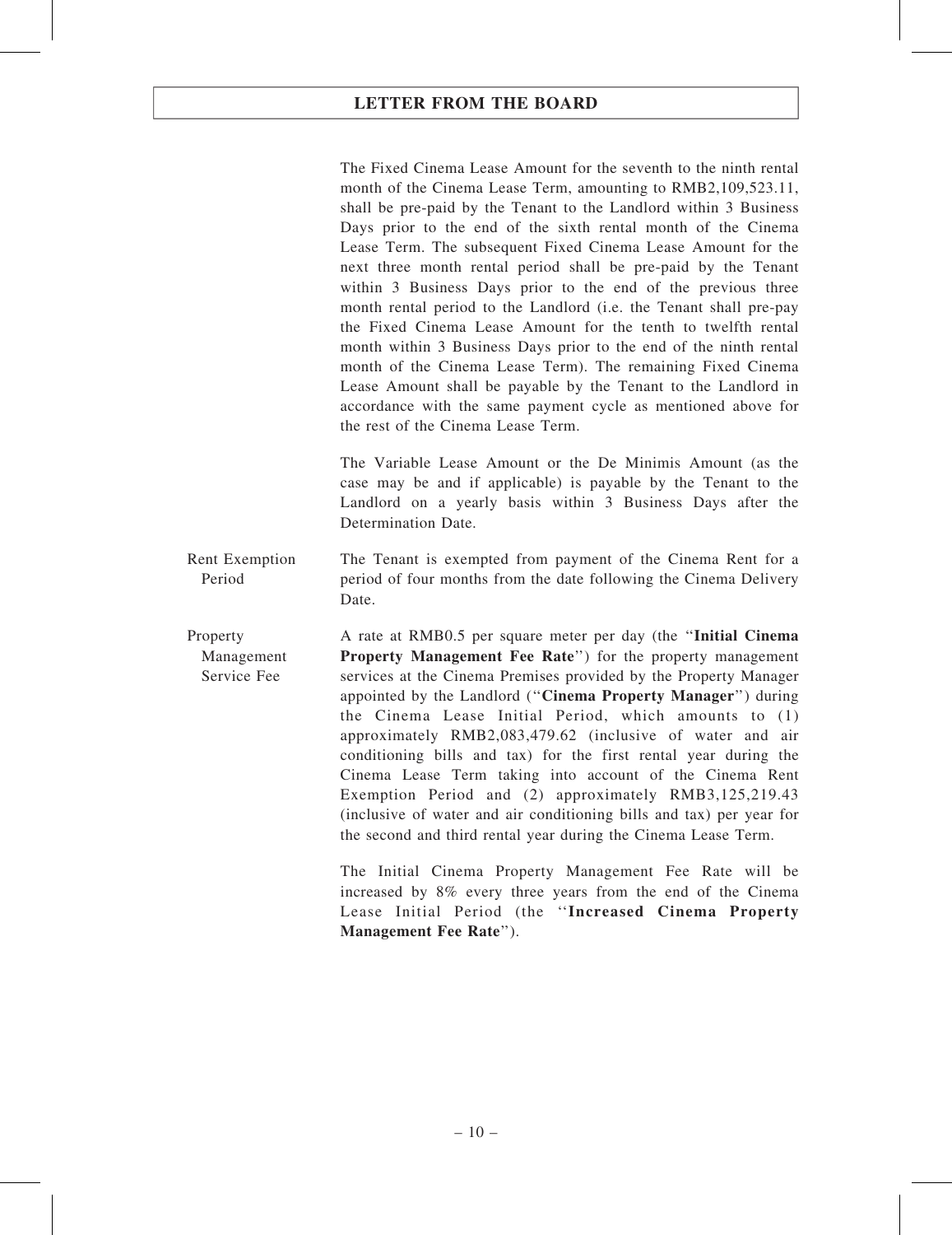The Fixed Cinema Lease Amount for the seventh to the ninth rental month of the Cinema Lease Term, amounting to RMB2,109,523.11, shall be pre-paid by the Tenant to the Landlord within 3 Business Days prior to the end of the sixth rental month of the Cinema Lease Term. The subsequent Fixed Cinema Lease Amount for the next three month rental period shall be pre-paid by the Tenant within 3 Business Days prior to the end of the previous three month rental period to the Landlord (i.e. the Tenant shall pre-pay the Fixed Cinema Lease Amount for the tenth to twelfth rental month within 3 Business Days prior to the end of the ninth rental month of the Cinema Lease Term). The remaining Fixed Cinema Lease Amount shall be payable by the Tenant to the Landlord in accordance with the same payment cycle as mentioned above for the rest of the Cinema Lease Term.

The Variable Lease Amount or the De Minimis Amount (as the case may be and if applicable) is payable by the Tenant to the Landlord on a yearly basis within 3 Business Days after the Determination Date.

Rent Exemption Period

The Tenant is exempted from payment of the Cinema Rent for a period of four months from the date following the Cinema Delivery Date.

Property Management Service Fee

A rate at RMB0.5 per square meter per day (the "**Initial Cinema Property Management Fee Rate**") for the property management services at the Cinema Premises provided by the Property Manager appointed by the Landlord ("**Cinema Property Manager**") during the Cinema Lease Initial Period, which amounts to (1) approximately RMB2,083,479.62 (inclusive of water and air conditioning bills and tax) for the first rental year during the Cinema Lease Term taking into account of the Cinema Rent Exemption Period and (2) approximately RMB3,125,219.43 (inclusive of water and air conditioning bills and tax) per year for the second and third rental year during the Cinema Lease Term.

The Initial Cinema Property Management Fee Rate will be increased by 8% every three years from the end of the Cinema Lease Initial Period (the "**Increased Cinema Property Management Fee Rate**").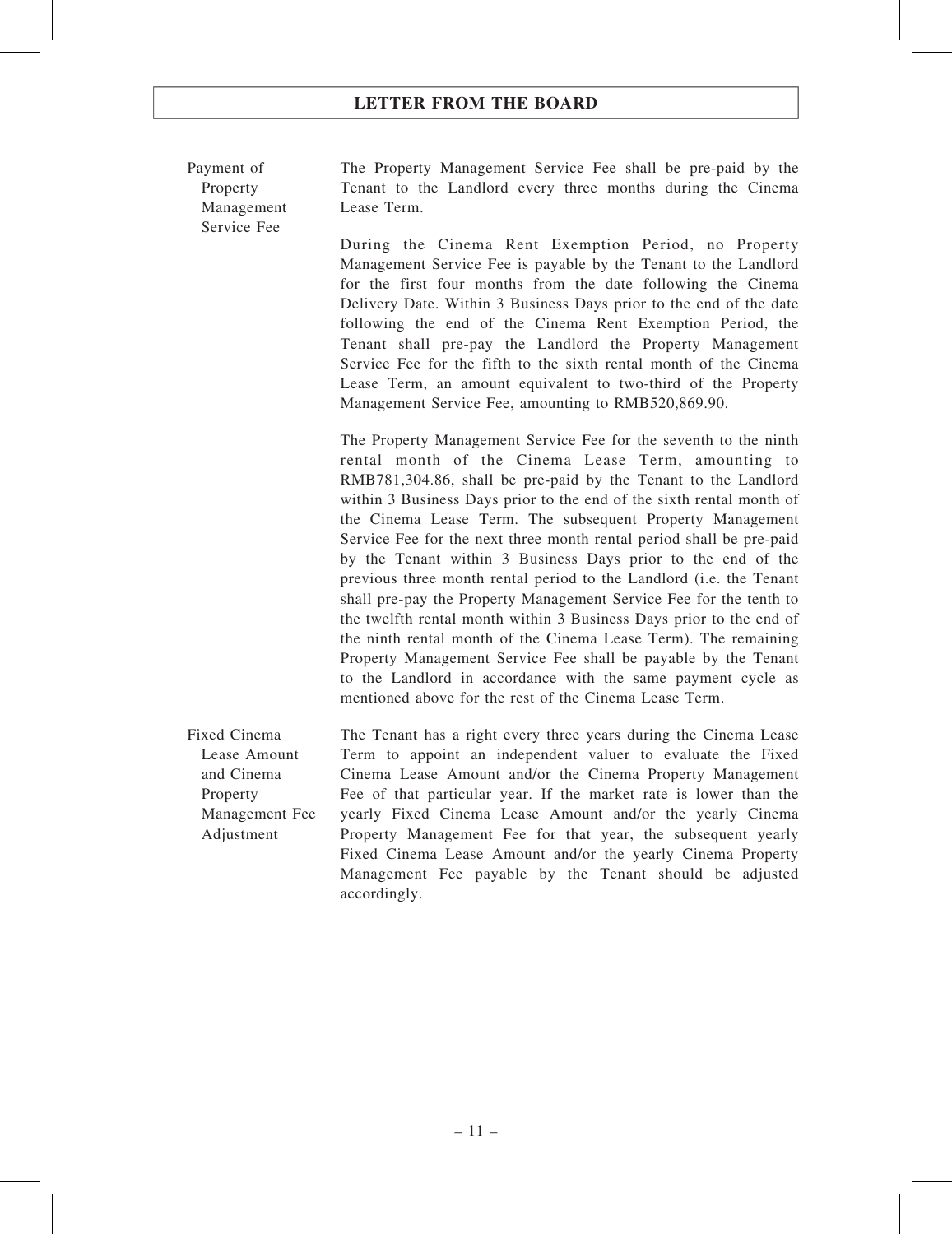**Payment of Property Management Service Fee**

The Property Management Service Fee shall be pre-paid by the Tenant to the Landlord every three months during the Cinema Lease Term.

During the Cinema Rent Exemption Period, no Property Management Service Fee is payable by the Tenant to the Landlord for the first four months from the date following the Cinema Delivery Date. Within 3 Business Days prior to the end of the date following the end of the Cinema Rent Exemption Period, the Tenant shall pre-pay the Landlord the Property Management Service Fee for the fifth to the sixth rental month of the Cinema Lease Term, an amount equivalent to two-third of the Property Management Service Fee, amounting to RMB520,869.90.

The Property Management Service Fee for the seventh to the ninth rental month of the Cinema Lease Term, amounting to RMB781,304.86, shall be pre-paid by the Tenant to the Landlord within 3 Business Days prior to the end of the sixth rental month of the Cinema Lease Term. The subsequent Property Management Service Fee for the next three month rental period shall be pre-paid by the Tenant within 3 Business Days prior to the end of the previous three month rental period to the Landlord (i.e. the Tenant shall pre-pay the Property Management Service Fee for the tenth to the twelfth rental month within 3 Business Days prior to the end of the ninth rental month of the Cinema Lease Term). The remaining Property Management Service Fee shall be payable by the Tenant to the Landlord in accordance with the same payment cycle as mentioned above for the rest of the Cinema Lease Term.

**Fixed Cinema Lease Amount and Cinema Property Management Fee Adjustment**

The Tenant has a right every three years during the Cinema Lease Term to appoint an independent valuer to evaluate the Fixed Cinema Lease Amount and/or the Cinema Property Management Fee of that particular year. If the market rate is lower than the yearly Fixed Cinema Lease Amount and/or the yearly Cinema Property Management Fee for that year, the subsequent yearly Fixed Cinema Lease Amount and/or the yearly Cinema Property Management Fee payable by the Tenant should be adjusted accordingly.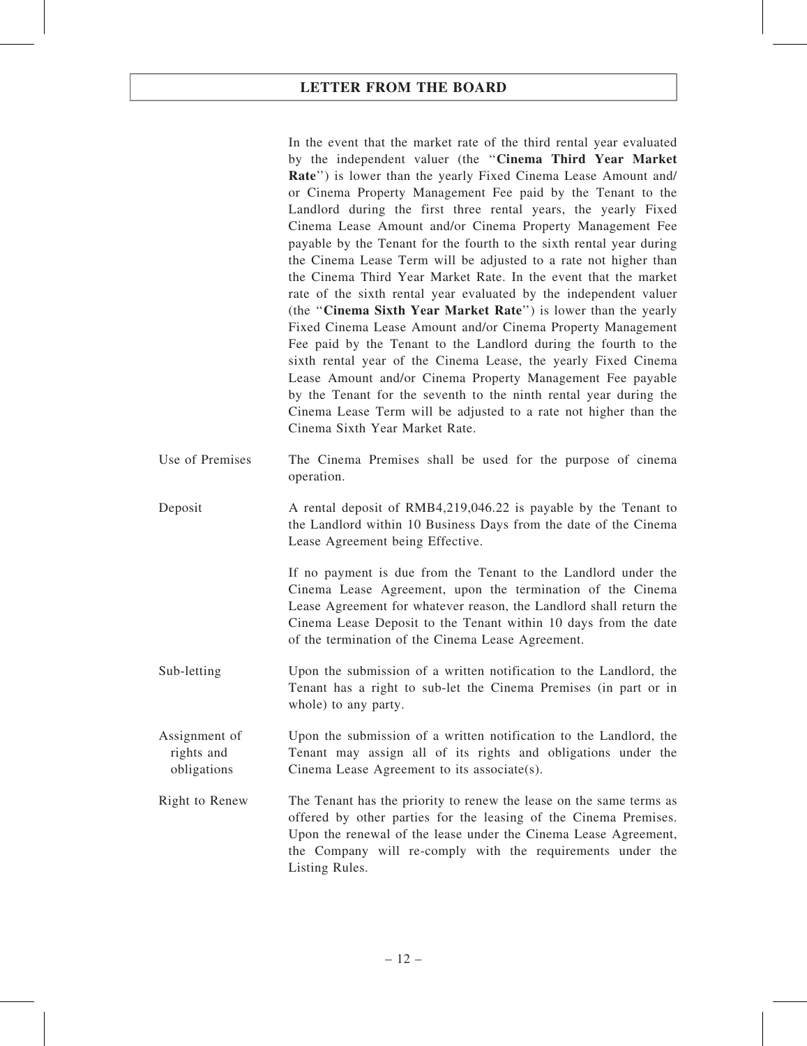In the event that the market rate of the third rental year evaluated by the independent valuer (the "**Cinema Third Year Market Rate**") is lower than the yearly Fixed Cinema Lease Amount and/or Cinema Property Management Fee paid by the Tenant to the Landlord during the first three rental years, the yearly Fixed Cinema Lease Amount and/or Cinema Property Management Fee payable by the Tenant for the fourth to the sixth rental year during the Cinema Lease Term will be adjusted to a rate not higher than the Cinema Third Year Market Rate. In the event that the market rate of the sixth rental year evaluated by the independent valuer (the "**Cinema Sixth Year Market Rate**") is lower than the yearly Fixed Cinema Lease Amount and/or Cinema Property Management Fee paid by the Tenant to the Landlord during the fourth to the sixth rental year of the Cinema Lease, the yearly Fixed Cinema Lease Amount and/or Cinema Property Management Fee payable by the Tenant for the seventh to the ninth rental year during the Cinema Lease Term will be adjusted to a rate not higher than the Cinema Sixth Year Market Rate.

| | |
|---|---|
| Use of Premises | The Cinema Premises shall be used for the purpose of cinema operation. |
| Deposit | A rental deposit of RMB4,219,046.22 is payable by the Tenant to the Landlord within 10 Business Days from the date of the Cinema Lease Agreement being Effective.<br><br>If no payment is due from the Tenant to the Landlord under the Cinema Lease Agreement, upon the termination of the Cinema Lease Agreement for whatever reason, the Landlord shall return the Cinema Lease Deposit to the Tenant within 10 days from the date of the termination of the Cinema Lease Agreement. |
| Sub-letting | Upon the submission of a written notification to the Landlord, the Tenant has a right to sub-let the Cinema Premises (in part or in whole) to any party. |
| Assignment of rights and obligations | Upon the submission of a written notification to the Landlord, the Tenant may assign all of its rights and obligations under the Cinema Lease Agreement to its associate(s). |
| Right to Renew | The Tenant has the priority to renew the lease on the same terms as offered by other parties for the leasing of the Cinema Premises. Upon the renewal of the lease under the Cinema Lease Agreement, the Company will re-comply with the requirements under the Listing Rules. |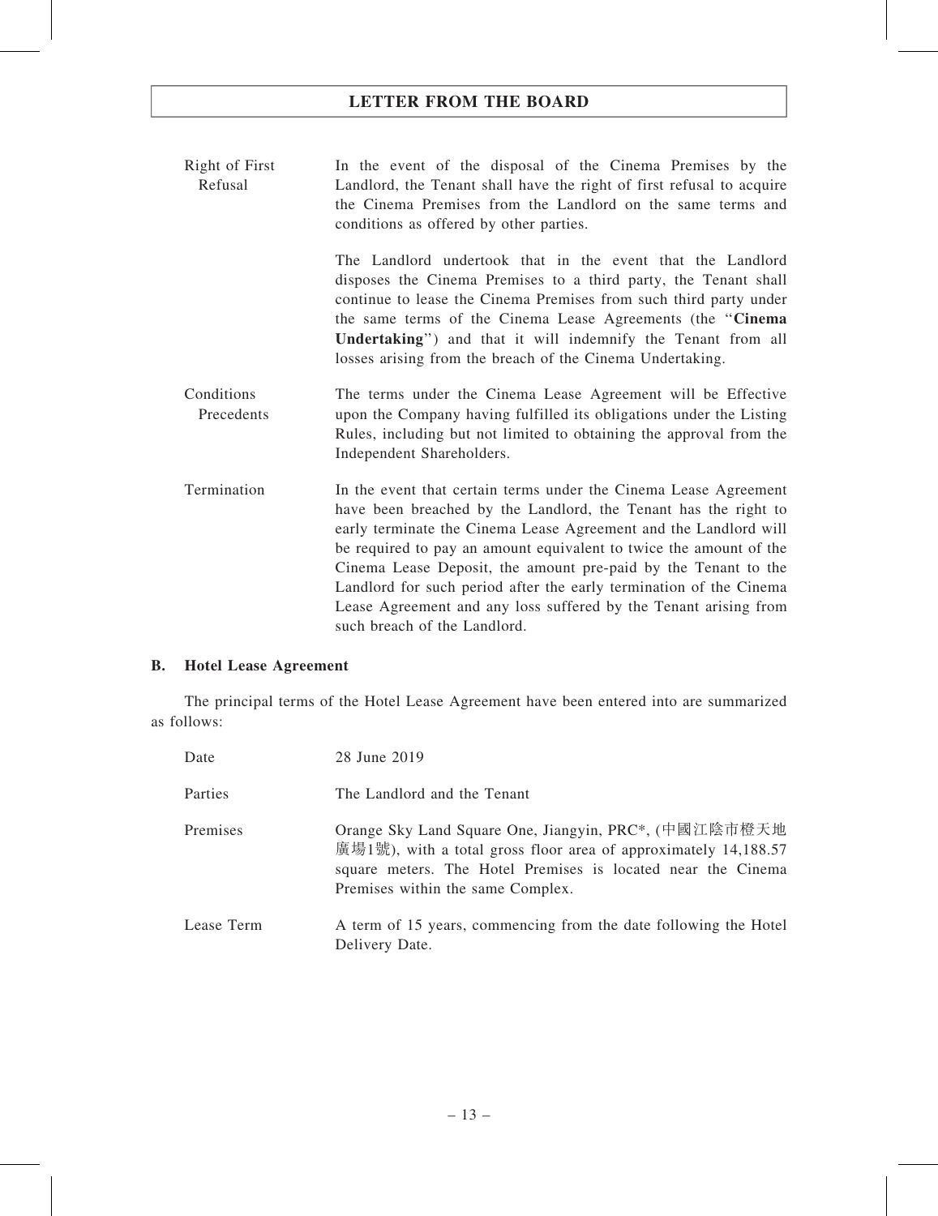| | |
|---|---|
| Right of First Refusal | In the event of the disposal of the Cinema Premises by the Landlord, the Tenant shall have the right of first refusal to acquire the Cinema Premises from the Landlord on the same terms and conditions as offered by other parties.<br><br>The Landlord undertook that in the event that the Landlord disposes the Cinema Premises to a third party, the Tenant shall continue to lease the Cinema Premises from such third party under the same terms of the Cinema Lease Agreements (the "**Cinema Undertaking**") and that it will indemnify the Tenant from all losses arising from the breach of the Cinema Undertaking. |
| Conditions Precedents | The terms under the Cinema Lease Agreement will be Effective upon the Company having fulfilled its obligations under the Listing Rules, including but not limited to obtaining the approval from the Independent Shareholders. |
| Termination | In the event that certain terms under the Cinema Lease Agreement have been breached by the Landlord, the Tenant has the right to early terminate the Cinema Lease Agreement and the Landlord will be required to pay an amount equivalent to twice the amount of the Cinema Lease Deposit, the amount pre-paid by the Tenant to the Landlord for such period after the early termination of the Cinema Lease Agreement and any loss suffered by the Tenant arising from such breach of the Landlord. |

## B. Hotel Lease Agreement

The principal terms of the Hotel Lease Agreement have been entered into are summarized as follows:

| | |
|---|---|
| Date | 28 June 2019 |
| Parties | The Landlord and the Tenant |
| Premises | Orange Sky Land Square One, Jiangyin, PRC*, (中國江陰市橙天地廣場1號), with a total gross floor area of approximately 14,188.57 square meters. The Hotel Premises is located near the Cinema Premises within the same Complex. |
| Lease Term | A term of 15 years, commencing from the date following the Hotel Delivery Date. |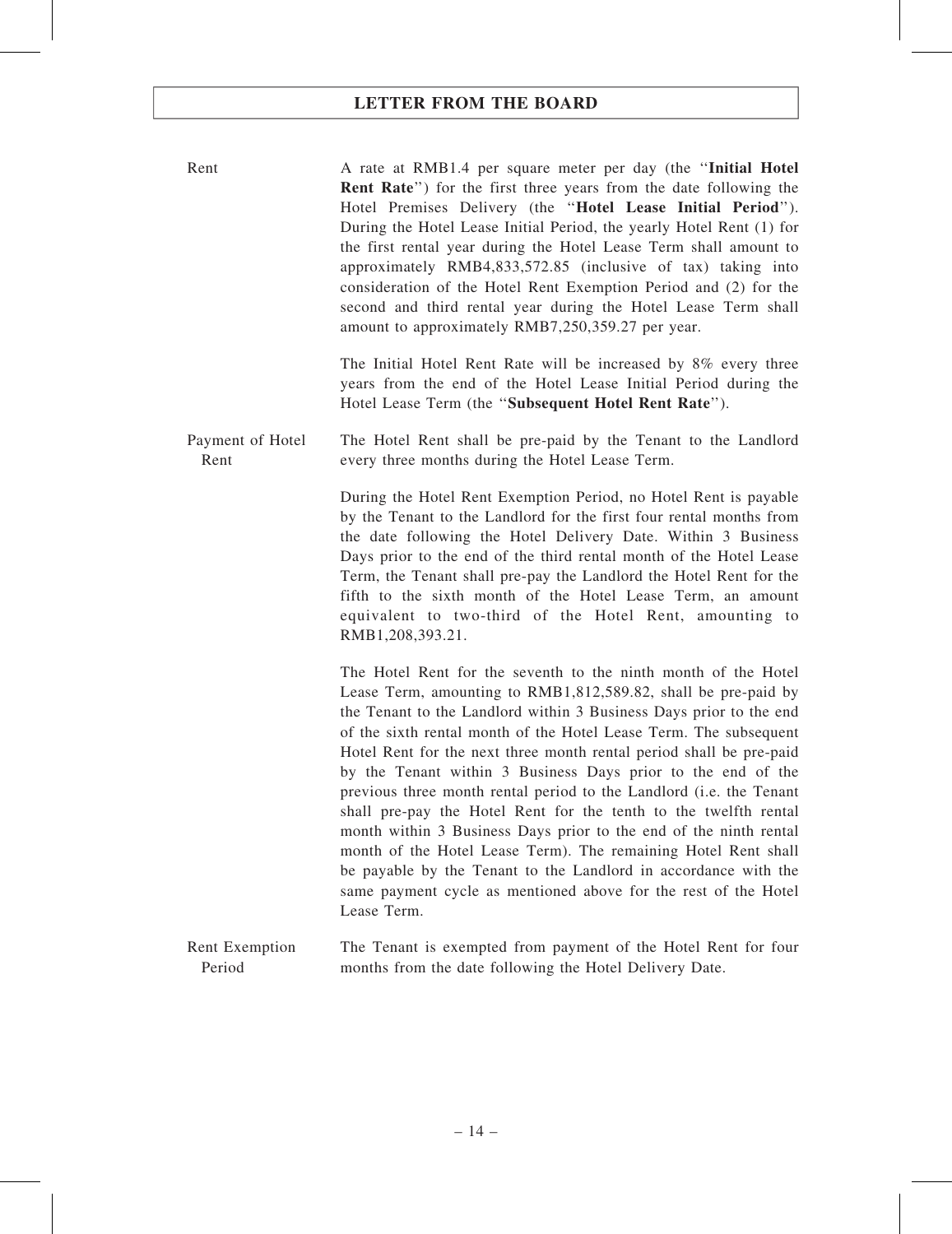| | |
|---|---|
| Rent | A rate at RMB1.4 per square meter per day (the "**Initial Hotel Rent Rate**") for the first three years from the date following the Hotel Premises Delivery (the "**Hotel Lease Initial Period**"). During the Hotel Lease Initial Period, the yearly Hotel Rent (1) for the first rental year during the Hotel Lease Term shall amount to approximately RMB4,833,572.85 (inclusive of tax) taking into consideration of the Hotel Rent Exemption Period and (2) for the second and third rental year during the Hotel Lease Term shall amount to approximately RMB7,250,359.27 per year.<br><br>The Initial Hotel Rent Rate will be increased by 8% every three years from the end of the Hotel Lease Initial Period during the Hotel Lease Term (the "**Subsequent Hotel Rent Rate**"). |
| Payment of Hotel Rent | The Hotel Rent shall be pre-paid by the Tenant to the Landlord every three months during the Hotel Lease Term.<br><br>During the Hotel Rent Exemption Period, no Hotel Rent is payable by the Tenant to the Landlord for the first four rental months from the date following the Hotel Delivery Date. Within 3 Business Days prior to the end of the third rental month of the Hotel Lease Term, the Tenant shall pre-pay the Landlord the Hotel Rent for the fifth to the sixth month of the Hotel Lease Term, an amount equivalent to two-third of the Hotel Rent, amounting to RMB1,208,393.21.<br><br>The Hotel Rent for the seventh to the ninth month of the Hotel Lease Term, amounting to RMB1,812,589.82, shall be pre-paid by the Tenant to the Landlord within 3 Business Days prior to the end of the sixth rental month of the Hotel Lease Term. The subsequent Hotel Rent for the next three month rental period shall be pre-paid by the Tenant within 3 Business Days prior to the end of the previous three month rental period to the Landlord (i.e. the Tenant shall pre-pay the Hotel Rent for the tenth to the twelfth rental month within 3 Business Days prior to the end of the ninth rental month of the Hotel Lease Term). The remaining Hotel Rent shall be payable by the Tenant to the Landlord in accordance with the same payment cycle as mentioned above for the rest of the Hotel Lease Term. |
| Rent Exemption Period | The Tenant is exempted from payment of the Hotel Rent for four months from the date following the Hotel Delivery Date. |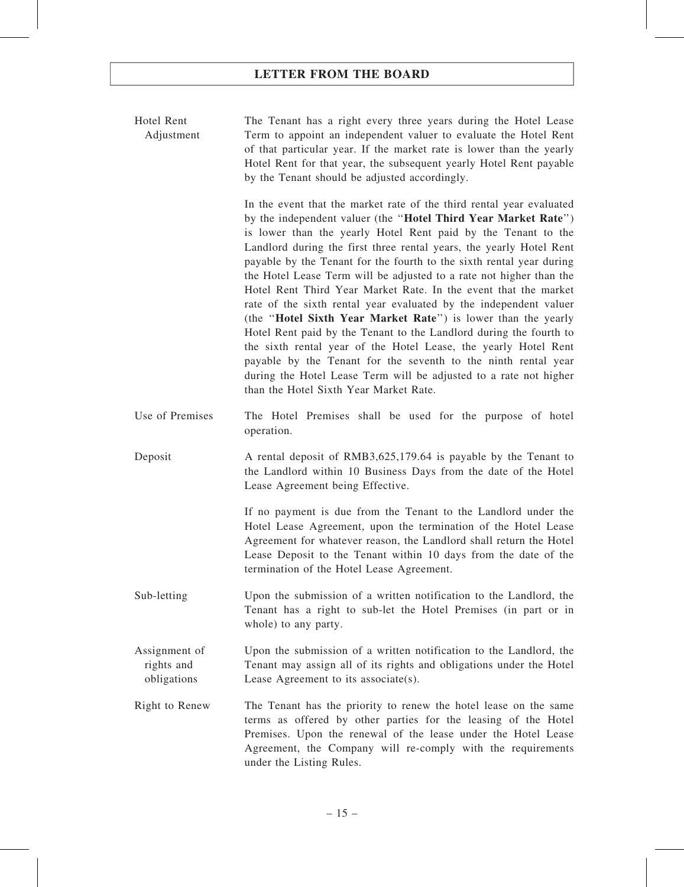| | |
|---|---|
| Hotel Rent Adjustment | The Tenant has a right every three years during the Hotel Lease Term to appoint an independent valuer to evaluate the Hotel Rent of that particular year. If the market rate is lower than the yearly Hotel Rent for that year, the subsequent yearly Hotel Rent payable by the Tenant should be adjusted accordingly.<br><br>In the event that the market rate of the third rental year evaluated by the independent valuer (the "**Hotel Third Year Market Rate**") is lower than the yearly Hotel Rent paid by the Tenant to the Landlord during the first three rental years, the yearly Hotel Rent payable by the Tenant for the fourth to the sixth rental year during the Hotel Lease Term will be adjusted to a rate not higher than the Hotel Rent Third Year Market Rate. In the event that the market rate of the sixth rental year evaluated by the independent valuer (the "**Hotel Sixth Year Market Rate**") is lower than the yearly Hotel Rent paid by the Tenant to the Landlord during the fourth to the sixth rental year of the Hotel Lease, the yearly Hotel Rent payable by the Tenant for the seventh to the ninth rental year during the Hotel Lease Term will be adjusted to a rate not higher than the Hotel Sixth Year Market Rate. |
| Use of Premises | The Hotel Premises shall be used for the purpose of hotel operation. |
| Deposit | A rental deposit of RMB3,625,179.64 is payable by the Tenant to the Landlord within 10 Business Days from the date of the Hotel Lease Agreement being Effective.<br><br>If no payment is due from the Tenant to the Landlord under the Hotel Lease Agreement, upon the termination of the Hotel Lease Agreement for whatever reason, the Landlord shall return the Hotel Lease Deposit to the Tenant within 10 days from the date of the termination of the Hotel Lease Agreement. |
| Sub-letting | Upon the submission of a written notification to the Landlord, the Tenant has a right to sub-let the Hotel Premises (in part or in whole) to any party. |
| Assignment of rights and obligations | Upon the submission of a written notification to the Landlord, the Tenant may assign all of its rights and obligations under the Hotel Lease Agreement to its associate(s). |
| Right to Renew | The Tenant has the priority to renew the hotel lease on the same terms as offered by other parties for the leasing of the Hotel Premises. Upon the renewal of the lease under the Hotel Lease Agreement, the Company will re-comply with the requirements under the Listing Rules. |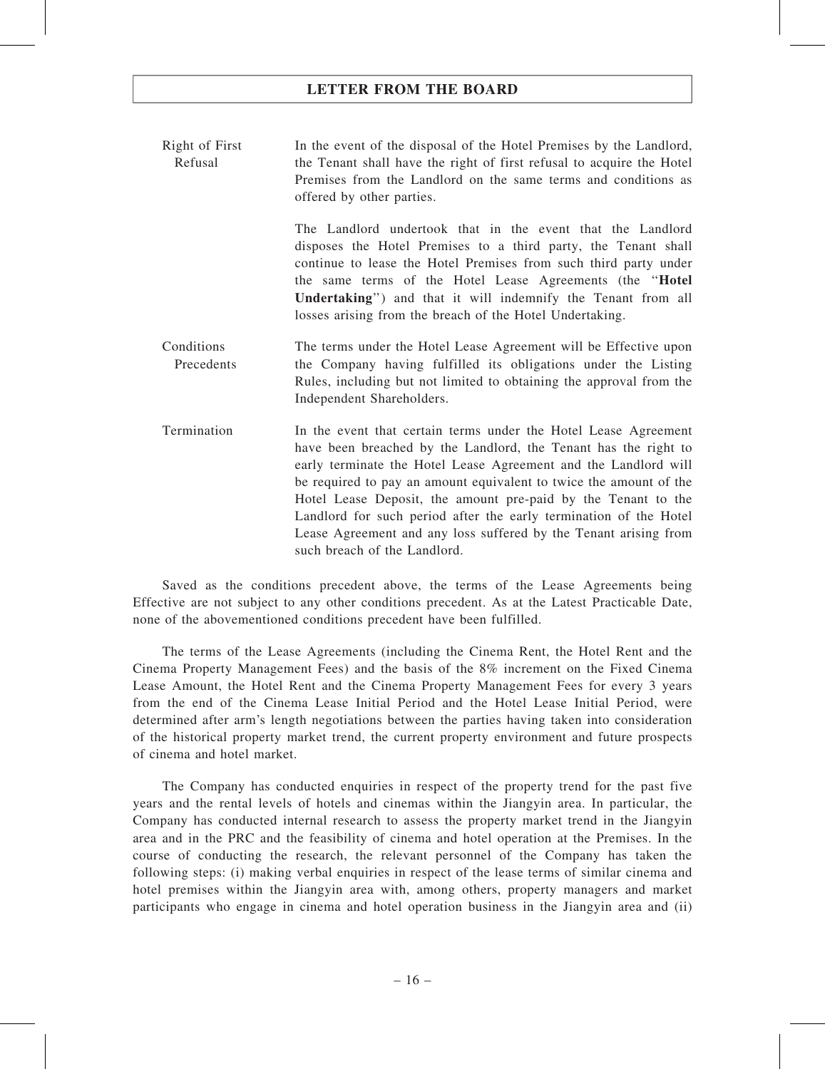| | |
|---|---|
| Right of First Refusal | In the event of the disposal of the Hotel Premises by the Landlord, the Tenant shall have the right of first refusal to acquire the Hotel Premises from the Landlord on the same terms and conditions as offered by other parties.<br><br>The Landlord undertook that in the event that the Landlord disposes the Hotel Premises to a third party, the Tenant shall continue to lease the Hotel Premises from such third party under the same terms of the Hotel Lease Agreements (the "**Hotel Undertaking**") and that it will indemnify the Tenant from all losses arising from the breach of the Hotel Undertaking. |
| Conditions Precedents | The terms under the Hotel Lease Agreement will be Effective upon the Company having fulfilled its obligations under the Listing Rules, including but not limited to obtaining the approval from the Independent Shareholders. |
| Termination | In the event that certain terms under the Hotel Lease Agreement have been breached by the Landlord, the Tenant has the right to early terminate the Hotel Lease Agreement and the Landlord will be required to pay an amount equivalent to twice the amount of the Hotel Lease Deposit, the amount pre-paid by the Tenant to the Landlord for such period after the early termination of the Hotel Lease Agreement and any loss suffered by the Tenant arising from such breach of the Landlord. |

Saved as the conditions precedent above, the terms of the Lease Agreements being Effective are not subject to any other conditions precedent. As at the Latest Practicable Date, none of the abovementioned conditions precedent have been fulfilled.

The terms of the Lease Agreements (including the Cinema Rent, the Hotel Rent and the Cinema Property Management Fees) and the basis of the 8% increment on the Fixed Cinema Lease Amount, the Hotel Rent and the Cinema Property Management Fees for every 3 years from the end of the Cinema Lease Initial Period and the Hotel Lease Initial Period, were determined after arm's length negotiations between the parties having taken into consideration of the historical property market trend, the current property environment and future prospects of cinema and hotel market.

The Company has conducted enquiries in respect of the property trend for the past five years and the rental levels of hotels and cinemas within the Jiangyin area. In particular, the Company has conducted internal research to assess the property market trend in the Jiangyin area and in the PRC and the feasibility of cinema and hotel operation at the Premises. In the course of conducting the research, the relevant personnel of the Company has taken the following steps: (i) making verbal enquiries in respect of the lease terms of similar cinema and hotel premises within the Jiangyin area with, among others, property managers and market participants who engage in cinema and hotel operation business in the Jiangyin area and (ii)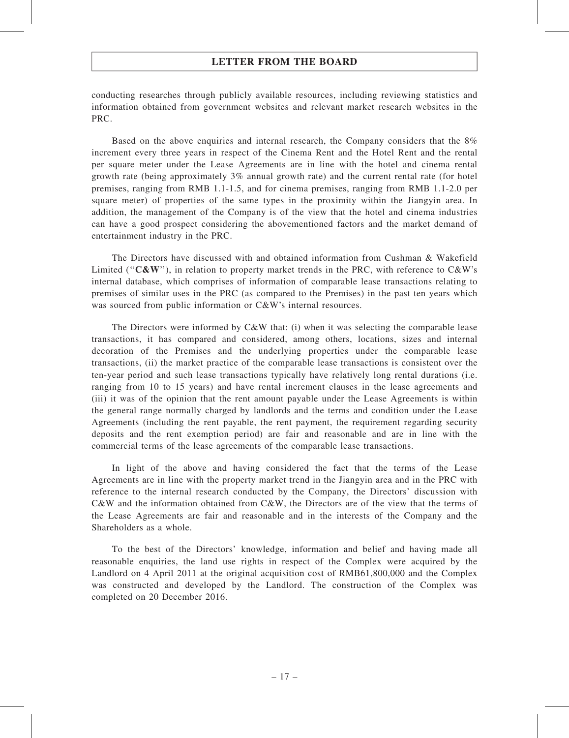conducting researches through publicly available resources, including reviewing statistics and information obtained from government websites and relevant market research websites in the PRC.

Based on the above enquiries and internal research, the Company considers that the 8% increment every three years in respect of the Cinema Rent and the Hotel Rent and the rental per square meter under the Lease Agreements are in line with the hotel and cinema rental growth rate (being approximately 3% annual growth rate) and the current rental rate (for hotel premises, ranging from RMB 1.1-1.5, and for cinema premises, ranging from RMB 1.1-2.0 per square meter) of properties of the same types in the proximity within the Jiangyin area. In addition, the management of the Company is of the view that the hotel and cinema industries can have a good prospect considering the abovementioned factors and the market demand of entertainment industry in the PRC.

The Directors have discussed with and obtained information from Cushman & Wakefield Limited ("**C&W**"), in relation to property market trends in the PRC, with reference to C&W's internal database, which comprises of information of comparable lease transactions relating to premises of similar uses in the PRC (as compared to the Premises) in the past ten years which was sourced from public information or C&W's internal resources.

The Directors were informed by C&W that: (i) when it was selecting the comparable lease transactions, it has compared and considered, among others, locations, sizes and internal decoration of the Premises and the underlying properties under the comparable lease transactions, (ii) the market practice of the comparable lease transactions is consistent over the ten-year period and such lease transactions typically have relatively long rental durations (i.e. ranging from 10 to 15 years) and have rental increment clauses in the lease agreements and (iii) it was of the opinion that the rent amount payable under the Lease Agreements is within the general range normally charged by landlords and the terms and condition under the Lease Agreements (including the rent payable, the rent payment, the requirement regarding security deposits and the rent exemption period) are fair and reasonable and are in line with the commercial terms of the lease agreements of the comparable lease transactions.

In light of the above and having considered the fact that the terms of the Lease Agreements are in line with the property market trend in the Jiangyin area and in the PRC with reference to the internal research conducted by the Company, the Directors' discussion with C&W and the information obtained from C&W, the Directors are of the view that the terms of the Lease Agreements are fair and reasonable and in the interests of the Company and the Shareholders as a whole.

To the best of the Directors' knowledge, information and belief and having made all reasonable enquiries, the land use rights in respect of the Complex were acquired by the Landlord on 4 April 2011 at the original acquisition cost of RMB61,800,000 and the Complex was constructed and developed by the Landlord. The construction of the Complex was completed on 20 December 2016.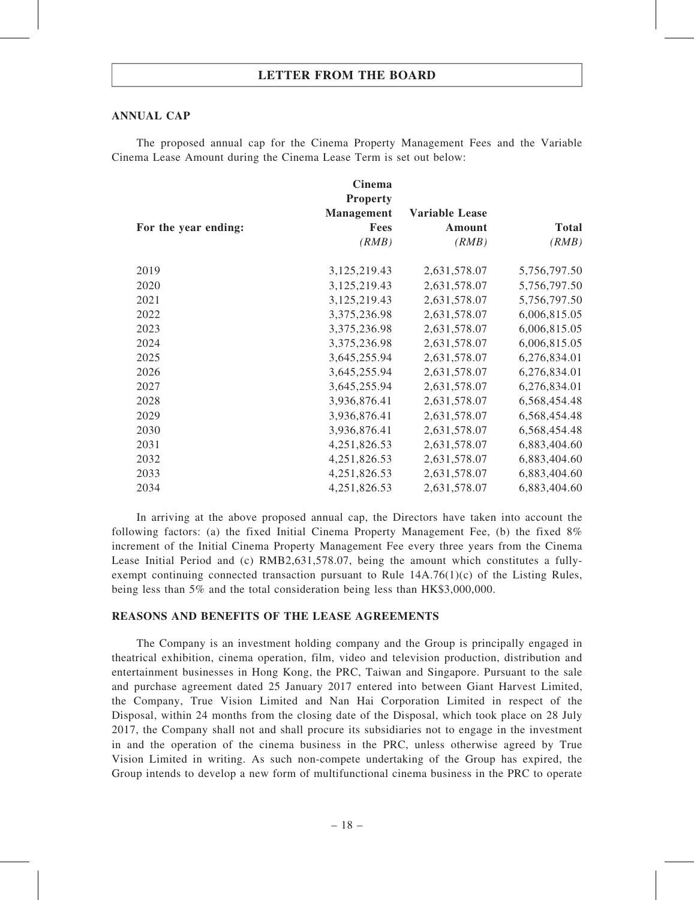### ANNUAL CAP

The proposed annual cap for the Cinema Property Management Fees and the Variable Cinema Lease Amount during the Cinema Lease Term is set out below:

| For the year ending: | Cinema Property Management Fees (RMB) | Variable Lease Amount (RMB) | Total (RMB) |
|---|---|---|---|
| 2019 | 3,125,219.43 | 2,631,578.07 | 5,756,797.50 |
| 2020 | 3,125,219.43 | 2,631,578.07 | 5,756,797.50 |
| 2021 | 3,125,219.43 | 2,631,578.07 | 5,756,797.50 |
| 2022 | 3,375,236.98 | 2,631,578.07 | 6,006,815.05 |
| 2023 | 3,375,236.98 | 2,631,578.07 | 6,006,815.05 |
| 2024 | 3,375,236.98 | 2,631,578.07 | 6,006,815.05 |
| 2025 | 3,645,255.94 | 2,631,578.07 | 6,276,834.01 |
| 2026 | 3,645,255.94 | 2,631,578.07 | 6,276,834.01 |
| 2027 | 3,645,255.94 | 2,631,578.07 | 6,276,834.01 |
| 2028 | 3,936,876.41 | 2,631,578.07 | 6,568,454.48 |
| 2029 | 3,936,876.41 | 2,631,578.07 | 6,568,454.48 |
| 2030 | 3,936,876.41 | 2,631,578.07 | 6,568,454.48 |
| 2031 | 4,251,826.53 | 2,631,578.07 | 6,883,404.60 |
| 2032 | 4,251,826.53 | 2,631,578.07 | 6,883,404.60 |
| 2033 | 4,251,826.53 | 2,631,578.07 | 6,883,404.60 |
| 2034 | 4,251,826.53 | 2,631,578.07 | 6,883,404.60 |

In arriving at the above proposed annual cap, the Directors have taken into account the following factors: (a) the fixed Initial Cinema Property Management Fee, (b) the fixed 8% increment of the Initial Cinema Property Management Fee every three years from the Cinema Lease Initial Period and (c) RMB2,631,578.07, being the amount which constitutes a fully-exempt continuing connected transaction pursuant to Rule 14A.76(1)(c) of the Listing Rules, being less than 5% and the total consideration being less than HK$3,000,000.

### REASONS AND BENEFITS OF THE LEASE AGREEMENTS

The Company is an investment holding company and the Group is principally engaged in theatrical exhibition, cinema operation, film, video and television production, distribution and entertainment businesses in Hong Kong, the PRC, Taiwan and Singapore. Pursuant to the sale and purchase agreement dated 25 January 2017 entered into between Giant Harvest Limited, the Company, True Vision Limited and Nan Hai Corporation Limited in respect of the Disposal, within 24 months from the closing date of the Disposal, which took place on 28 July 2017, the Company shall not and shall procure its subsidiaries not to engage in the investment in and the operation of the cinema business in the PRC, unless otherwise agreed by True Vision Limited in writing. As such non-compete undertaking of the Group has expired, the Group intends to develop a new form of multifunctional cinema business in the PRC to operate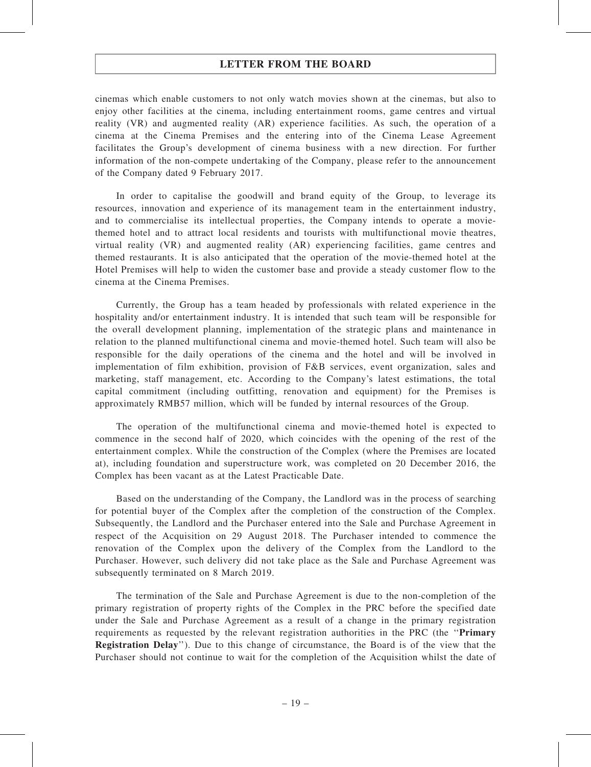cinemas which enable customers to not only watch movies shown at the cinemas, but also to enjoy other facilities at the cinema, including entertainment rooms, game centres and virtual reality (VR) and augmented reality (AR) experience facilities. As such, the operation of a cinema at the Cinema Premises and the entering into of the Cinema Lease Agreement facilitates the Group's development of cinema business with a new direction. For further information of the non-compete undertaking of the Company, please refer to the announcement of the Company dated 9 February 2017.

In order to capitalise the goodwill and brand equity of the Group, to leverage its resources, innovation and experience of its management team in the entertainment industry, and to commercialise its intellectual properties, the Company intends to operate a movie-themed hotel and to attract local residents and tourists with multifunctional movie theatres, virtual reality (VR) and augmented reality (AR) experiencing facilities, game centres and themed restaurants. It is also anticipated that the operation of the movie-themed hotel at the Hotel Premises will help to widen the customer base and provide a steady customer flow to the cinema at the Cinema Premises.

Currently, the Group has a team headed by professionals with related experience in the hospitality and/or entertainment industry. It is intended that such team will be responsible for the overall development planning, implementation of the strategic plans and maintenance in relation to the planned multifunctional cinema and movie-themed hotel. Such team will also be responsible for the daily operations of the cinema and the hotel and will be involved in implementation of film exhibition, provision of F&B services, event organization, sales and marketing, staff management, etc. According to the Company's latest estimations, the total capital commitment (including outfitting, renovation and equipment) for the Premises is approximately RMB57 million, which will be funded by internal resources of the Group.

The operation of the multifunctional cinema and movie-themed hotel is expected to commence in the second half of 2020, which coincides with the opening of the rest of the entertainment complex. While the construction of the Complex (where the Premises are located at), including foundation and superstructure work, was completed on 20 December 2016, the Complex has been vacant as at the Latest Practicable Date.

Based on the understanding of the Company, the Landlord was in the process of searching for potential buyer of the Complex after the completion of the construction of the Complex. Subsequently, the Landlord and the Purchaser entered into the Sale and Purchase Agreement in respect of the Acquisition on 29 August 2018. The Purchaser intended to commence the renovation of the Complex upon the delivery of the Complex from the Landlord to the Purchaser. However, such delivery did not take place as the Sale and Purchase Agreement was subsequently terminated on 8 March 2019.

The termination of the Sale and Purchase Agreement is due to the non-completion of the primary registration of property rights of the Complex in the PRC before the specified date under the Sale and Purchase Agreement as a result of a change in the primary registration requirements as requested by the relevant registration authorities in the PRC (the ''**Primary Registration Delay**''). Due to this change of circumstance, the Board is of the view that the Purchaser should not continue to wait for the completion of the Acquisition whilst the date of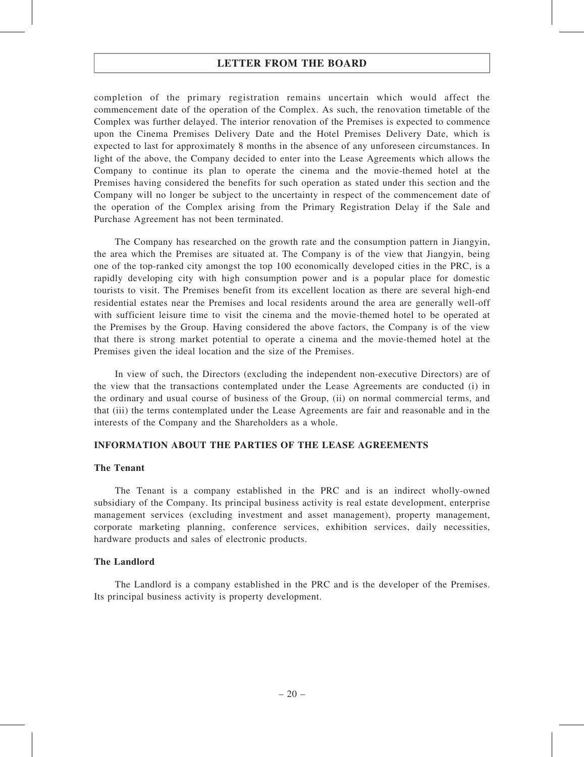completion of the primary registration remains uncertain which would affect the commencement date of the operation of the Complex. As such, the renovation timetable of the Complex was further delayed. The interior renovation of the Premises is expected to commence upon the Cinema Premises Delivery Date and the Hotel Premises Delivery Date, which is expected to last for approximately 8 months in the absence of any unforeseen circumstances. In light of the above, the Company decided to enter into the Lease Agreements which allows the Company to continue its plan to operate the cinema and the movie-themed hotel at the Premises having considered the benefits for such operation as stated under this section and the Company will no longer be subject to the uncertainty in respect of the commencement date of the operation of the Complex arising from the Primary Registration Delay if the Sale and Purchase Agreement has not been terminated.

The Company has researched on the growth rate and the consumption pattern in Jiangyin, the area which the Premises are situated at. The Company is of the view that Jiangyin, being one of the top-ranked city amongst the top 100 economically developed cities in the PRC, is a rapidly developing city with high consumption power and is a popular place for domestic tourists to visit. The Premises benefit from its excellent location as there are several high-end residential estates near the Premises and local residents around the area are generally well-off with sufficient leisure time to visit the cinema and the movie-themed hotel to be operated at the Premises by the Group. Having considered the above factors, the Company is of the view that there is strong market potential to operate a cinema and the movie-themed hotel at the Premises given the ideal location and the size of the Premises.

In view of such, the Directors (excluding the independent non-executive Directors) are of the view that the transactions contemplated under the Lease Agreements are conducted (i) in the ordinary and usual course of business of the Group, (ii) on normal commercial terms, and that (iii) the terms contemplated under the Lease Agreements are fair and reasonable and in the interests of the Company and the Shareholders as a whole.

## INFORMATION ABOUT THE PARTIES OF THE LEASE AGREEMENTS

### The Tenant

The Tenant is a company established in the PRC and is an indirect wholly-owned subsidiary of the Company. Its principal business activity is real estate development, enterprise management services (excluding investment and asset management), property management, corporate marketing planning, conference services, exhibition services, daily necessities, hardware products and sales of electronic products.

### The Landlord

The Landlord is a company established in the PRC and is the developer of the Premises. Its principal business activity is property development.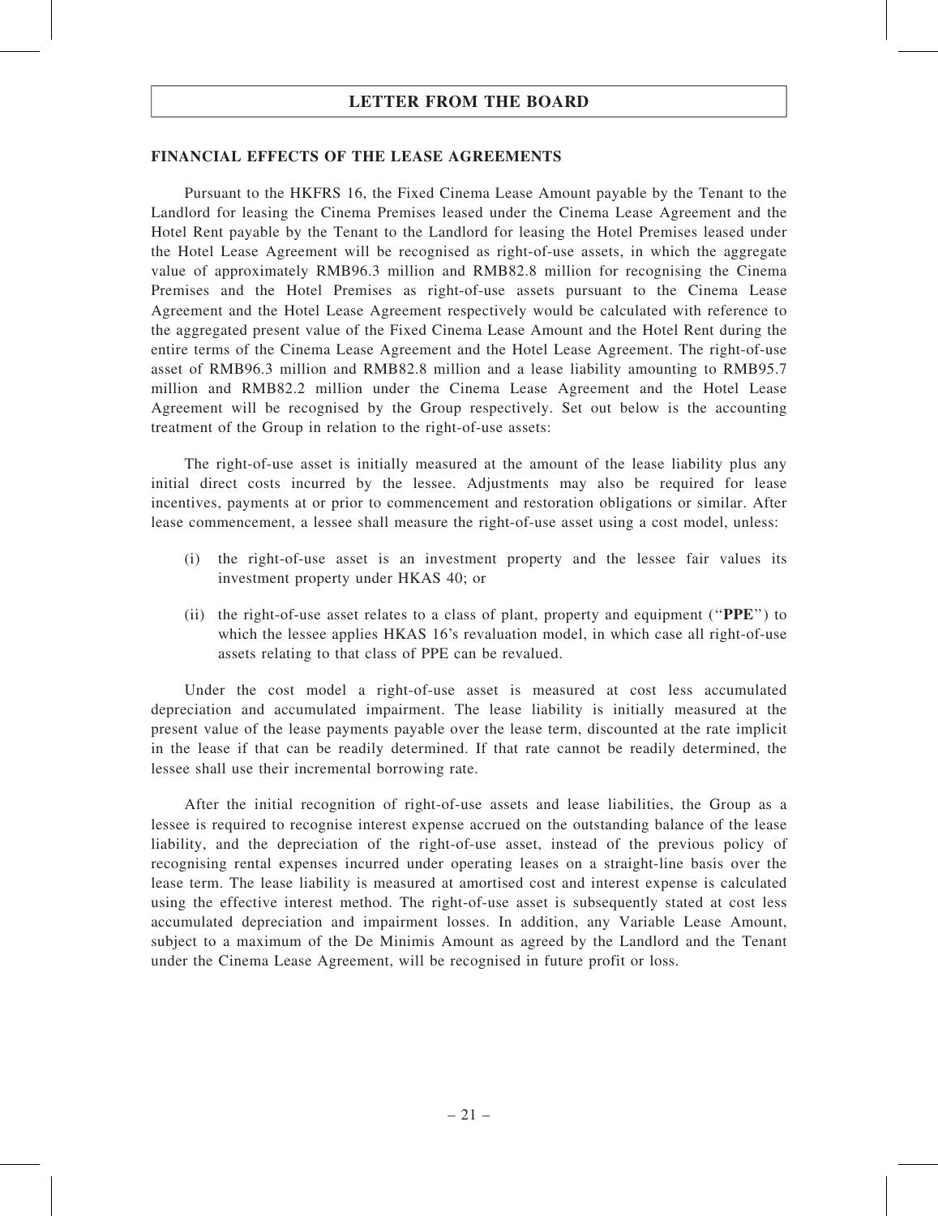## LETTER FROM THE BOARD

### FINANCIAL EFFECTS OF THE LEASE AGREEMENTS

Pursuant to the HKFRS 16, the Fixed Cinema Lease Amount payable by the Tenant to the Landlord for leasing the Cinema Premises leased under the Cinema Lease Agreement and the Hotel Rent payable by the Tenant to the Landlord for leasing the Hotel Premises leased under the Hotel Lease Agreement will be recognised as right-of-use assets, in which the aggregate value of approximately RMB96.3 million and RMB82.8 million for recognising the Cinema Premises and the Hotel Premises as right-of-use assets pursuant to the Cinema Lease Agreement and the Hotel Lease Agreement respectively would be calculated with reference to the aggregated present value of the Fixed Cinema Lease Amount and the Hotel Rent during the entire terms of the Cinema Lease Agreement and the Hotel Lease Agreement. The right-of-use asset of RMB96.3 million and RMB82.8 million and a lease liability amounting to RMB95.7 million and RMB82.2 million under the Cinema Lease Agreement and the Hotel Lease Agreement will be recognised by the Group respectively. Set out below is the accounting treatment of the Group in relation to the right-of-use assets:

The right-of-use asset is initially measured at the amount of the lease liability plus any initial direct costs incurred by the lessee. Adjustments may also be required for lease incentives, payments at or prior to commencement and restoration obligations or similar. After lease commencement, a lessee shall measure the right-of-use asset using a cost model, unless:

(i) the right-of-use asset is an investment property and the lessee fair values its investment property under HKAS 40; or

(ii) the right-of-use asset relates to a class of plant, property and equipment ("**PPE**") to which the lessee applies HKAS 16's revaluation model, in which case all right-of-use assets relating to that class of PPE can be revalued.

Under the cost model a right-of-use asset is measured at cost less accumulated depreciation and accumulated impairment. The lease liability is initially measured at the present value of the lease payments payable over the lease term, discounted at the rate implicit in the lease if that can be readily determined. If that rate cannot be readily determined, the lessee shall use their incremental borrowing rate.

After the initial recognition of right-of-use assets and lease liabilities, the Group as a lessee is required to recognise interest expense accrued on the outstanding balance of the lease liability, and the depreciation of the right-of-use asset, instead of the previous policy of recognising rental expenses incurred under operating leases on a straight-line basis over the lease term. The lease liability is measured at amortised cost and interest expense is calculated using the effective interest method. The right-of-use asset is subsequently stated at cost less accumulated depreciation and impairment losses. In addition, any Variable Lease Amount, subject to a maximum of the De Minimis Amount as agreed by the Landlord and the Tenant under the Cinema Lease Agreement, will be recognised in future profit or loss.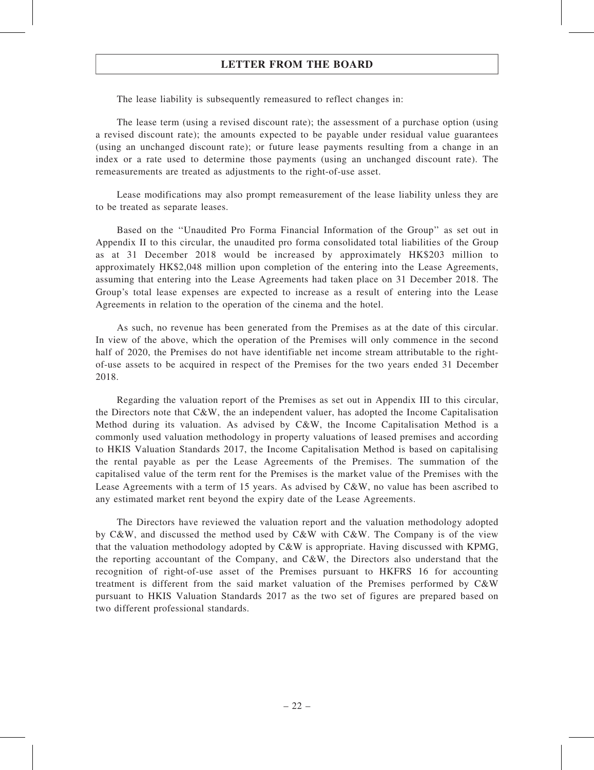The lease liability is subsequently remeasured to reflect changes in:

The lease term (using a revised discount rate); the assessment of a purchase option (using a revised discount rate); the amounts expected to be payable under residual value guarantees (using an unchanged discount rate); or future lease payments resulting from a change in an index or a rate used to determine those payments (using an unchanged discount rate). The remeasurements are treated as adjustments to the right-of-use asset.

Lease modifications may also prompt remeasurement of the lease liability unless they are to be treated as separate leases.

Based on the ''Unaudited Pro Forma Financial Information of the Group'' as set out in Appendix II to this circular, the unaudited pro forma consolidated total liabilities of the Group as at 31 December 2018 would be increased by approximately HK$203 million to approximately HK$2,048 million upon completion of the entering into the Lease Agreements, assuming that entering into the Lease Agreements had taken place on 31 December 2018. The Group's total lease expenses are expected to increase as a result of entering into the Lease Agreements in relation to the operation of the cinema and the hotel.

As such, no revenue has been generated from the Premises as at the date of this circular. In view of the above, which the operation of the Premises will only commence in the second half of 2020, the Premises do not have identifiable net income stream attributable to the right-of-use assets to be acquired in respect of the Premises for the two years ended 31 December 2018.

Regarding the valuation report of the Premises as set out in Appendix III to this circular, the Directors note that C&W, the an independent valuer, has adopted the Income Capitalisation Method during its valuation. As advised by C&W, the Income Capitalisation Method is a commonly used valuation methodology in property valuations of leased premises and according to HKIS Valuation Standards 2017, the Income Capitalisation Method is based on capitalising the rental payable as per the Lease Agreements of the Premises. The summation of the capitalised value of the term rent for the Premises is the market value of the Premises with the Lease Agreements with a term of 15 years. As advised by C&W, no value has been ascribed to any estimated market rent beyond the expiry date of the Lease Agreements.

The Directors have reviewed the valuation report and the valuation methodology adopted by C&W, and discussed the method used by C&W with C&W. The Company is of the view that the valuation methodology adopted by C&W is appropriate. Having discussed with KPMG, the reporting accountant of the Company, and C&W, the Directors also understand that the recognition of right-of-use asset of the Premises pursuant to HKFRS 16 for accounting treatment is different from the said market valuation of the Premises performed by C&W pursuant to HKIS Valuation Standards 2017 as the two set of figures are prepared based on two different professional standards.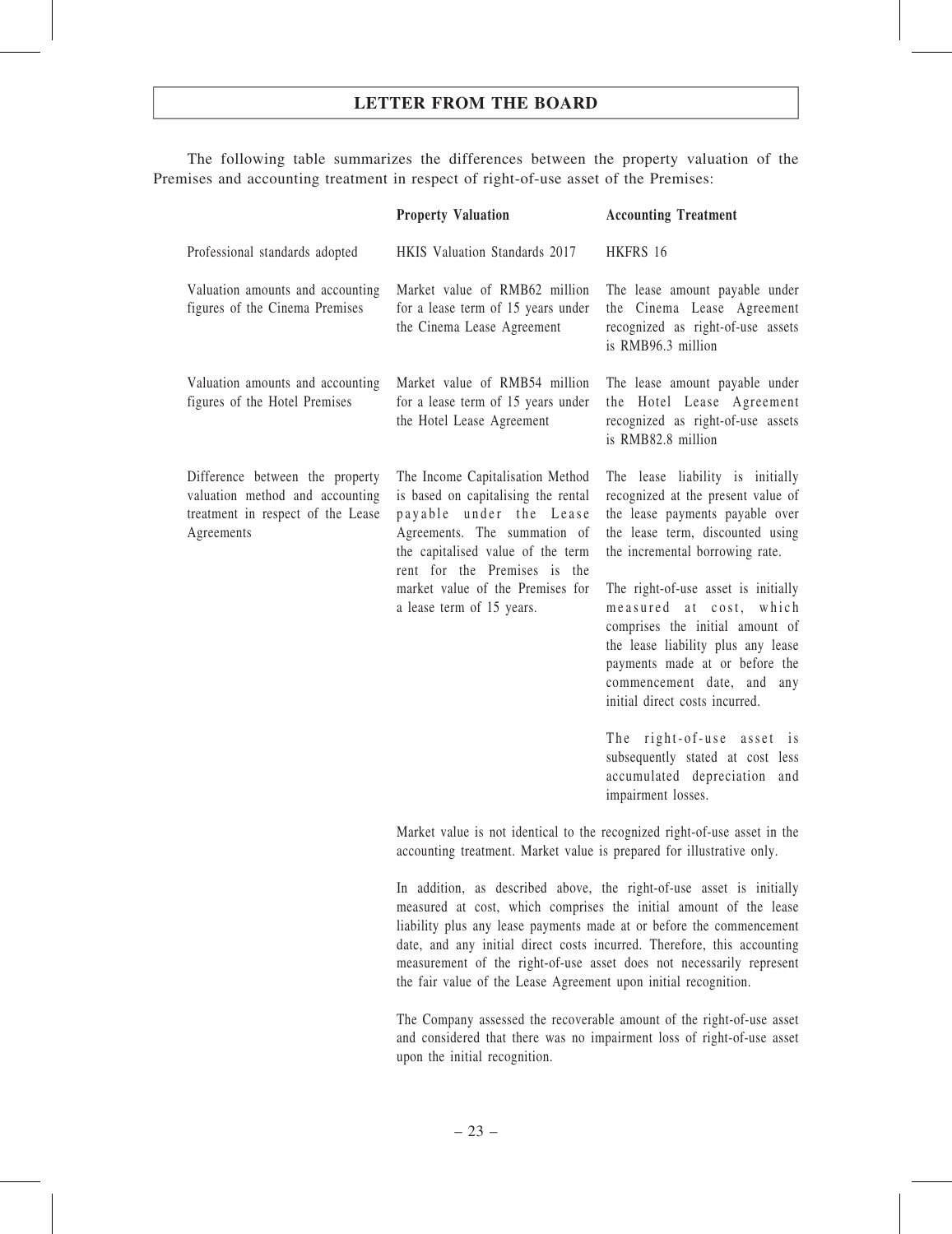The following table summarizes the differences between the property valuation of the Premises and accounting treatment in respect of right-of-use asset of the Premises:

| | Property Valuation | Accounting Treatment |
|---|---|---|
| Professional standards adopted | HKIS Valuation Standards 2017 | HKFRS 16 |
| Valuation amounts and accounting figures of the Cinema Premises | Market value of RMB62 million for a lease term of 15 years under the Cinema Lease Agreement | The lease amount payable under the Cinema Lease Agreement recognized as right-of-use assets is RMB96.3 million |
| Valuation amounts and accounting figures of the Hotel Premises | Market value of RMB54 million for a lease term of 15 years under the Hotel Lease Agreement | The lease amount payable under the Hotel Lease Agreement recognized as right-of-use assets is RMB82.8 million |
| Difference between the property valuation method and accounting treatment in respect of the Lease Agreements | The Income Capitalisation Method is based on capitalising the rental payable under the Lease Agreements. The summation of the capitalised value of the term rent for the Premises is the market value of the Premises for a lease term of 15 years. | The lease liability is initially recognized at the present value of the lease payments payable over the lease term, discounted using the incremental borrowing rate.<br><br>The right-of-use asset is initially measured at cost, which comprises the initial amount of the lease liability plus any lease payments made at or before the commencement date, and any initial direct costs incurred.<br><br>The right-of-use asset is subsequently stated at cost less accumulated depreciation and impairment losses. |

Market value is not identical to the recognized right-of-use asset in the accounting treatment. Market value is prepared for illustrative only.

In addition, as described above, the right-of-use asset is initially measured at cost, which comprises the initial amount of the lease liability plus any lease payments made at or before the commencement date, and any initial direct costs incurred. Therefore, this accounting measurement of the right-of-use asset does not necessarily represent the fair value of the Lease Agreement upon initial recognition.

The Company assessed the recoverable amount of the right-of-use asset and considered that there was no impairment loss of right-of-use asset upon the initial recognition.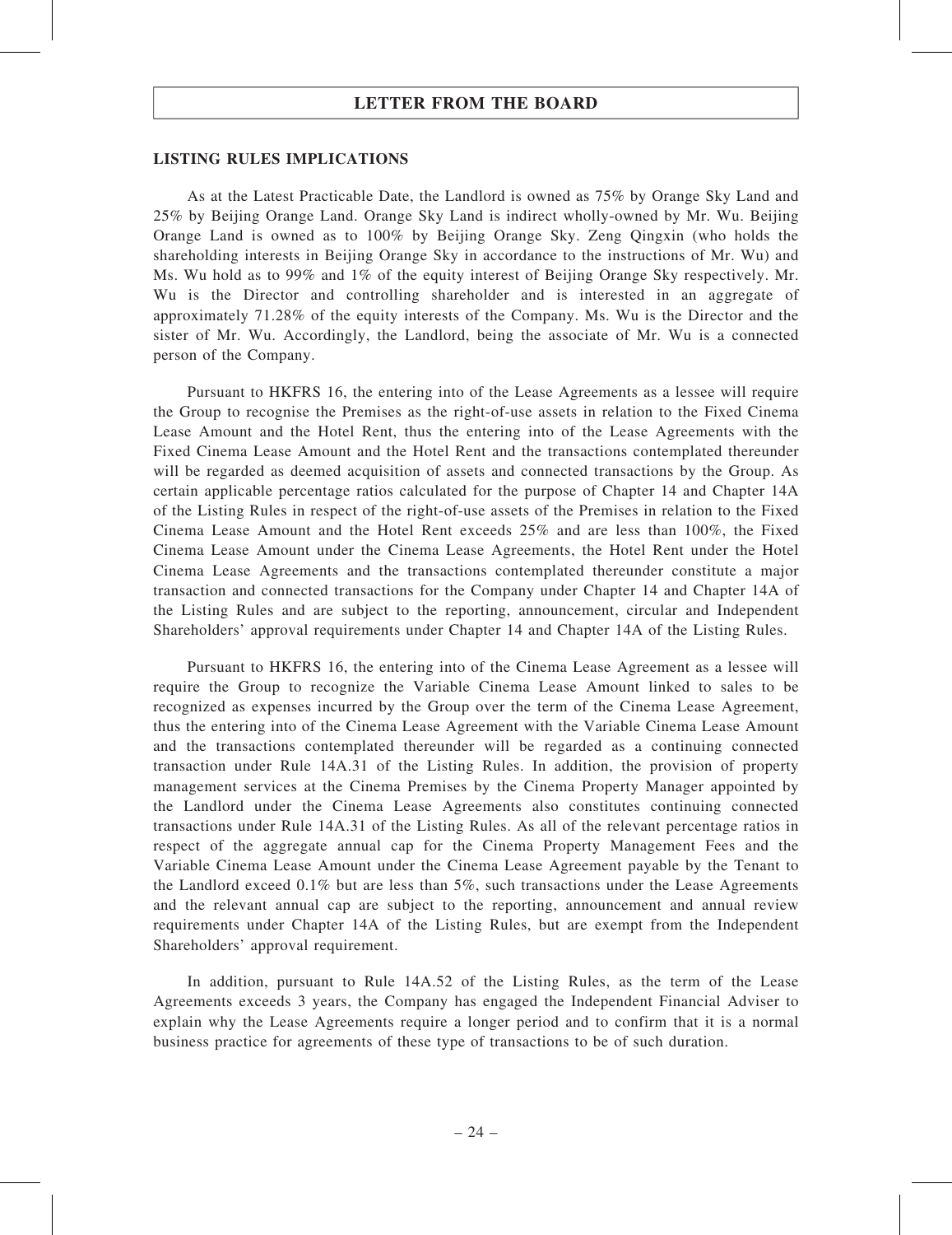## LETTER FROM THE BOARD

### LISTING RULES IMPLICATIONS

As at the Latest Practicable Date, the Landlord is owned as 75% by Orange Sky Land and 25% by Beijing Orange Land. Orange Sky Land is indirect wholly-owned by Mr. Wu. Beijing Orange Land is owned as to 100% by Beijing Orange Sky. Zeng Qingxin (who holds the shareholding interests in Beijing Orange Sky in accordance to the instructions of Mr. Wu) and Ms. Wu hold as to 99% and 1% of the equity interest of Beijing Orange Sky respectively. Mr. Wu is the Director and controlling shareholder and is interested in an aggregate of approximately 71.28% of the equity interests of the Company. Ms. Wu is the Director and the sister of Mr. Wu. Accordingly, the Landlord, being the associate of Mr. Wu is a connected person of the Company.

Pursuant to HKFRS 16, the entering into of the Lease Agreements as a lessee will require the Group to recognise the Premises as the right-of-use assets in relation to the Fixed Cinema Lease Amount and the Hotel Rent, thus the entering into of the Lease Agreements with the Fixed Cinema Lease Amount and the Hotel Rent and the transactions contemplated thereunder will be regarded as deemed acquisition of assets and connected transactions by the Group. As certain applicable percentage ratios calculated for the purpose of Chapter 14 and Chapter 14A of the Listing Rules in respect of the right-of-use assets of the Premises in relation to the Fixed Cinema Lease Amount and the Hotel Rent exceeds 25% and are less than 100%, the Fixed Cinema Lease Amount under the Cinema Lease Agreements, the Hotel Rent under the Hotel Cinema Lease Agreements and the transactions contemplated thereunder constitute a major transaction and connected transactions for the Company under Chapter 14 and Chapter 14A of the Listing Rules and are subject to the reporting, announcement, circular and Independent Shareholders' approval requirements under Chapter 14 and Chapter 14A of the Listing Rules.

Pursuant to HKFRS 16, the entering into of the Cinema Lease Agreement as a lessee will require the Group to recognize the Variable Cinema Lease Amount linked to sales to be recognized as expenses incurred by the Group over the term of the Cinema Lease Agreement, thus the entering into of the Cinema Lease Agreement with the Variable Cinema Lease Amount and the transactions contemplated thereunder will be regarded as a continuing connected transaction under Rule 14A.31 of the Listing Rules. In addition, the provision of property management services at the Cinema Premises by the Cinema Property Manager appointed by the Landlord under the Cinema Lease Agreements also constitutes continuing connected transactions under Rule 14A.31 of the Listing Rules. As all of the relevant percentage ratios in respect of the aggregate annual cap for the Cinema Property Management Fees and the Variable Cinema Lease Amount under the Cinema Lease Agreement payable by the Tenant to the Landlord exceed 0.1% but are less than 5%, such transactions under the Lease Agreements and the relevant annual cap are subject to the reporting, announcement and annual review requirements under Chapter 14A of the Listing Rules, but are exempt from the Independent Shareholders' approval requirement.

In addition, pursuant to Rule 14A.52 of the Listing Rules, as the term of the Lease Agreements exceeds 3 years, the Company has engaged the Independent Financial Adviser to explain why the Lease Agreements require a longer period and to confirm that it is a normal business practice for agreements of these type of transactions to be of such duration.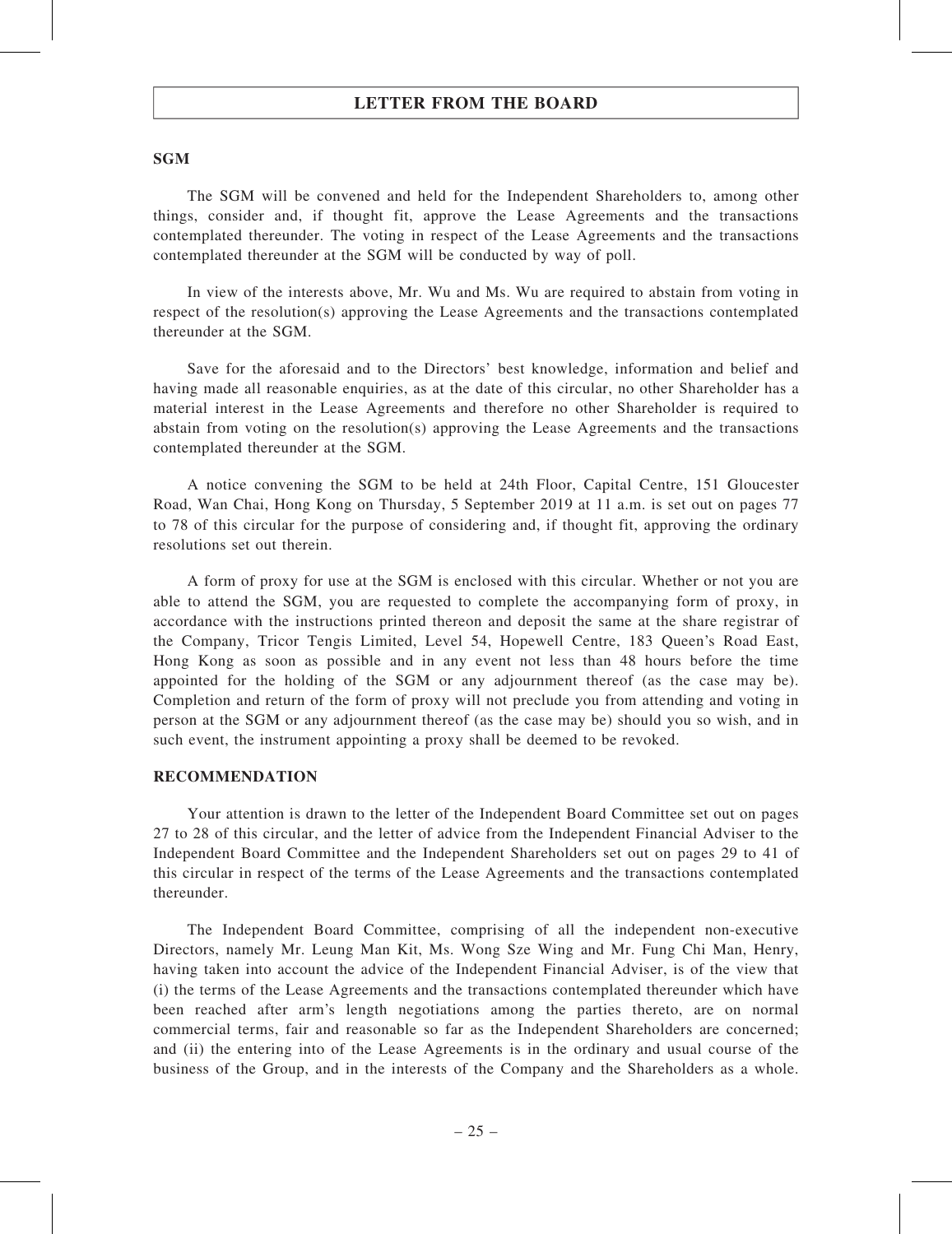## SGM

The SGM will be convened and held for the Independent Shareholders to, among other things, consider and, if thought fit, approve the Lease Agreements and the transactions contemplated thereunder. The voting in respect of the Lease Agreements and the transactions contemplated thereunder at the SGM will be conducted by way of poll.

In view of the interests above, Mr. Wu and Ms. Wu are required to abstain from voting in respect of the resolution(s) approving the Lease Agreements and the transactions contemplated thereunder at the SGM.

Save for the aforesaid and to the Directors' best knowledge, information and belief and having made all reasonable enquiries, as at the date of this circular, no other Shareholder has a material interest in the Lease Agreements and therefore no other Shareholder is required to abstain from voting on the resolution(s) approving the Lease Agreements and the transactions contemplated thereunder at the SGM.

A notice convening the SGM to be held at 24th Floor, Capital Centre, 151 Gloucester Road, Wan Chai, Hong Kong on Thursday, 5 September 2019 at 11 a.m. is set out on pages 77 to 78 of this circular for the purpose of considering and, if thought fit, approving the ordinary resolutions set out therein.

A form of proxy for use at the SGM is enclosed with this circular. Whether or not you are able to attend the SGM, you are requested to complete the accompanying form of proxy, in accordance with the instructions printed thereon and deposit the same at the share registrar of the Company, Tricor Tengis Limited, Level 54, Hopewell Centre, 183 Queen's Road East, Hong Kong as soon as possible and in any event not less than 48 hours before the time appointed for the holding of the SGM or any adjournment thereof (as the case may be). Completion and return of the form of proxy will not preclude you from attending and voting in person at the SGM or any adjournment thereof (as the case may be) should you so wish, and in such event, the instrument appointing a proxy shall be deemed to be revoked.

## RECOMMENDATION

Your attention is drawn to the letter of the Independent Board Committee set out on pages 27 to 28 of this circular, and the letter of advice from the Independent Financial Adviser to the Independent Board Committee and the Independent Shareholders set out on pages 29 to 41 of this circular in respect of the terms of the Lease Agreements and the transactions contemplated thereunder.

The Independent Board Committee, comprising of all the independent non-executive Directors, namely Mr. Leung Man Kit, Ms. Wong Sze Wing and Mr. Fung Chi Man, Henry, having taken into account the advice of the Independent Financial Adviser, is of the view that (i) the terms of the Lease Agreements and the transactions contemplated thereunder which have been reached after arm's length negotiations among the parties thereto, are on normal commercial terms, fair and reasonable so far as the Independent Shareholders are concerned; and (ii) the entering into of the Lease Agreements is in the ordinary and usual course of the business of the Group, and in the interests of the Company and the Shareholders as a whole.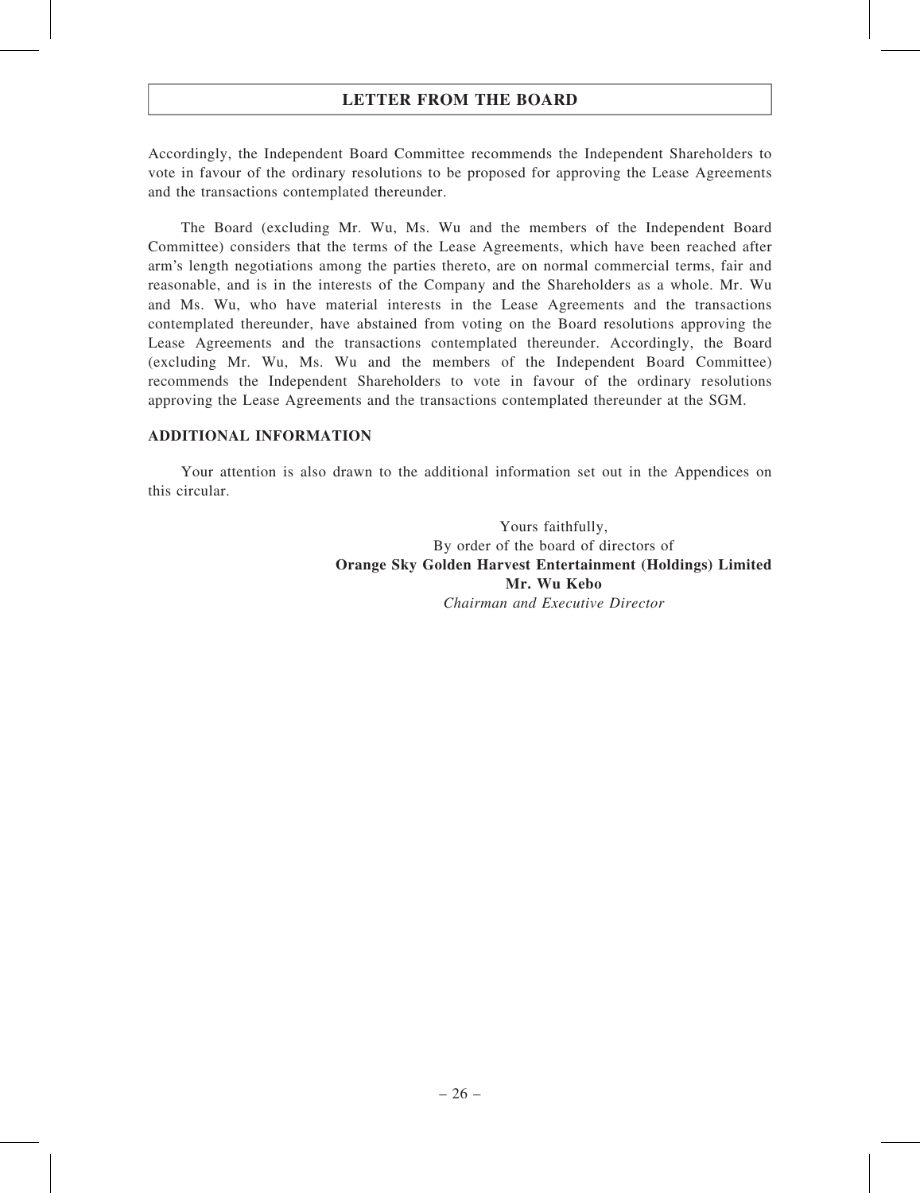Accordingly, the Independent Board Committee recommends the Independent Shareholders to vote in favour of the ordinary resolutions to be proposed for approving the Lease Agreements and the transactions contemplated thereunder.

The Board (excluding Mr. Wu, Ms. Wu and the members of the Independent Board Committee) considers that the terms of the Lease Agreements, which have been reached after arm's length negotiations among the parties thereto, are on normal commercial terms, fair and reasonable, and is in the interests of the Company and the Shareholders as a whole. Mr. Wu and Ms. Wu, who have material interests in the Lease Agreements and the transactions contemplated thereunder, have abstained from voting on the Board resolutions approving the Lease Agreements and the transactions contemplated thereunder. Accordingly, the Board (excluding Mr. Wu, Ms. Wu and the members of the Independent Board Committee) recommends the Independent Shareholders to vote in favour of the ordinary resolutions approving the Lease Agreements and the transactions contemplated thereunder at the SGM.

## ADDITIONAL INFORMATION

Your attention is also drawn to the additional information set out in the Appendices on this circular.

Yours faithfully,
By order of the board of directors of
**Orange Sky Golden Harvest Entertainment (Holdings) Limited**
**Mr. Wu Kebo**
*Chairman and Executive Director*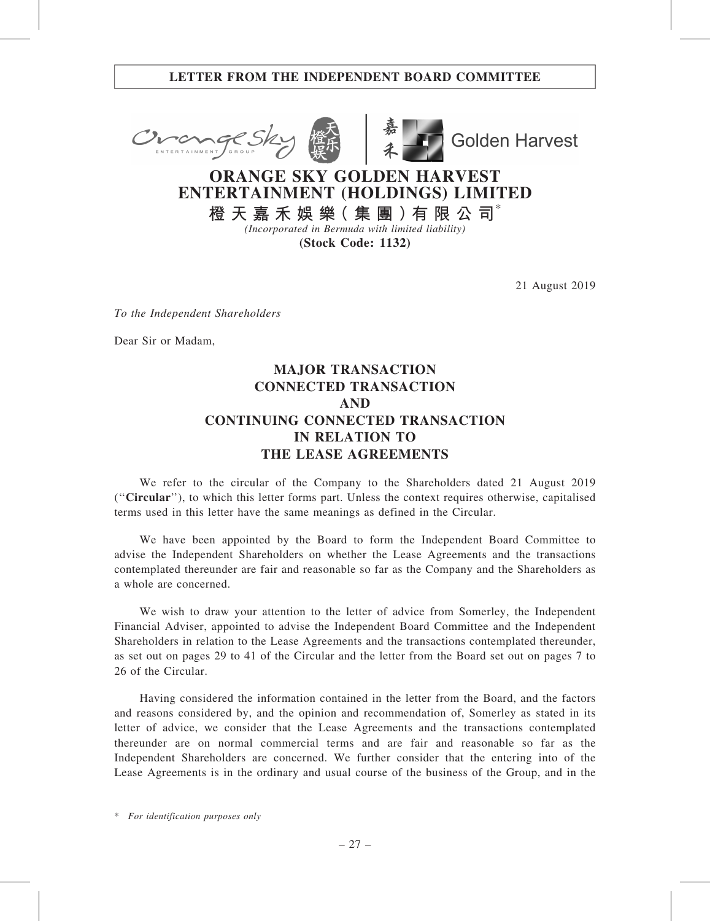**LETTER FROM THE INDEPENDENT BOARD COMMITTEE**

# ORANGE SKY GOLDEN HARVEST ENTERTAINMENT (HOLDINGS) LIMITED

**橙天嘉禾娛樂（集團）有限公司***

*(Incorporated in Bermuda with limited liability)*

**(Stock Code: 1132)**

21 August 2019

*To the Independent Shareholders*

Dear Sir or Madam,

## MAJOR TRANSACTION CONNECTED TRANSACTION AND CONTINUING CONNECTED TRANSACTION IN RELATION TO THE LEASE AGREEMENTS

We refer to the circular of the Company to the Shareholders dated 21 August 2019 ("**Circular**"), to which this letter forms part. Unless the context requires otherwise, capitalised terms used in this letter have the same meanings as defined in the Circular.

We have been appointed by the Board to form the Independent Board Committee to advise the Independent Shareholders on whether the Lease Agreements and the transactions contemplated thereunder are fair and reasonable so far as the Company and the Shareholders as a whole are concerned.

We wish to draw your attention to the letter of advice from Somerley, the Independent Financial Adviser, appointed to advise the Independent Board Committee and the Independent Shareholders in relation to the Lease Agreements and the transactions contemplated thereunder, as set out on pages 29 to 41 of the Circular and the letter from the Board set out on pages 7 to 26 of the Circular.

Having considered the information contained in the letter from the Board, and the factors and reasons considered by, and the opinion and recommendation of, Somerley as stated in its letter of advice, we consider that the Lease Agreements and the transactions contemplated thereunder are on normal commercial terms and are fair and reasonable so far as the Independent Shareholders are concerned. We further consider that the entering into of the Lease Agreements is in the ordinary and usual course of the business of the Group, and in the

\* *For identification purposes only*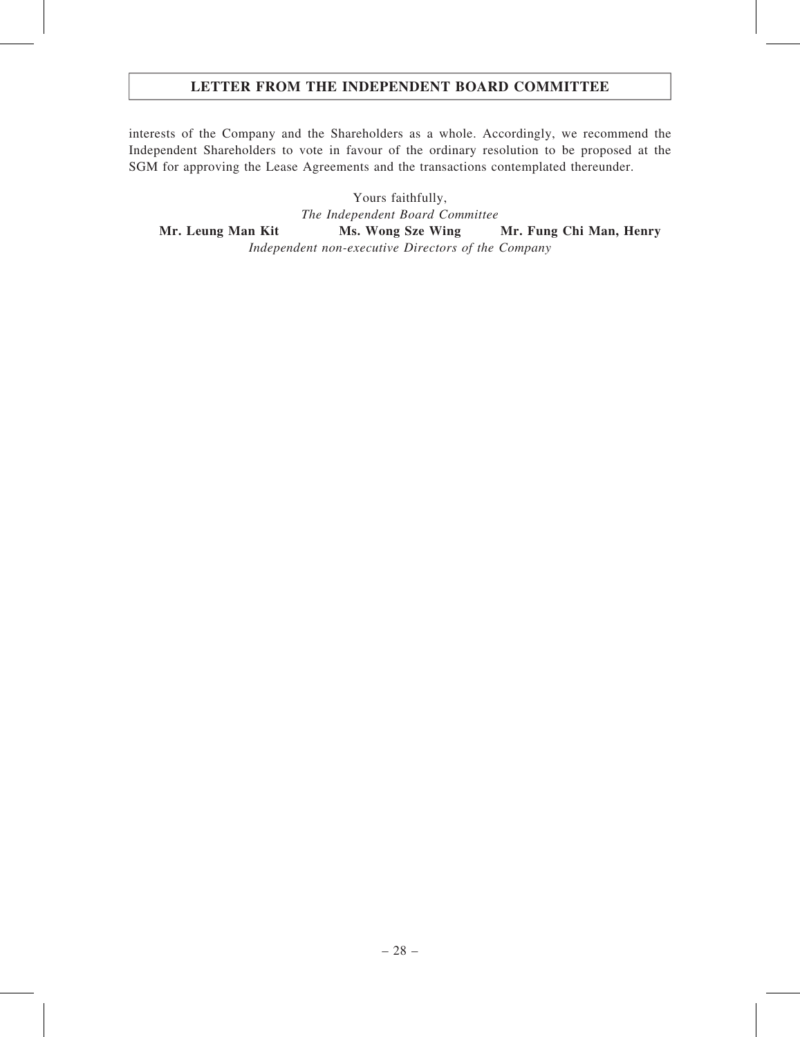interests of the Company and the Shareholders as a whole. Accordingly, we recommend the Independent Shareholders to vote in favour of the ordinary resolution to be proposed at the SGM for approving the Lease Agreements and the transactions contemplated thereunder.

Yours faithfully,
*The Independent Board Committee*

**Mr. Leung Man Kit** **Ms. Wong Sze Wing** **Mr. Fung Chi Man, Henry**
*Independent non-executive Directors of the Company*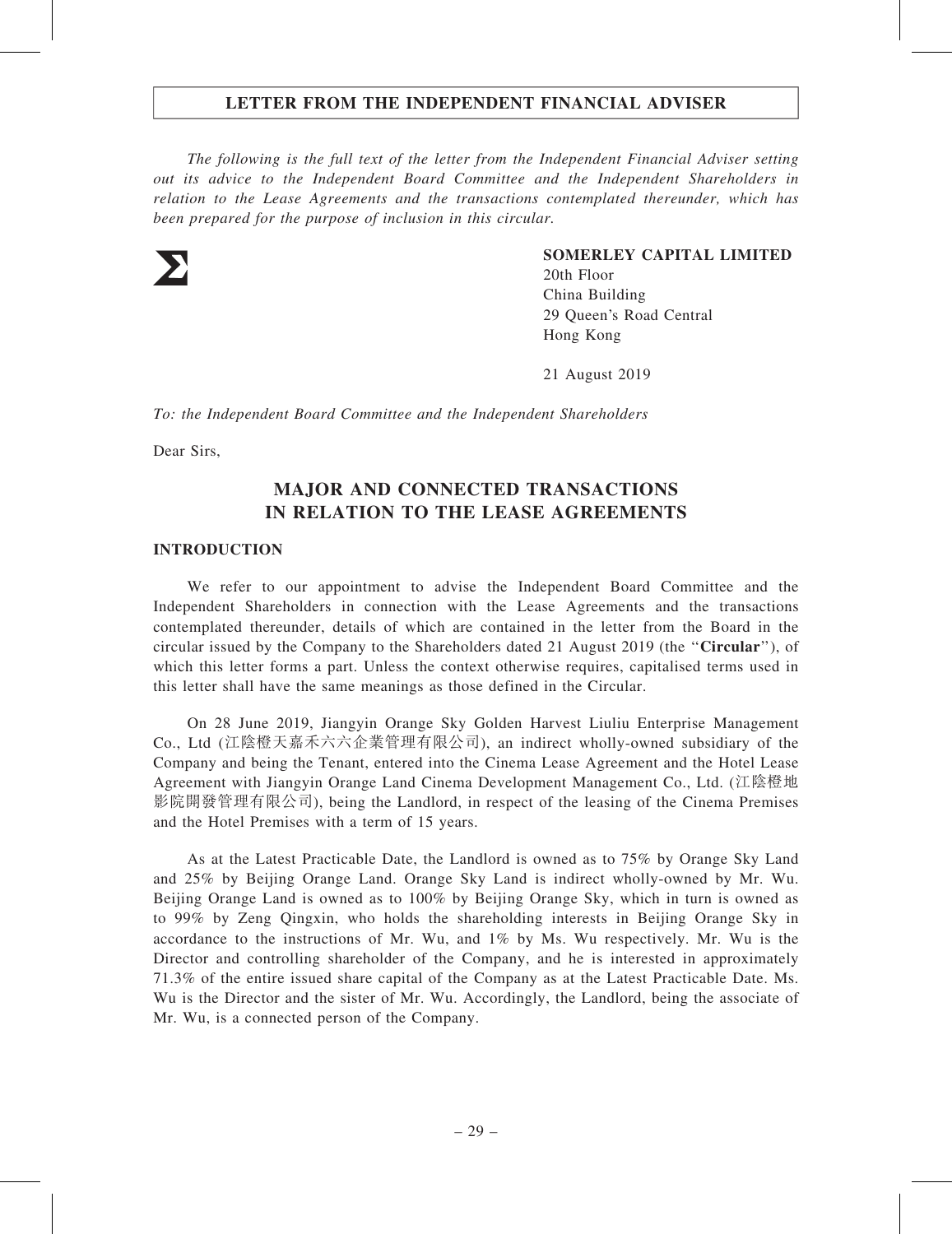## LETTER FROM THE INDEPENDENT FINANCIAL ADVISER

*The following is the full text of the letter from the Independent Financial Adviser setting out its advice to the Independent Board Committee and the Independent Shareholders in relation to the Lease Agreements and the transactions contemplated thereunder, which has been prepared for the purpose of inclusion in this circular.*

Σ

**SOMERLEY CAPITAL LIMITED**
20th Floor
China Building
29 Queen's Road Central
Hong Kong

21 August 2019

*To: the Independent Board Committee and the Independent Shareholders*

Dear Sirs,

# MAJOR AND CONNECTED TRANSACTIONS IN RELATION TO THE LEASE AGREEMENTS

### INTRODUCTION

We refer to our appointment to advise the Independent Board Committee and the Independent Shareholders in connection with the Lease Agreements and the transactions contemplated thereunder, details of which are contained in the letter from the Board in the circular issued by the Company to the Shareholders dated 21 August 2019 (the "**Circular**"), of which this letter forms a part. Unless the context otherwise requires, capitalised terms used in this letter shall have the same meanings as those defined in the Circular.

On 28 June 2019, Jiangyin Orange Sky Golden Harvest Liuliu Enterprise Management Co., Ltd (江陰橙天嘉禾六六企業管理有限公司), an indirect wholly-owned subsidiary of the Company and being the Tenant, entered into the Cinema Lease Agreement and the Hotel Lease Agreement with Jiangyin Orange Land Cinema Development Management Co., Ltd. (江陰橙地影院開發管理有限公司), being the Landlord, in respect of the leasing of the Cinema Premises and the Hotel Premises with a term of 15 years.

As at the Latest Practicable Date, the Landlord is owned as to 75% by Orange Sky Land and 25% by Beijing Orange Land. Orange Sky Land is indirect wholly-owned by Mr. Wu. Beijing Orange Land is owned as to 100% by Beijing Orange Sky, which in turn is owned as to 99% by Zeng Qingxin, who holds the shareholding interests in Beijing Orange Sky in accordance to the instructions of Mr. Wu, and 1% by Ms. Wu respectively. Mr. Wu is the Director and controlling shareholder of the Company, and he is interested in approximately 71.3% of the entire issued share capital of the Company as at the Latest Practicable Date. Ms. Wu is the Director and the sister of Mr. Wu. Accordingly, the Landlord, being the associate of Mr. Wu, is a connected person of the Company.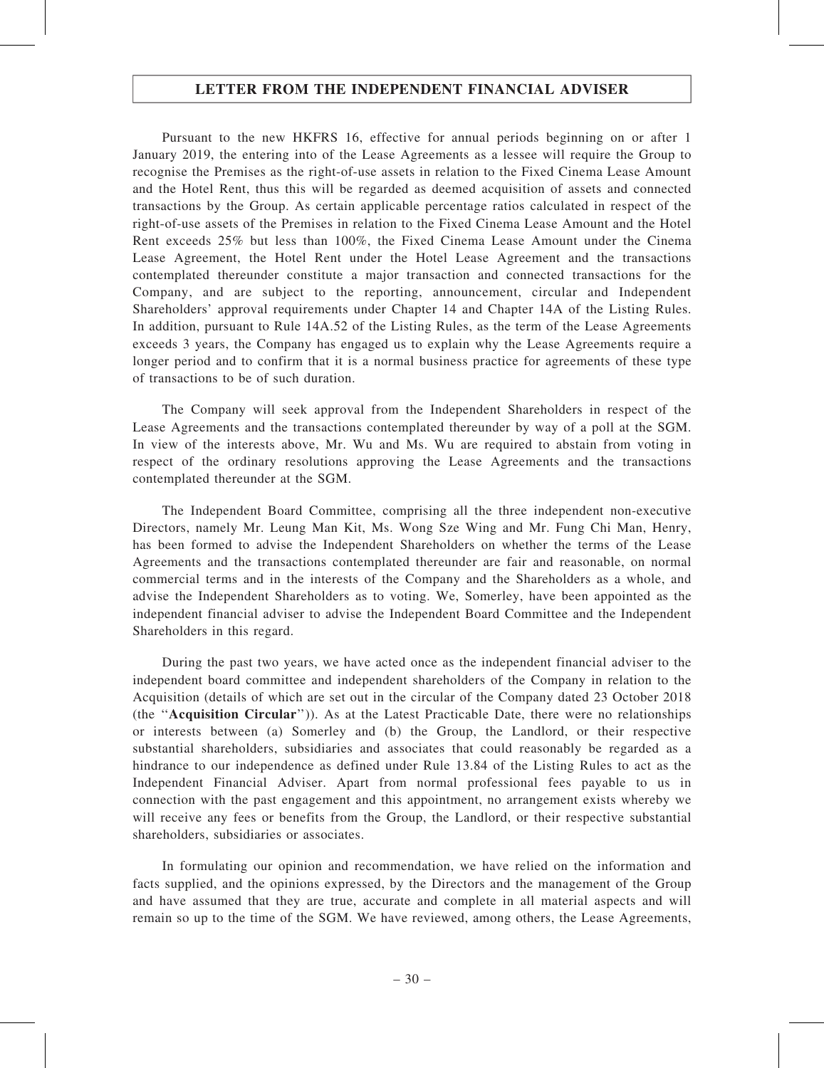## LETTER FROM THE INDEPENDENT FINANCIAL ADVISER

Pursuant to the new HKFRS 16, effective for annual periods beginning on or after 1 January 2019, the entering into of the Lease Agreements as a lessee will require the Group to recognise the Premises as the right-of-use assets in relation to the Fixed Cinema Lease Amount and the Hotel Rent, thus this will be regarded as deemed acquisition of assets and connected transactions by the Group. As certain applicable percentage ratios calculated in respect of the right-of-use assets of the Premises in relation to the Fixed Cinema Lease Amount and the Hotel Rent exceeds 25% but less than 100%, the Fixed Cinema Lease Amount under the Cinema Lease Agreement, the Hotel Rent under the Hotel Lease Agreement and the transactions contemplated thereunder constitute a major transaction and connected transactions for the Company, and are subject to the reporting, announcement, circular and Independent Shareholders' approval requirements under Chapter 14 and Chapter 14A of the Listing Rules. In addition, pursuant to Rule 14A.52 of the Listing Rules, as the term of the Lease Agreements exceeds 3 years, the Company has engaged us to explain why the Lease Agreements require a longer period and to confirm that it is a normal business practice for agreements of these type of transactions to be of such duration.

The Company will seek approval from the Independent Shareholders in respect of the Lease Agreements and the transactions contemplated thereunder by way of a poll at the SGM. In view of the interests above, Mr. Wu and Ms. Wu are required to abstain from voting in respect of the ordinary resolutions approving the Lease Agreements and the transactions contemplated thereunder at the SGM.

The Independent Board Committee, comprising all the three independent non-executive Directors, namely Mr. Leung Man Kit, Ms. Wong Sze Wing and Mr. Fung Chi Man, Henry, has been formed to advise the Independent Shareholders on whether the terms of the Lease Agreements and the transactions contemplated thereunder are fair and reasonable, on normal commercial terms and in the interests of the Company and the Shareholders as a whole, and advise the Independent Shareholders as to voting. We, Somerley, have been appointed as the independent financial adviser to advise the Independent Board Committee and the Independent Shareholders in this regard.

During the past two years, we have acted once as the independent financial adviser to the independent board committee and independent shareholders of the Company in relation to the Acquisition (details of which are set out in the circular of the Company dated 23 October 2018 (the "**Acquisition Circular**")). As at the Latest Practicable Date, there were no relationships or interests between (a) Somerley and (b) the Group, the Landlord, or their respective substantial shareholders, subsidiaries and associates that could reasonably be regarded as a hindrance to our independence as defined under Rule 13.84 of the Listing Rules to act as the Independent Financial Adviser. Apart from normal professional fees payable to us in connection with the past engagement and this appointment, no arrangement exists whereby we will receive any fees or benefits from the Group, the Landlord, or their respective substantial shareholders, subsidiaries or associates.

In formulating our opinion and recommendation, we have relied on the information and facts supplied, and the opinions expressed, by the Directors and the management of the Group and have assumed that they are true, accurate and complete in all material aspects and will remain so up to the time of the SGM. We have reviewed, among others, the Lease Agreements,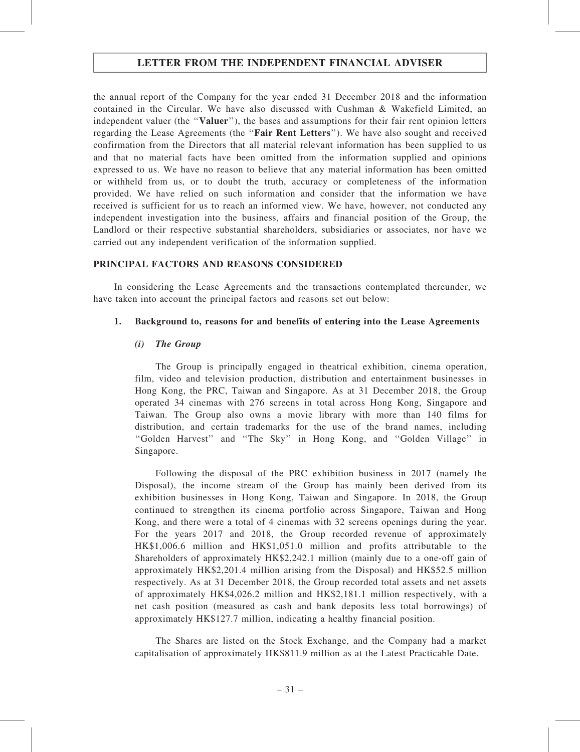the annual report of the Company for the year ended 31 December 2018 and the information contained in the Circular. We have also discussed with Cushman & Wakefield Limited, an independent valuer (the "**Valuer**"), the bases and assumptions for their fair rent opinion letters regarding the Lease Agreements (the "**Fair Rent Letters**"). We have also sought and received confirmation from the Directors that all material relevant information has been supplied to us and that no material facts have been omitted from the information supplied and opinions expressed to us. We have no reason to believe that any material information has been omitted or withheld from us, or to doubt the truth, accuracy or completeness of the information provided. We have relied on such information and consider that the information we have received is sufficient for us to reach an informed view. We have, however, not conducted any independent investigation into the business, affairs and financial position of the Group, the Landlord or their respective substantial shareholders, subsidiaries or associates, nor have we carried out any independent verification of the information supplied.

## PRINCIPAL FACTORS AND REASONS CONSIDERED

In considering the Lease Agreements and the transactions contemplated thereunder, we have taken into account the principal factors and reasons set out below:

### 1. Background to, reasons for and benefits of entering into the Lease Agreements

#### *(i) The Group*

The Group is principally engaged in theatrical exhibition, cinema operation, film, video and television production, distribution and entertainment businesses in Hong Kong, the PRC, Taiwan and Singapore. As at 31 December 2018, the Group operated 34 cinemas with 276 screens in total across Hong Kong, Singapore and Taiwan. The Group also owns a movie library with more than 140 films for distribution, and certain trademarks for the use of the brand names, including "Golden Harvest" and "The Sky" in Hong Kong, and "Golden Village" in Singapore.

Following the disposal of the PRC exhibition business in 2017 (namely the Disposal), the income stream of the Group has mainly been derived from its exhibition businesses in Hong Kong, Taiwan and Singapore. In 2018, the Group continued to strengthen its cinema portfolio across Singapore, Taiwan and Hong Kong, and there were a total of 4 cinemas with 32 screens openings during the year. For the years 2017 and 2018, the Group recorded revenue of approximately HK$1,006.6 million and HK$1,051.0 million and profits attributable to the Shareholders of approximately HK$2,242.1 million (mainly due to a one-off gain of approximately HK$2,201.4 million arising from the Disposal) and HK$52.5 million respectively. As at 31 December 2018, the Group recorded total assets and net assets of approximately HK$4,026.2 million and HK$2,181.1 million respectively, with a net cash position (measured as cash and bank deposits less total borrowings) of approximately HK$127.7 million, indicating a healthy financial position.

The Shares are listed on the Stock Exchange, and the Company had a market capitalisation of approximately HK$811.9 million as at the Latest Practicable Date.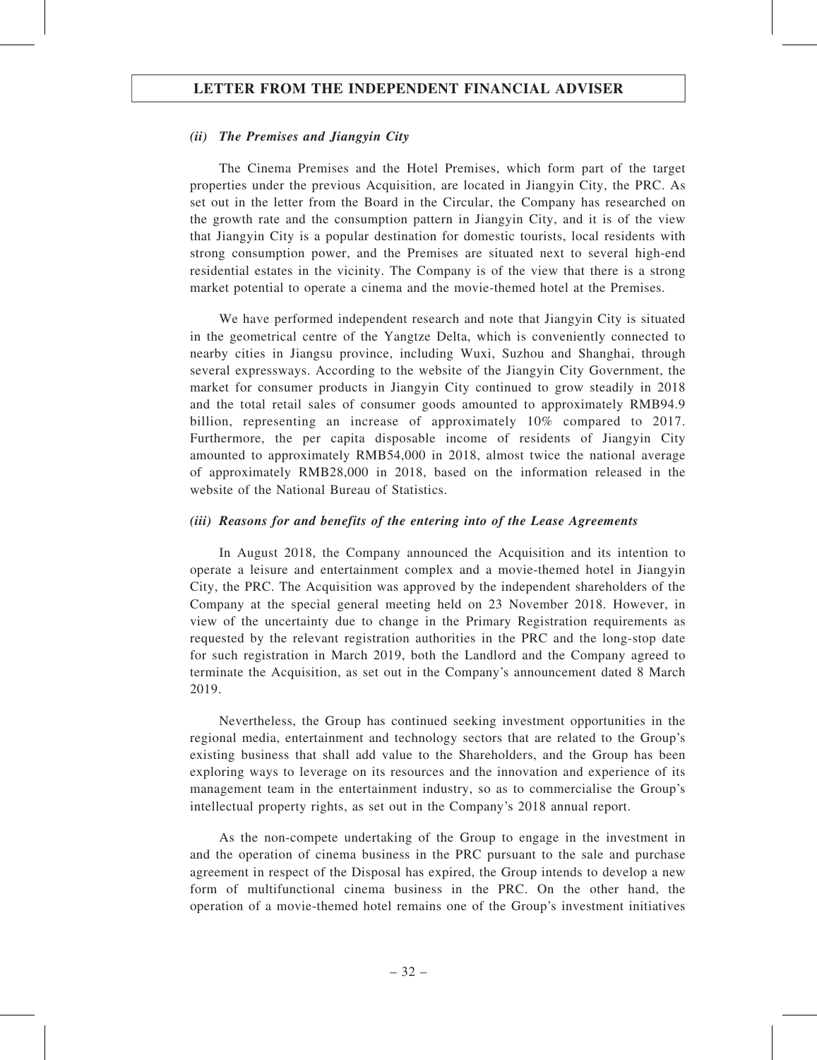#### *(ii) The Premises and Jiangyin City*

The Cinema Premises and the Hotel Premises, which form part of the target properties under the previous Acquisition, are located in Jiangyin City, the PRC. As set out in the letter from the Board in the Circular, the Company has researched on the growth rate and the consumption pattern in Jiangyin City, and it is of the view that Jiangyin City is a popular destination for domestic tourists, local residents with strong consumption power, and the Premises are situated next to several high-end residential estates in the vicinity. The Company is of the view that there is a strong market potential to operate a cinema and the movie-themed hotel at the Premises.

We have performed independent research and note that Jiangyin City is situated in the geometrical centre of the Yangtze Delta, which is conveniently connected to nearby cities in Jiangsu province, including Wuxi, Suzhou and Shanghai, through several expressways. According to the website of the Jiangyin City Government, the market for consumer products in Jiangyin City continued to grow steadily in 2018 and the total retail sales of consumer goods amounted to approximately RMB94.9 billion, representing an increase of approximately 10% compared to 2017. Furthermore, the per capita disposable income of residents of Jiangyin City amounted to approximately RMB54,000 in 2018, almost twice the national average of approximately RMB28,000 in 2018, based on the information released in the website of the National Bureau of Statistics.

#### *(iii) Reasons for and benefits of the entering into of the Lease Agreements*

In August 2018, the Company announced the Acquisition and its intention to operate a leisure and entertainment complex and a movie-themed hotel in Jiangyin City, the PRC. The Acquisition was approved by the independent shareholders of the Company at the special general meeting held on 23 November 2018. However, in view of the uncertainty due to change in the Primary Registration requirements as requested by the relevant registration authorities in the PRC and the long-stop date for such registration in March 2019, both the Landlord and the Company agreed to terminate the Acquisition, as set out in the Company's announcement dated 8 March 2019.

Nevertheless, the Group has continued seeking investment opportunities in the regional media, entertainment and technology sectors that are related to the Group's existing business that shall add value to the Shareholders, and the Group has been exploring ways to leverage on its resources and the innovation and experience of its management team in the entertainment industry, so as to commercialise the Group's intellectual property rights, as set out in the Company's 2018 annual report.

As the non-compete undertaking of the Group to engage in the investment in and the operation of cinema business in the PRC pursuant to the sale and purchase agreement in respect of the Disposal has expired, the Group intends to develop a new form of multifunctional cinema business in the PRC. On the other hand, the operation of a movie-themed hotel remains one of the Group's investment initiatives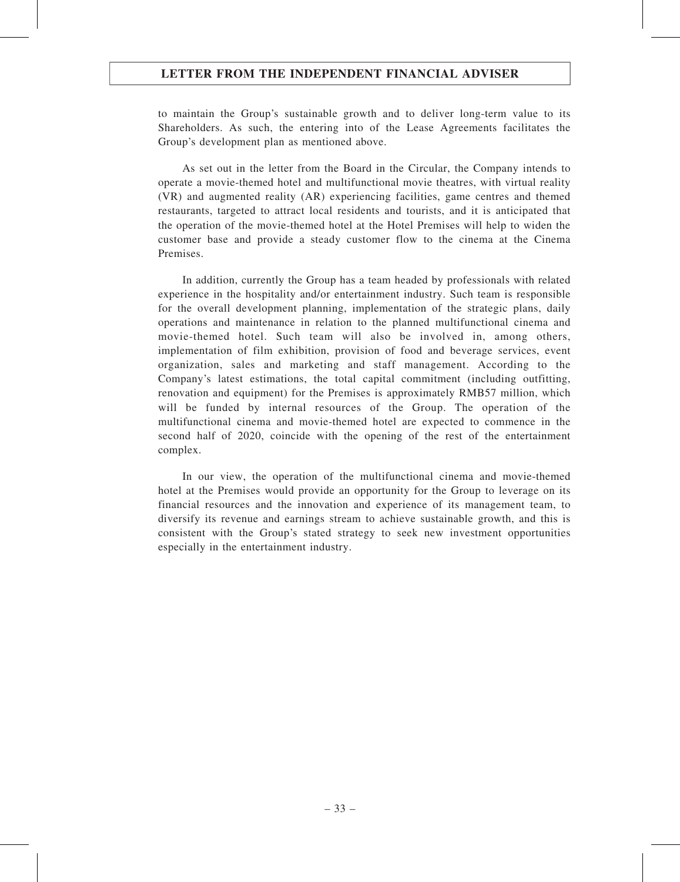to maintain the Group's sustainable growth and to deliver long-term value to its Shareholders. As such, the entering into of the Lease Agreements facilitates the Group's development plan as mentioned above.

As set out in the letter from the Board in the Circular, the Company intends to operate a movie-themed hotel and multifunctional movie theatres, with virtual reality (VR) and augmented reality (AR) experiencing facilities, game centres and themed restaurants, targeted to attract local residents and tourists, and it is anticipated that the operation of the movie-themed hotel at the Hotel Premises will help to widen the customer base and provide a steady customer flow to the cinema at the Cinema Premises.

In addition, currently the Group has a team headed by professionals with related experience in the hospitality and/or entertainment industry. Such team is responsible for the overall development planning, implementation of the strategic plans, daily operations and maintenance in relation to the planned multifunctional cinema and movie-themed hotel. Such team will also be involved in, among others, implementation of film exhibition, provision of food and beverage services, event organization, sales and marketing and staff management. According to the Company's latest estimations, the total capital commitment (including outfitting, renovation and equipment) for the Premises is approximately RMB57 million, which will be funded by internal resources of the Group. The operation of the multifunctional cinema and movie-themed hotel are expected to commence in the second half of 2020, coincide with the opening of the rest of the entertainment complex.

In our view, the operation of the multifunctional cinema and movie-themed hotel at the Premises would provide an opportunity for the Group to leverage on its financial resources and the innovation and experience of its management team, to diversify its revenue and earnings stream to achieve sustainable growth, and this is consistent with the Group's stated strategy to seek new investment opportunities especially in the entertainment industry.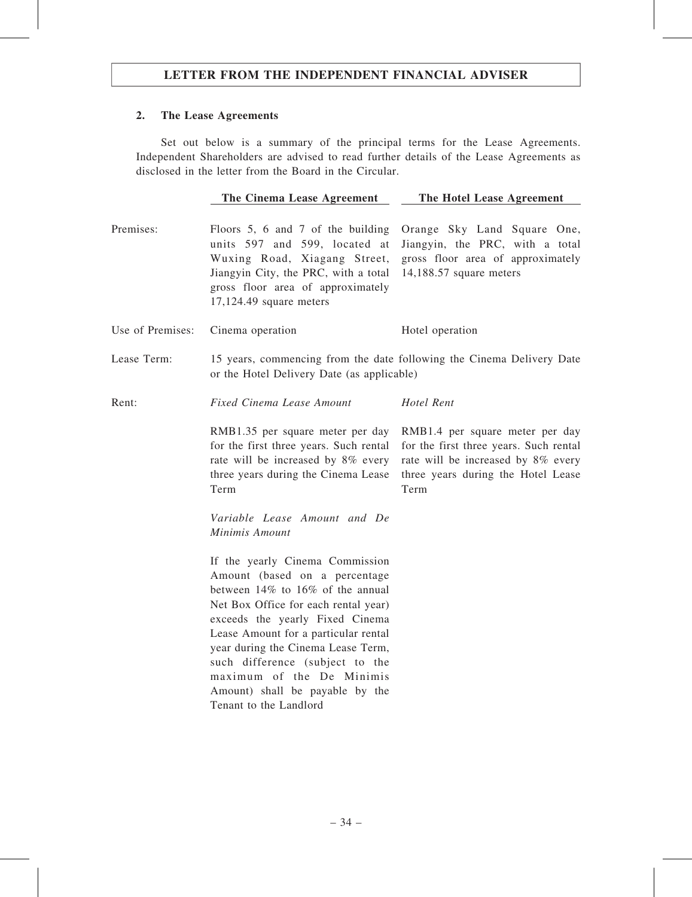## 2. The Lease Agreements

Set out below is a summary of the principal terms for the Lease Agreements. Independent Shareholders are advised to read further details of the Lease Agreements as disclosed in the letter from the Board in the Circular.

| | The Cinema Lease Agreement | The Hotel Lease Agreement |
|---|---|---|
| Premises: | Floors 5, 6 and 7 of the building units 597 and 599, located at Wuxing Road, Xiagang Street, Jiangyin City, the PRC, with a total gross floor area of approximately 17,124.49 square meters | Orange Sky Land Square One, Jiangyin, the PRC, with a total gross floor area of approximately 14,188.57 square meters |
| Use of Premises: | Cinema operation | Hotel operation |
| Lease Term: | 15 years, commencing from the date following the Cinema Delivery Date or the Hotel Delivery Date (as applicable) | |
| Rent: | *Fixed Cinema Lease Amount*<br><br>RMB1.35 per square meter per day for the first three years. Such rental rate will be increased by 8% every three years during the Cinema Lease Term<br><br>*Variable Lease Amount and De Minimis Amount*<br><br>If the yearly Cinema Commission Amount (based on a percentage between 14% to 16% of the annual Net Box Office for each rental year) exceeds the yearly Fixed Cinema Lease Amount for a particular rental year during the Cinema Lease Term, such difference (subject to the maximum of the De Minimis Amount) shall be payable by the Tenant to the Landlord | *Hotel Rent*<br><br>RMB1.4 per square meter per day for the first three years. Such rental rate will be increased by 8% every three years during the Hotel Lease Term |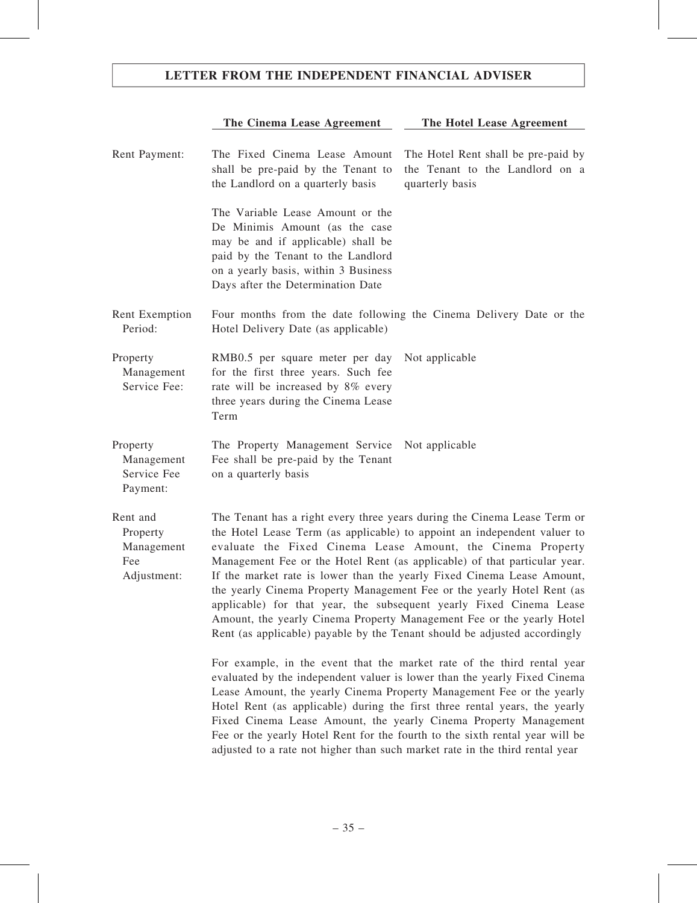| | The Cinema Lease Agreement | The Hotel Lease Agreement |
|---|---|---|
| Rent Payment: | The Fixed Cinema Lease Amount shall be pre-paid by the Tenant to the Landlord on a quarterly basis<br><br>The Variable Lease Amount or the De Minimis Amount (as the case may be and if applicable) shall be paid by the Tenant to the Landlord on a yearly basis, within 3 Business Days after the Determination Date | The Hotel Rent shall be pre-paid by the Tenant to the Landlord on a quarterly basis |
| Rent Exemption Period: | Four months from the date following the Cinema Delivery Date or the Hotel Delivery Date (as applicable) | |
| Property Management Service Fee: | RMB0.5 per square meter per day for the first three years. Such fee rate will be increased by 8% every three years during the Cinema Lease Term | Not applicable |
| Property Management Service Fee Payment: | The Property Management Service Fee shall be pre-paid by the Tenant on a quarterly basis | Not applicable |
| Rent and Property Management Fee Adjustment: | The Tenant has a right every three years during the Cinema Lease Term or the Hotel Lease Term (as applicable) to appoint an independent valuer to evaluate the Fixed Cinema Lease Amount, the Cinema Property Management Fee or the Hotel Rent (as applicable) of that particular year. If the market rate is lower than the yearly Fixed Cinema Lease Amount, the yearly Cinema Property Management Fee or the yearly Hotel Rent (as applicable) for that year, the subsequent yearly Fixed Cinema Lease Amount, the yearly Cinema Property Management Fee or the yearly Hotel Rent (as applicable) payable by the Tenant should be adjusted accordingly<br><br>For example, in the event that the market rate of the third rental year evaluated by the independent valuer is lower than the yearly Fixed Cinema Lease Amount, the yearly Cinema Property Management Fee or the yearly Hotel Rent (as applicable) during the first three rental years, the yearly Fixed Cinema Lease Amount, the yearly Cinema Property Management Fee or the yearly Hotel Rent for the fourth to the sixth rental year will be adjusted to a rate not higher than such market rate in the third rental year | |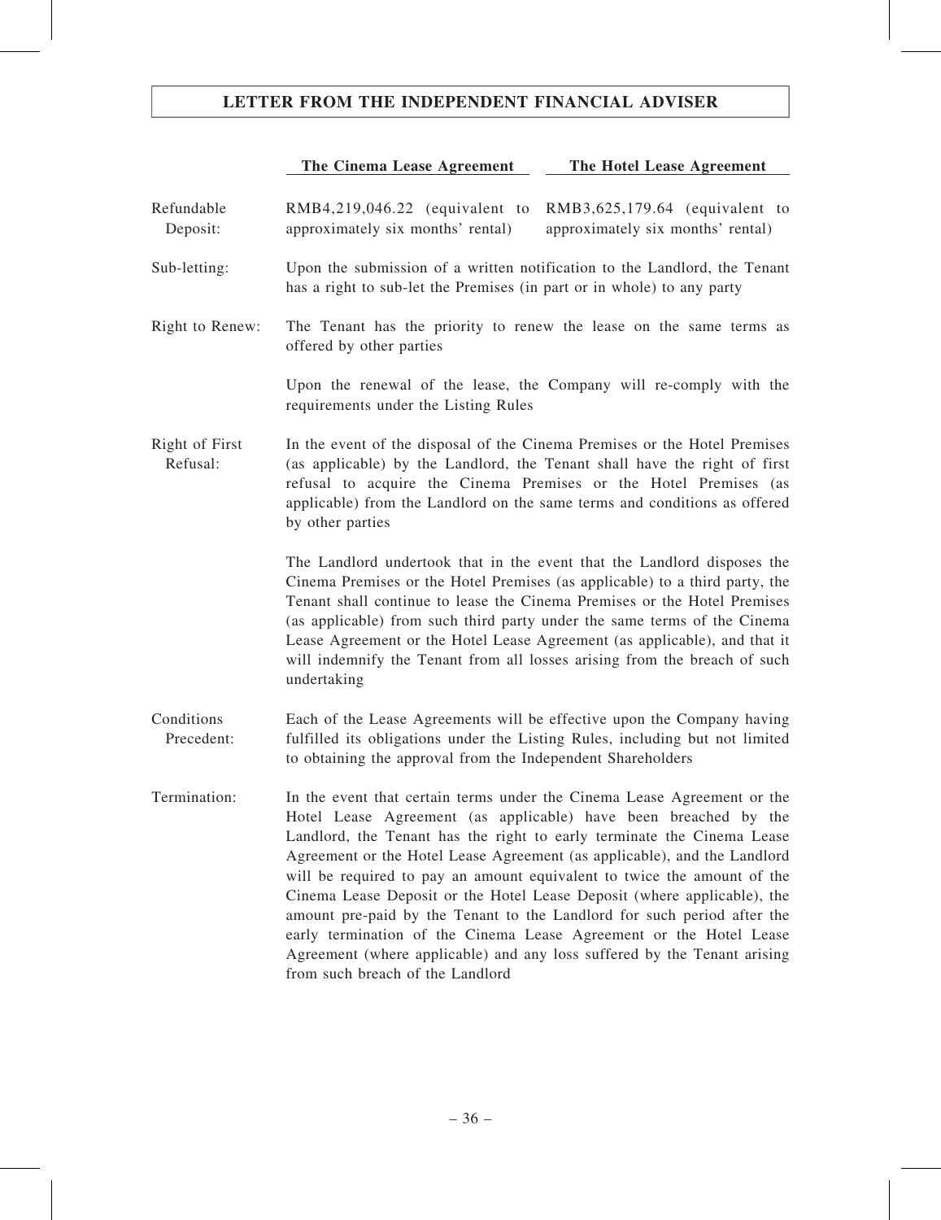| | The Cinema Lease Agreement | The Hotel Lease Agreement |
|---|---|---|
| Refundable Deposit: | RMB4,219,046.22 (equivalent to approximately six months' rental) | RMB3,625,179.64 (equivalent to approximately six months' rental) |
| Sub-letting: | Upon the submission of a written notification to the Landlord, the Tenant has a right to sub-let the Premises (in part or in whole) to any party | |
| Right to Renew: | The Tenant has the priority to renew the lease on the same terms as offered by other parties<br><br>Upon the renewal of the lease, the Company will re-comply with the requirements under the Listing Rules | |
| Right of First Refusal: | In the event of the disposal of the Cinema Premises or the Hotel Premises (as applicable) by the Landlord, the Tenant shall have the right of first refusal to acquire the Cinema Premises or the Hotel Premises (as applicable) from the Landlord on the same terms and conditions as offered by other parties<br><br>The Landlord undertook that in the event that the Landlord disposes the Cinema Premises or the Hotel Premises (as applicable) to a third party, the Tenant shall continue to lease the Cinema Premises or the Hotel Premises (as applicable) from such third party under the same terms of the Cinema Lease Agreement or the Hotel Lease Agreement (as applicable), and that it will indemnify the Tenant from all losses arising from the breach of such undertaking | |
| Conditions Precedent: | Each of the Lease Agreements will be effective upon the Company having fulfilled its obligations under the Listing Rules, including but not limited to obtaining the approval from the Independent Shareholders | |
| Termination: | In the event that certain terms under the Cinema Lease Agreement or the Hotel Lease Agreement (as applicable) have been breached by the Landlord, the Tenant has the right to early terminate the Cinema Lease Agreement or the Hotel Lease Agreement (as applicable), and the Landlord will be required to pay an amount equivalent to twice the amount of the Cinema Lease Deposit or the Hotel Lease Deposit (where applicable), the amount pre-paid by the Tenant to the Landlord for such period after the early termination of the Cinema Lease Agreement or the Hotel Lease Agreement (where applicable) and any loss suffered by the Tenant arising from such breach of the Landlord | |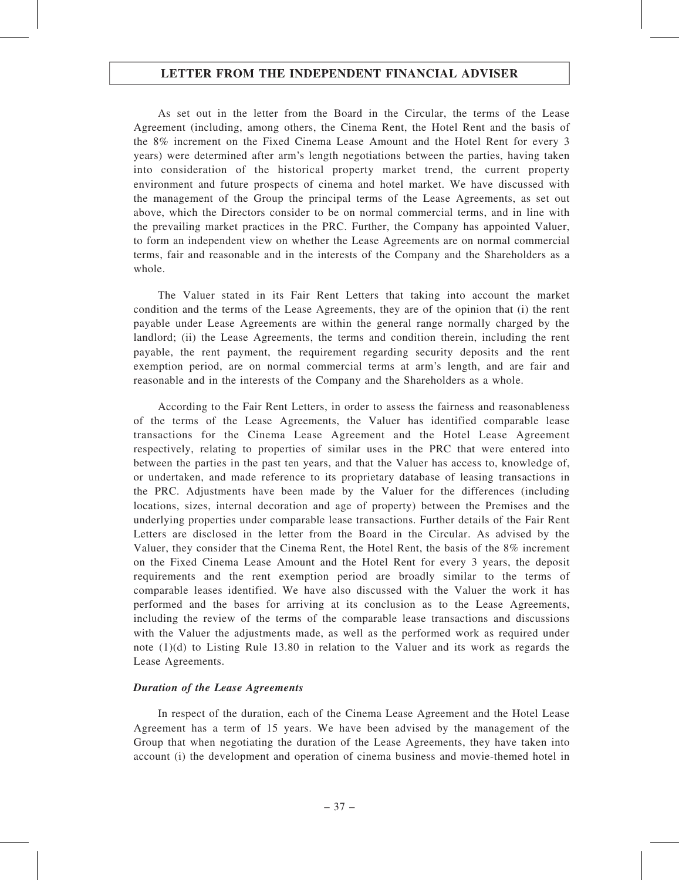As set out in the letter from the Board in the Circular, the terms of the Lease Agreement (including, among others, the Cinema Rent, the Hotel Rent and the basis of the 8% increment on the Fixed Cinema Lease Amount and the Hotel Rent for every 3 years) were determined after arm's length negotiations between the parties, having taken into consideration of the historical property market trend, the current property environment and future prospects of cinema and hotel market. We have discussed with the management of the Group the principal terms of the Lease Agreements, as set out above, which the Directors consider to be on normal commercial terms, and in line with the prevailing market practices in the PRC. Further, the Company has appointed Valuer, to form an independent view on whether the Lease Agreements are on normal commercial terms, fair and reasonable and in the interests of the Company and the Shareholders as a whole.

The Valuer stated in its Fair Rent Letters that taking into account the market condition and the terms of the Lease Agreements, they are of the opinion that (i) the rent payable under Lease Agreements are within the general range normally charged by the landlord; (ii) the Lease Agreements, the terms and condition therein, including the rent payable, the rent payment, the requirement regarding security deposits and the rent exemption period, are on normal commercial terms at arm's length, and are fair and reasonable and in the interests of the Company and the Shareholders as a whole.

According to the Fair Rent Letters, in order to assess the fairness and reasonableness of the terms of the Lease Agreements, the Valuer has identified comparable lease transactions for the Cinema Lease Agreement and the Hotel Lease Agreement respectively, relating to properties of similar uses in the PRC that were entered into between the parties in the past ten years, and that the Valuer has access to, knowledge of, or undertaken, and made reference to its proprietary database of leasing transactions in the PRC. Adjustments have been made by the Valuer for the differences (including locations, sizes, internal decoration and age of property) between the Premises and the underlying properties under comparable lease transactions. Further details of the Fair Rent Letters are disclosed in the letter from the Board in the Circular. As advised by the Valuer, they consider that the Cinema Rent, the Hotel Rent, the basis of the 8% increment on the Fixed Cinema Lease Amount and the Hotel Rent for every 3 years, the deposit requirements and the rent exemption period are broadly similar to the terms of comparable leases identified. We have also discussed with the Valuer the work it has performed and the bases for arriving at its conclusion as to the Lease Agreements, including the review of the terms of the comparable lease transactions and discussions with the Valuer the adjustments made, as well as the performed work as required under note (1)(d) to Listing Rule 13.80 in relation to the Valuer and its work as regards the Lease Agreements.

***Duration of the Lease Agreements***

In respect of the duration, each of the Cinema Lease Agreement and the Hotel Lease Agreement has a term of 15 years. We have been advised by the management of the Group that when negotiating the duration of the Lease Agreements, they have taken into account (i) the development and operation of cinema business and movie-themed hotel in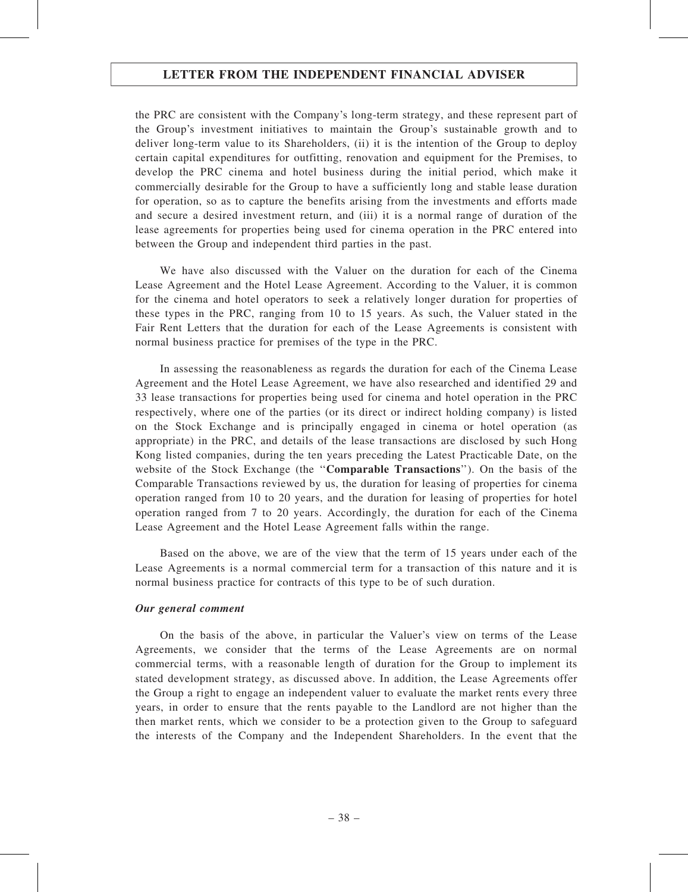the PRC are consistent with the Company's long-term strategy, and these represent part of the Group's investment initiatives to maintain the Group's sustainable growth and to deliver long-term value to its Shareholders, (ii) it is the intention of the Group to deploy certain capital expenditures for outfitting, renovation and equipment for the Premises, to develop the PRC cinema and hotel business during the initial period, which make it commercially desirable for the Group to have a sufficiently long and stable lease duration for operation, so as to capture the benefits arising from the investments and efforts made and secure a desired investment return, and (iii) it is a normal range of duration of the lease agreements for properties being used for cinema operation in the PRC entered into between the Group and independent third parties in the past.

We have also discussed with the Valuer on the duration for each of the Cinema Lease Agreement and the Hotel Lease Agreement. According to the Valuer, it is common for the cinema and hotel operators to seek a relatively longer duration for properties of these types in the PRC, ranging from 10 to 15 years. As such, the Valuer stated in the Fair Rent Letters that the duration for each of the Lease Agreements is consistent with normal business practice for premises of the type in the PRC.

In assessing the reasonableness as regards the duration for each of the Cinema Lease Agreement and the Hotel Lease Agreement, we have also researched and identified 29 and 33 lease transactions for properties being used for cinema and hotel operation in the PRC respectively, where one of the parties (or its direct or indirect holding company) is listed on the Stock Exchange and is principally engaged in cinema or hotel operation (as appropriate) in the PRC, and details of the lease transactions are disclosed by such Hong Kong listed companies, during the ten years preceding the Latest Practicable Date, on the website of the Stock Exchange (the "**Comparable Transactions**"). On the basis of the Comparable Transactions reviewed by us, the duration for leasing of properties for cinema operation ranged from 10 to 20 years, and the duration for leasing of properties for hotel operation ranged from 7 to 20 years. Accordingly, the duration for each of the Cinema Lease Agreement and the Hotel Lease Agreement falls within the range.

Based on the above, we are of the view that the term of 15 years under each of the Lease Agreements is a normal commercial term for a transaction of this nature and it is normal business practice for contracts of this type to be of such duration.

***Our general comment***

On the basis of the above, in particular the Valuer's view on terms of the Lease Agreements, we consider that the terms of the Lease Agreements are on normal commercial terms, with a reasonable length of duration for the Group to implement its stated development strategy, as discussed above. In addition, the Lease Agreements offer the Group a right to engage an independent valuer to evaluate the market rents every three years, in order to ensure that the rents payable to the Landlord are not higher than the then market rents, which we consider to be a protection given to the Group to safeguard the interests of the Company and the Independent Shareholders. In the event that the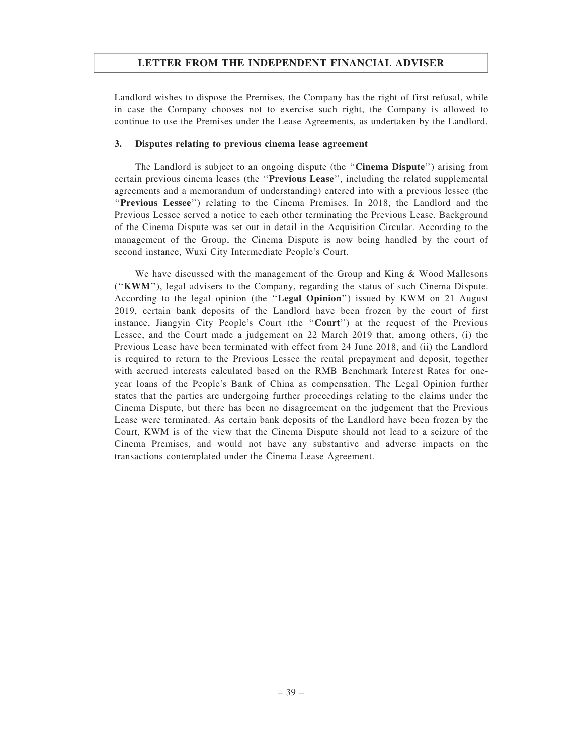Landlord wishes to dispose the Premises, the Company has the right of first refusal, while in case the Company chooses not to exercise such right, the Company is allowed to continue to use the Premises under the Lease Agreements, as undertaken by the Landlord.

### 3. Disputes relating to previous cinema lease agreement

The Landlord is subject to an ongoing dispute (the "**Cinema Dispute**") arising from certain previous cinema leases (the "**Previous Lease**", including the related supplemental agreements and a memorandum of understanding) entered into with a previous lessee (the "**Previous Lessee**") relating to the Cinema Premises. In 2018, the Landlord and the Previous Lessee served a notice to each other terminating the Previous Lease. Background of the Cinema Dispute was set out in detail in the Acquisition Circular. According to the management of the Group, the Cinema Dispute is now being handled by the court of second instance, Wuxi City Intermediate People's Court.

We have discussed with the management of the Group and King & Wood Mallesons ("**KWM**"), legal advisers to the Company, regarding the status of such Cinema Dispute. According to the legal opinion (the "**Legal Opinion**") issued by KWM on 21 August 2019, certain bank deposits of the Landlord have been frozen by the court of first instance, Jiangyin City People's Court (the "**Court**") at the request of the Previous Lessee, and the Court made a judgement on 22 March 2019 that, among others, (i) the Previous Lease have been terminated with effect from 24 June 2018, and (ii) the Landlord is required to return to the Previous Lessee the rental prepayment and deposit, together with accrued interests calculated based on the RMB Benchmark Interest Rates for one-year loans of the People's Bank of China as compensation. The Legal Opinion further states that the parties are undergoing further proceedings relating to the claims under the Cinema Dispute, but there has been no disagreement on the judgement that the Previous Lease were terminated. As certain bank deposits of the Landlord have been frozen by the Court, KWM is of the view that the Cinema Dispute should not lead to a seizure of the Cinema Premises, and would not have any substantive and adverse impacts on the transactions contemplated under the Cinema Lease Agreement.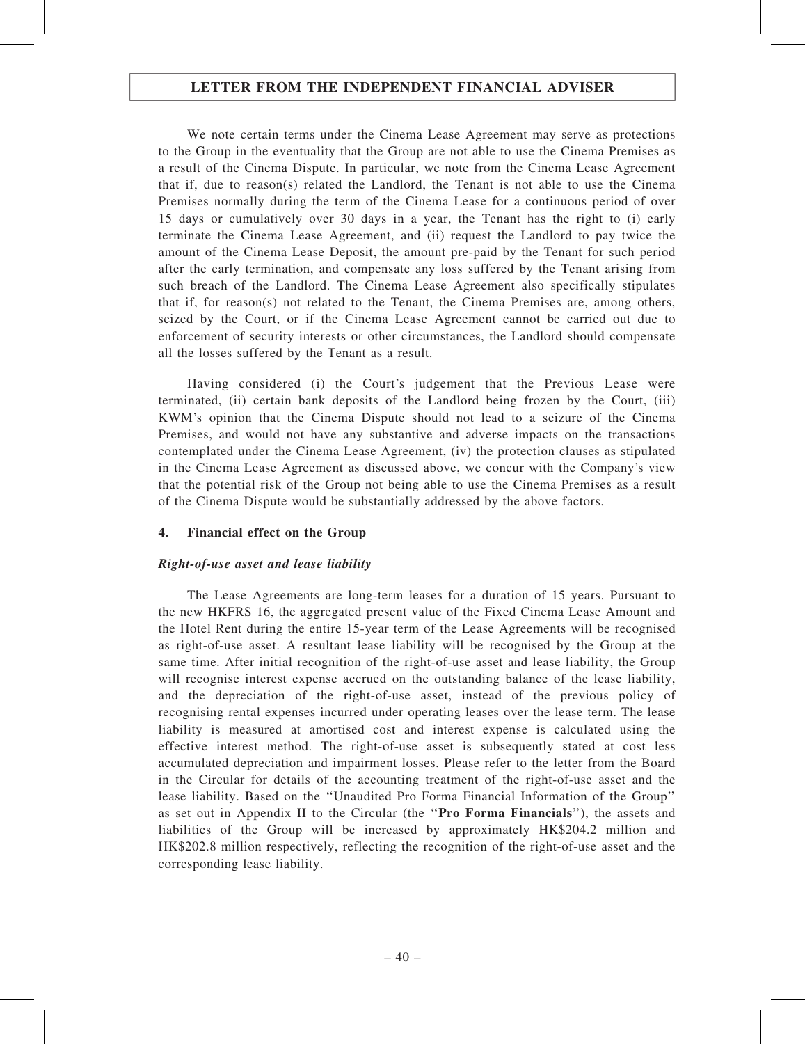We note certain terms under the Cinema Lease Agreement may serve as protections to the Group in the eventuality that the Group are not able to use the Cinema Premises as a result of the Cinema Dispute. In particular, we note from the Cinema Lease Agreement that if, due to reason(s) related the Landlord, the Tenant is not able to use the Cinema Premises normally during the term of the Cinema Lease for a continuous period of over 15 days or cumulatively over 30 days in a year, the Tenant has the right to (i) early terminate the Cinema Lease Agreement, and (ii) request the Landlord to pay twice the amount of the Cinema Lease Deposit, the amount pre-paid by the Tenant for such period after the early termination, and compensate any loss suffered by the Tenant arising from such breach of the Landlord. The Cinema Lease Agreement also specifically stipulates that if, for reason(s) not related to the Tenant, the Cinema Premises are, among others, seized by the Court, or if the Cinema Lease Agreement cannot be carried out due to enforcement of security interests or other circumstances, the Landlord should compensate all the losses suffered by the Tenant as a result.

Having considered (i) the Court's judgement that the Previous Lease were terminated, (ii) certain bank deposits of the Landlord being frozen by the Court, (iii) KWM's opinion that the Cinema Dispute should not lead to a seizure of the Cinema Premises, and would not have any substantive and adverse impacts on the transactions contemplated under the Cinema Lease Agreement, (iv) the protection clauses as stipulated in the Cinema Lease Agreement as discussed above, we concur with the Company's view that the potential risk of the Group not being able to use the Cinema Premises as a result of the Cinema Dispute would be substantially addressed by the above factors.

### 4. Financial effect on the Group

***Right-of-use asset and lease liability***

The Lease Agreements are long-term leases for a duration of 15 years. Pursuant to the new HKFRS 16, the aggregated present value of the Fixed Cinema Lease Amount and the Hotel Rent during the entire 15-year term of the Lease Agreements will be recognised as right-of-use asset. A resultant lease liability will be recognised by the Group at the same time. After initial recognition of the right-of-use asset and lease liability, the Group will recognise interest expense accrued on the outstanding balance of the lease liability, and the depreciation of the right-of-use asset, instead of the previous policy of recognising rental expenses incurred under operating leases over the lease term. The lease liability is measured at amortised cost and interest expense is calculated using the effective interest method. The right-of-use asset is subsequently stated at cost less accumulated depreciation and impairment losses. Please refer to the letter from the Board in the Circular for details of the accounting treatment of the right-of-use asset and the lease liability. Based on the ''Unaudited Pro Forma Financial Information of the Group'' as set out in Appendix II to the Circular (the ''**Pro Forma Financials**''), the assets and liabilities of the Group will be increased by approximately HK$204.2 million and HK$202.8 million respectively, reflecting the recognition of the right-of-use asset and the corresponding lease liability.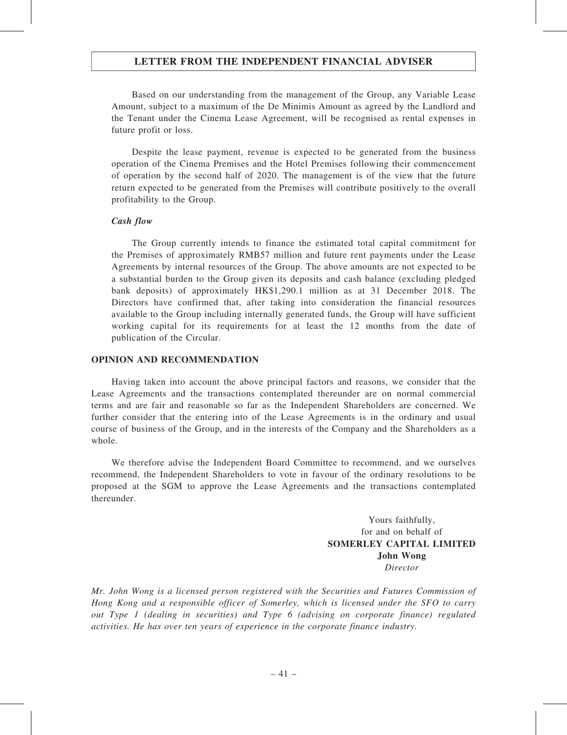Based on our understanding from the management of the Group, any Variable Lease Amount, subject to a maximum of the De Minimis Amount as agreed by the Landlord and the Tenant under the Cinema Lease Agreement, will be recognised as rental expenses in future profit or loss.

Despite the lease payment, revenue is expected to be generated from the business operation of the Cinema Premises and the Hotel Premises following their commencement of operation by the second half of 2020. The management is of the view that the future return expected to be generated from the Premises will contribute positively to the overall profitability to the Group.

***Cash flow***

The Group currently intends to finance the estimated total capital commitment for the Premises of approximately RMB57 million and future rent payments under the Lease Agreements by internal resources of the Group. The above amounts are not expected to be a substantial burden to the Group given its deposits and cash balance (excluding pledged bank deposits) of approximately HK$1,290.1 million as at 31 December 2018. The Directors have confirmed that, after taking into consideration the financial resources available to the Group including internally generated funds, the Group will have sufficient working capital for its requirements for at least the 12 months from the date of publication of the Circular.

**OPINION AND RECOMMENDATION**

Having taken into account the above principal factors and reasons, we consider that the Lease Agreements and the transactions contemplated thereunder are on normal commercial terms and are fair and reasonable so far as the Independent Shareholders are concerned. We further consider that the entering into of the Lease Agreements is in the ordinary and usual course of business of the Group, and in the interests of the Company and the Shareholders as a whole.

We therefore advise the Independent Board Committee to recommend, and we ourselves recommend, the Independent Shareholders to vote in favour of the ordinary resolutions to be proposed at the SGM to approve the Lease Agreements and the transactions contemplated thereunder.

Yours faithfully,
for and on behalf of
**SOMERLEY CAPITAL LIMITED**
**John Wong**
*Director*

*Mr. John Wong is a licensed person registered with the Securities and Futures Commission of Hong Kong and a responsible officer of Somerley, which is licensed under the SFO to carry out Type 1 (dealing in securities) and Type 6 (advising on corporate finance) regulated activities. He has over ten years of experience in the corporate finance industry.*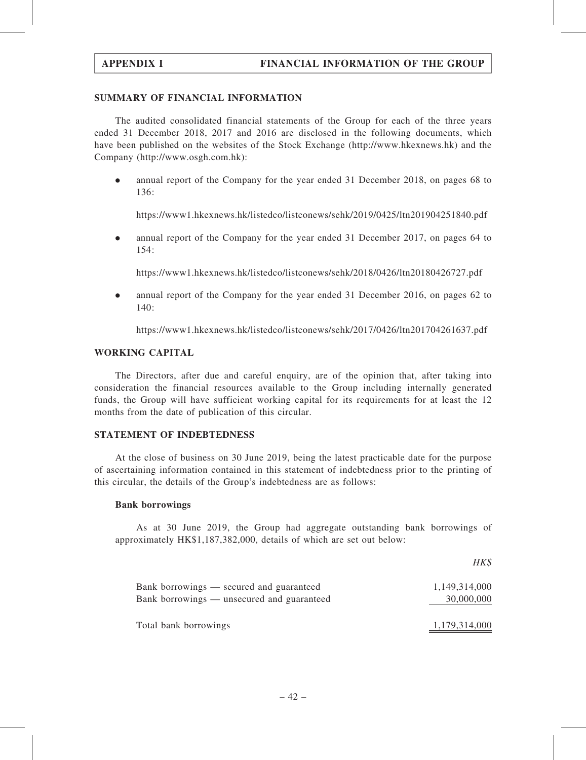## SUMMARY OF FINANCIAL INFORMATION

The audited consolidated financial statements of the Group for each of the three years ended 31 December 2018, 2017 and 2016 are disclosed in the following documents, which have been published on the websites of the Stock Exchange (http://www.hkexnews.hk) and the Company (http://www.osgh.com.hk):

- annual report of the Company for the year ended 31 December 2018, on pages 68 to 136:

  https://www1.hkexnews.hk/listedco/listconews/sehk/2019/0425/ltn201904251840.pdf

- annual report of the Company for the year ended 31 December 2017, on pages 64 to 154:

  https://www1.hkexnews.hk/listedco/listconews/sehk/2018/0426/ltn20180426727.pdf

- annual report of the Company for the year ended 31 December 2016, on pages 62 to 140:

  https://www1.hkexnews.hk/listedco/listconews/sehk/2017/0426/ltn201704261637.pdf

## WORKING CAPITAL

The Directors, after due and careful enquiry, are of the opinion that, after taking into consideration the financial resources available to the Group including internally generated funds, the Group will have sufficient working capital for its requirements for at least the 12 months from the date of publication of this circular.

## STATEMENT OF INDEBTEDNESS

At the close of business on 30 June 2019, being the latest practicable date for the purpose of ascertaining information contained in this statement of indebtedness prior to the printing of this circular, the details of the Group's indebtedness are as follows:

### Bank borrowings

As at 30 June 2019, the Group had aggregate outstanding bank borrowings of approximately HK$1,187,382,000, details of which are set out below:

| | *HK$* |
|---|---|
| Bank borrowings — secured and guaranteed | 1,149,314,000 |
| Bank borrowings — unsecured and guaranteed | 30,000,000 |
| Total bank borrowings | 1,179,314,000 |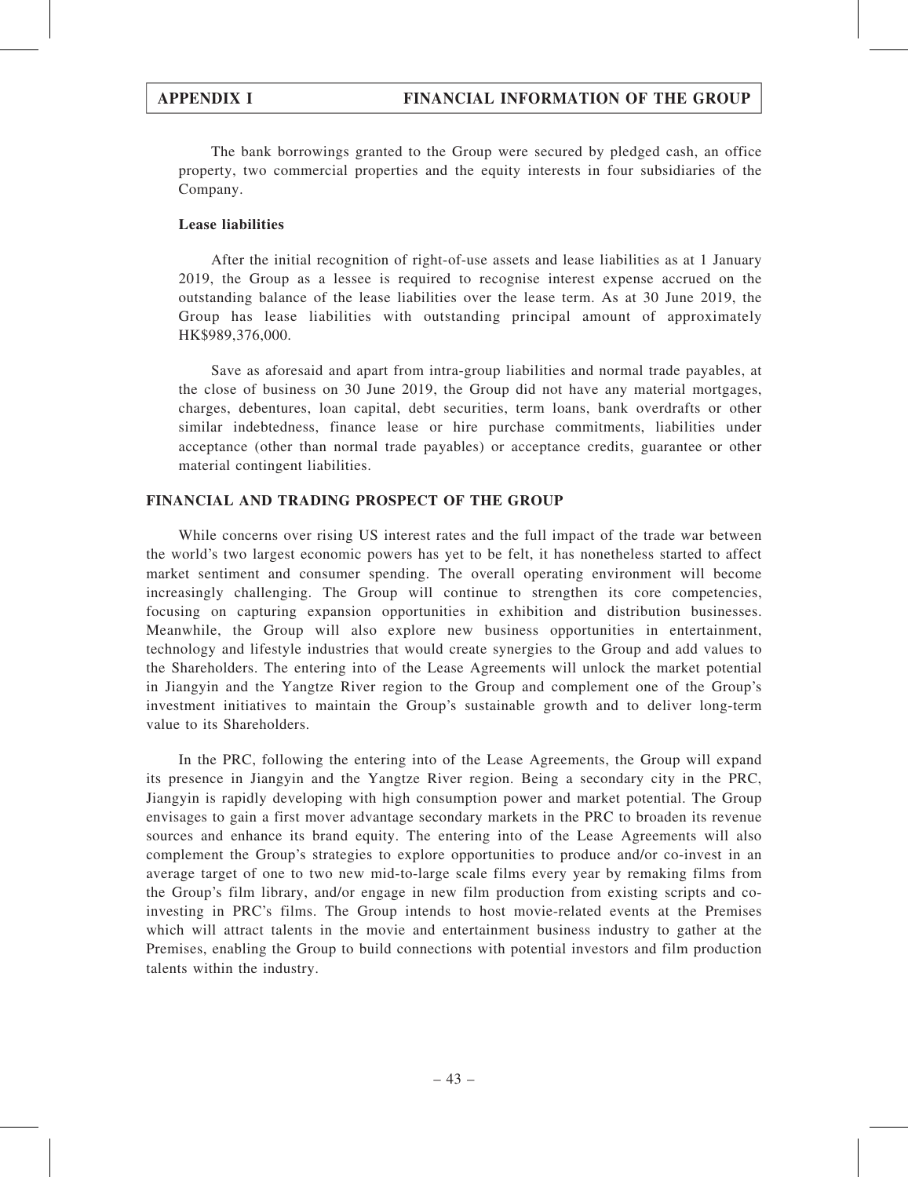The bank borrowings granted to the Group were secured by pledged cash, an office property, two commercial properties and the equity interests in four subsidiaries of the Company.

**Lease liabilities**

After the initial recognition of right-of-use assets and lease liabilities as at 1 January 2019, the Group as a lessee is required to recognise interest expense accrued on the outstanding balance of the lease liabilities over the lease term. As at 30 June 2019, the Group has lease liabilities with outstanding principal amount of approximately HK$989,376,000.

Save as aforesaid and apart from intra-group liabilities and normal trade payables, at the close of business on 30 June 2019, the Group did not have any material mortgages, charges, debentures, loan capital, debt securities, term loans, bank overdrafts or other similar indebtedness, finance lease or hire purchase commitments, liabilities under acceptance (other than normal trade payables) or acceptance credits, guarantee or other material contingent liabilities.

## FINANCIAL AND TRADING PROSPECT OF THE GROUP

While concerns over rising US interest rates and the full impact of the trade war between the world's two largest economic powers has yet to be felt, it has nonetheless started to affect market sentiment and consumer spending. The overall operating environment will become increasingly challenging. The Group will continue to strengthen its core competencies, focusing on capturing expansion opportunities in exhibition and distribution businesses. Meanwhile, the Group will also explore new business opportunities in entertainment, technology and lifestyle industries that would create synergies to the Group and add values to the Shareholders. The entering into of the Lease Agreements will unlock the market potential in Jiangyin and the Yangtze River region to the Group and complement one of the Group's investment initiatives to maintain the Group's sustainable growth and to deliver long-term value to its Shareholders.

In the PRC, following the entering into of the Lease Agreements, the Group will expand its presence in Jiangyin and the Yangtze River region. Being a secondary city in the PRC, Jiangyin is rapidly developing with high consumption power and market potential. The Group envisages to gain a first mover advantage secondary markets in the PRC to broaden its revenue sources and enhance its brand equity. The entering into of the Lease Agreements will also complement the Group's strategies to explore opportunities to produce and/or co-invest in an average target of one to two new mid-to-large scale films every year by remaking films from the Group's film library, and/or engage in new film production from existing scripts and co-investing in PRC's films. The Group intends to host movie-related events at the Premises which will attract talents in the movie and entertainment business industry to gather at the Premises, enabling the Group to build connections with potential investors and film production talents within the industry.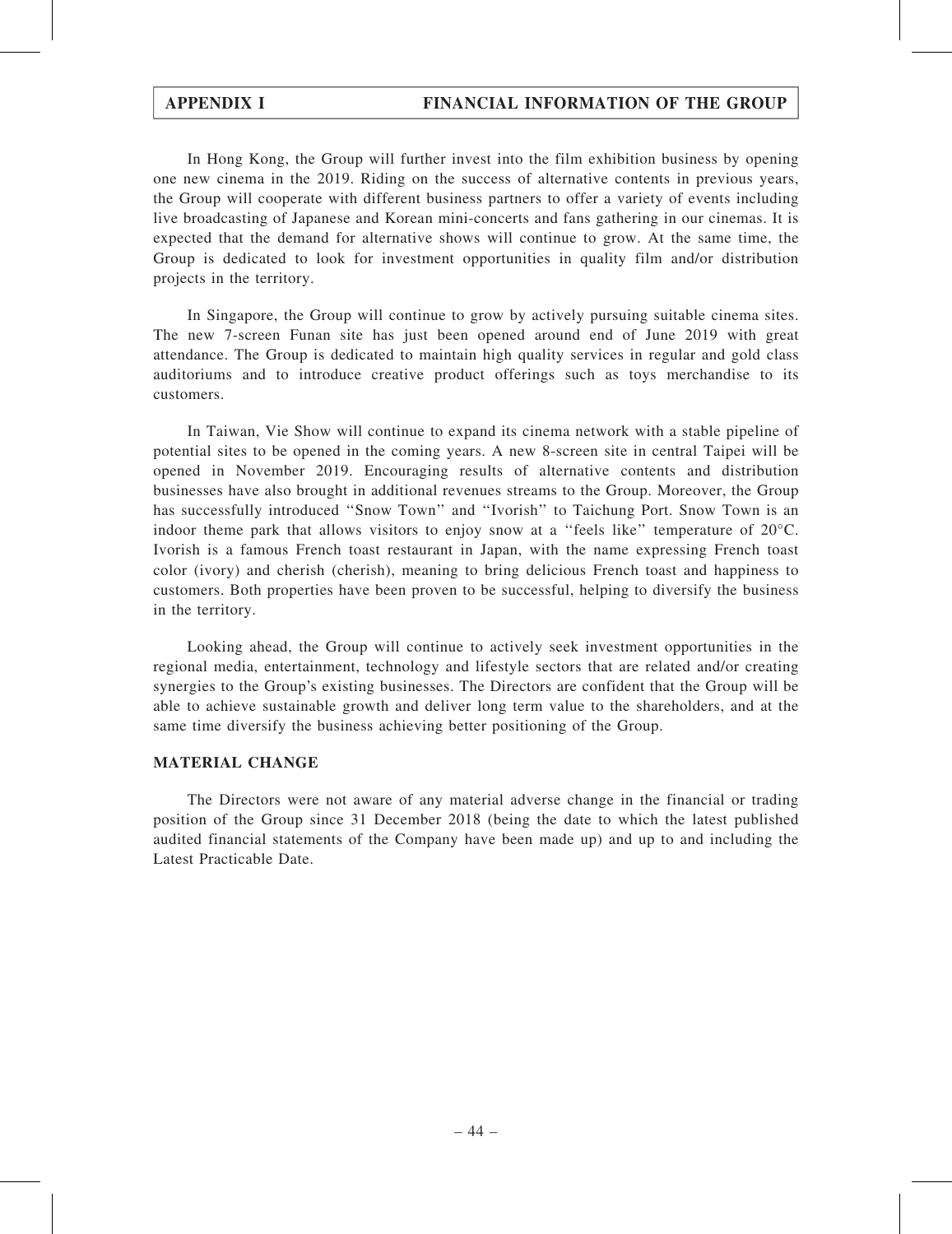In Hong Kong, the Group will further invest into the film exhibition business by opening one new cinema in the 2019. Riding on the success of alternative contents in previous years, the Group will cooperate with different business partners to offer a variety of events including live broadcasting of Japanese and Korean mini-concerts and fans gathering in our cinemas. It is expected that the demand for alternative shows will continue to grow. At the same time, the Group is dedicated to look for investment opportunities in quality film and/or distribution projects in the territory.

In Singapore, the Group will continue to grow by actively pursuing suitable cinema sites. The new 7-screen Funan site has just been opened around end of June 2019 with great attendance. The Group is dedicated to maintain high quality services in regular and gold class auditoriums and to introduce creative product offerings such as toys merchandise to its customers.

In Taiwan, Vie Show will continue to expand its cinema network with a stable pipeline of potential sites to be opened in the coming years. A new 8-screen site in central Taipei will be opened in November 2019. Encouraging results of alternative contents and distribution businesses have also brought in additional revenues streams to the Group. Moreover, the Group has successfully introduced ''Snow Town'' and ''Ivorish'' to Taichung Port. Snow Town is an indoor theme park that allows visitors to enjoy snow at a ''feels like'' temperature of 20°C. Ivorish is a famous French toast restaurant in Japan, with the name expressing French toast color (ivory) and cherish (cherish), meaning to bring delicious French toast and happiness to customers. Both properties have been proven to be successful, helping to diversify the business in the territory.

Looking ahead, the Group will continue to actively seek investment opportunities in the regional media, entertainment, technology and lifestyle sectors that are related and/or creating synergies to the Group's existing businesses. The Directors are confident that the Group will be able to achieve sustainable growth and deliver long term value to the shareholders, and at the same time diversify the business achieving better positioning of the Group.

## MATERIAL CHANGE

The Directors were not aware of any material adverse change in the financial or trading position of the Group since 31 December 2018 (being the date to which the latest published audited financial statements of the Company have been made up) and up to and including the Latest Practicable Date.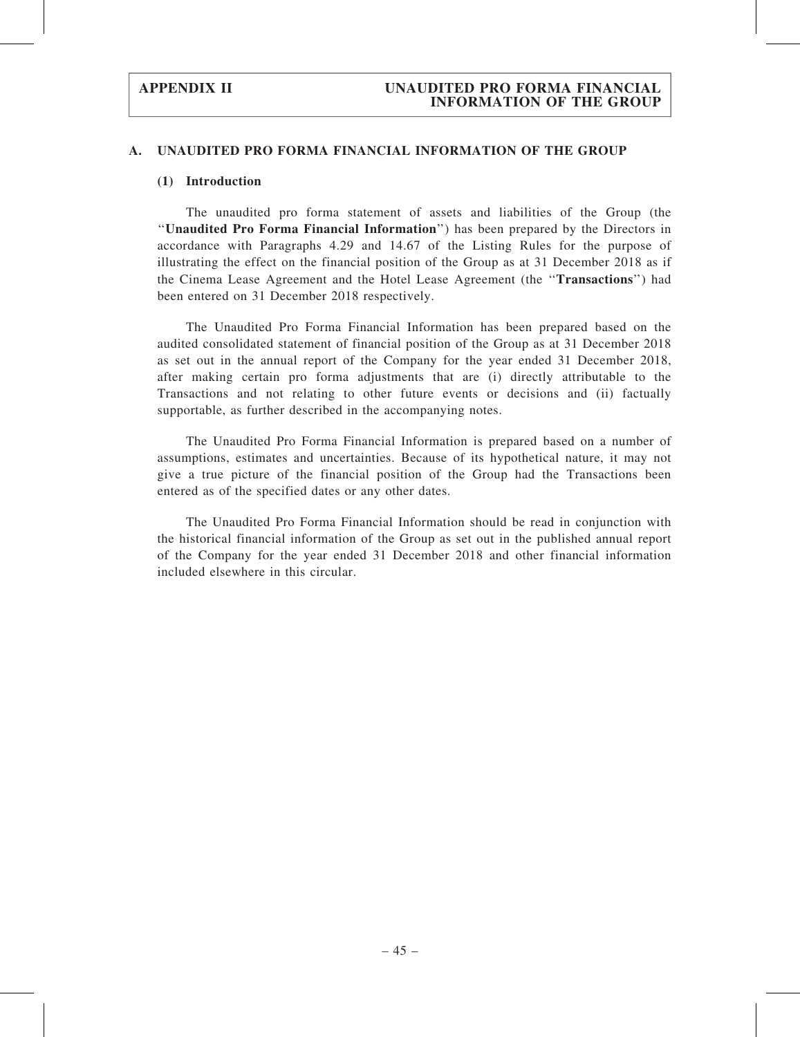## A. UNAUDITED PRO FORMA FINANCIAL INFORMATION OF THE GROUP

### (1) Introduction

The unaudited pro forma statement of assets and liabilities of the Group (the "**Unaudited Pro Forma Financial Information**") has been prepared by the Directors in accordance with Paragraphs 4.29 and 14.67 of the Listing Rules for the purpose of illustrating the effect on the financial position of the Group as at 31 December 2018 as if the Cinema Lease Agreement and the Hotel Lease Agreement (the "**Transactions**") had been entered on 31 December 2018 respectively.

The Unaudited Pro Forma Financial Information has been prepared based on the audited consolidated statement of financial position of the Group as at 31 December 2018 as set out in the annual report of the Company for the year ended 31 December 2018, after making certain pro forma adjustments that are (i) directly attributable to the Transactions and not relating to other future events or decisions and (ii) factually supportable, as further described in the accompanying notes.

The Unaudited Pro Forma Financial Information is prepared based on a number of assumptions, estimates and uncertainties. Because of its hypothetical nature, it may not give a true picture of the financial position of the Group had the Transactions been entered as of the specified dates or any other dates.

The Unaudited Pro Forma Financial Information should be read in conjunction with the historical financial information of the Group as set out in the published annual report of the Company for the year ended 31 December 2018 and other financial information included elsewhere in this circular.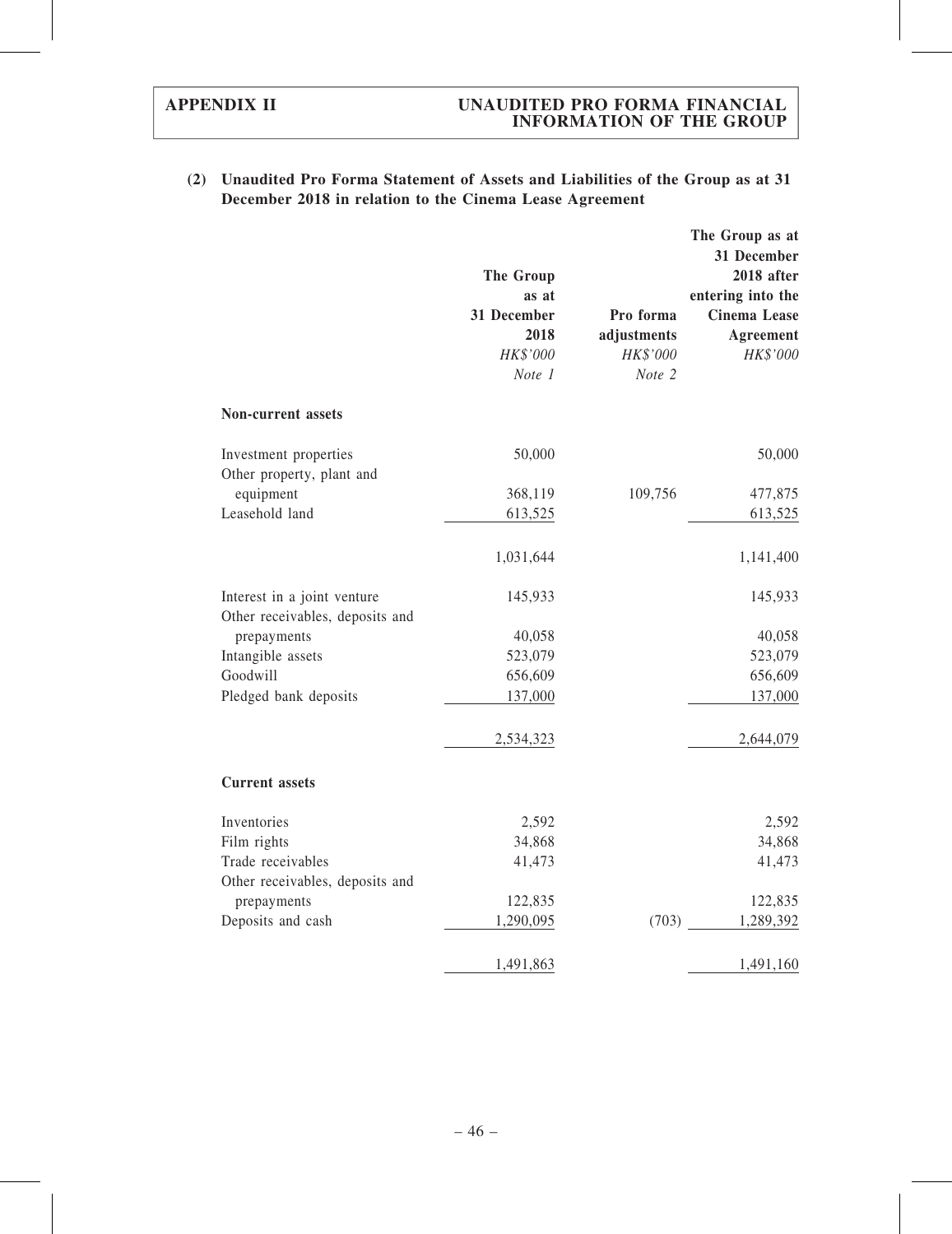**(2) Unaudited Pro Forma Statement of Assets and Liabilities of the Group as at 31 December 2018 in relation to the Cinema Lease Agreement**

| | The Group as at 31 December 2018 | Pro forma adjustments | The Group as at 31 December 2018 after entering into the Cinema Lease Agreement |
|---|---|---|---|
| | *HK$'000* | *HK$'000* | *HK$'000* |
| | *Note 1* | *Note 2* | |
| **Non-current assets** | | | |
| Investment properties | 50,000 | | 50,000 |
| Other property, plant and equipment | 368,119 | 109,756 | 477,875 |
| Leasehold land | 613,525 | | 613,525 |
| | 1,031,644 | | 1,141,400 |
| Interest in a joint venture | 145,933 | | 145,933 |
| Other receivables, deposits and prepayments | 40,058 | | 40,058 |
| Intangible assets | 523,079 | | 523,079 |
| Goodwill | 656,609 | | 656,609 |
| Pledged bank deposits | 137,000 | | 137,000 |
| | 2,534,323 | | 2,644,079 |
| **Current assets** | | | |
| Inventories | 2,592 | | 2,592 |
| Film rights | 34,868 | | 34,868 |
| Trade receivables | 41,473 | | 41,473 |
| Other receivables, deposits and prepayments | 122,835 | | 122,835 |
| Deposits and cash | 1,290,095 | (703) | 1,289,392 |
| | 1,491,863 | | 1,491,160 |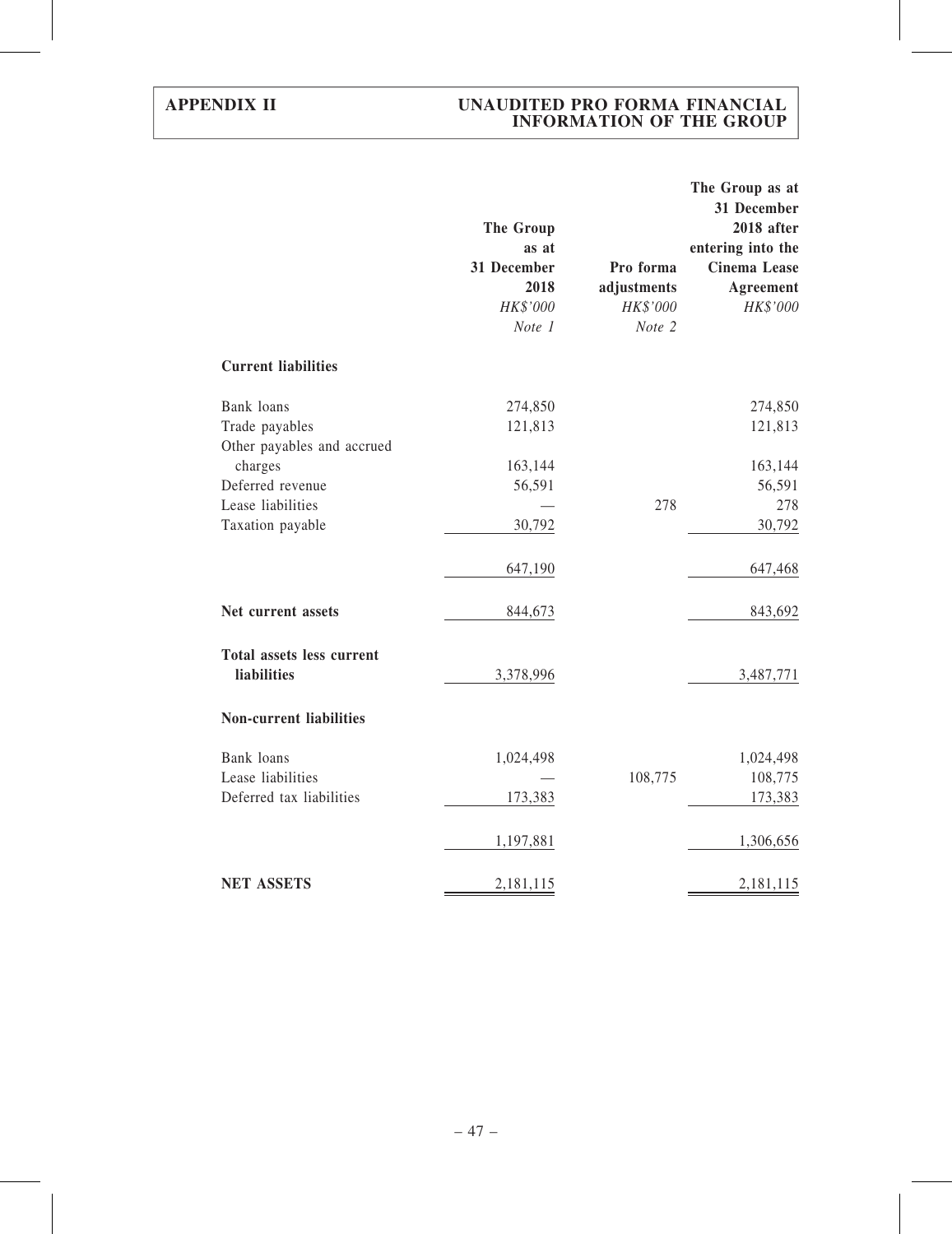| | The Group as at 31 December 2018 | Pro forma adjustments | The Group as at 31 December 2018 after entering into the Cinema Lease Agreement |
|---|---|---|---|
| | *HK$'000* | *HK$'000* | *HK$'000* |
| | *Note 1* | *Note 2* | |
| **Current liabilities** | | | |
| Bank loans | 274,850 | | 274,850 |
| Trade payables | 121,813 | | 121,813 |
| Other payables and accrued charges | 163,144 | | 163,144 |
| Deferred revenue | 56,591 | | 56,591 |
| Lease liabilities | — | 278 | 278 |
| Taxation payable | 30,792 | | 30,792 |
| | 647,190 | | 647,468 |
| **Net current assets** | 844,673 | | 843,692 |
| **Total assets less current liabilities** | 3,378,996 | | 3,487,771 |
| **Non-current liabilities** | | | |
| Bank loans | 1,024,498 | | 1,024,498 |
| Lease liabilities | — | 108,775 | 108,775 |
| Deferred tax liabilities | 173,383 | | 173,383 |
| | 1,197,881 | | 1,306,656 |
| **NET ASSETS** | 2,181,115 | | 2,181,115 |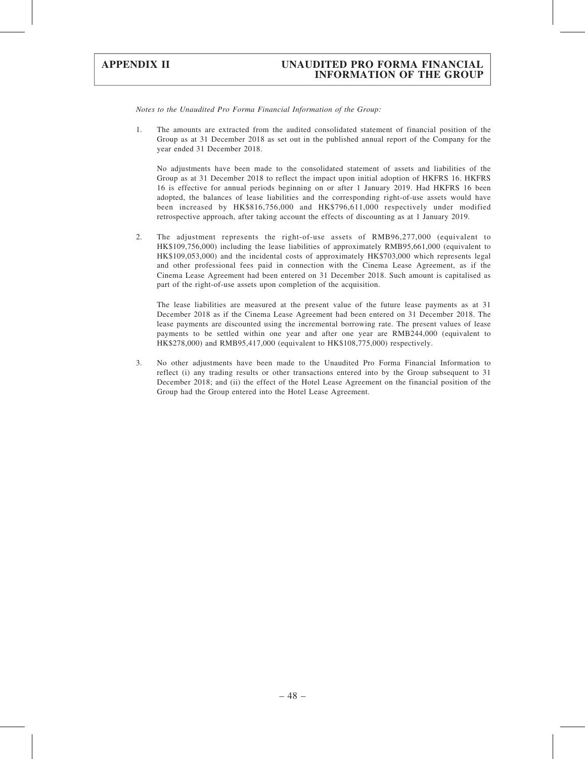*Notes to the Unaudited Pro Forma Financial Information of the Group:*

1. The amounts are extracted from the audited consolidated statement of financial position of the Group as at 31 December 2018 as set out in the published annual report of the Company for the year ended 31 December 2018.

   No adjustments have been made to the consolidated statement of assets and liabilities of the Group as at 31 December 2018 to reflect the impact upon initial adoption of HKFRS 16. HKFRS 16 is effective for annual periods beginning on or after 1 January 2019. Had HKFRS 16 been adopted, the balances of lease liabilities and the corresponding right-of-use assets would have been increased by HK$816,756,000 and HK$796,611,000 respectively under modified retrospective approach, after taking account the effects of discounting as at 1 January 2019.

2. The adjustment represents the right-of-use assets of RMB96,277,000 (equivalent to HK$109,756,000) including the lease liabilities of approximately RMB95,661,000 (equivalent to HK$109,053,000) and the incidental costs of approximately HK$703,000 which represents legal and other professional fees paid in connection with the Cinema Lease Agreement, as if the Cinema Lease Agreement had been entered on 31 December 2018. Such amount is capitalised as part of the right-of-use assets upon completion of the acquisition.

   The lease liabilities are measured at the present value of the future lease payments as at 31 December 2018 as if the Cinema Lease Agreement had been entered on 31 December 2018. The lease payments are discounted using the incremental borrowing rate. The present values of lease payments to be settled within one year and after one year are RMB244,000 (equivalent to HK$278,000) and RMB95,417,000 (equivalent to HK$108,775,000) respectively.

3. No other adjustments have been made to the Unaudited Pro Forma Financial Information to reflect (i) any trading results or other transactions entered into by the Group subsequent to 31 December 2018; and (ii) the effect of the Hotel Lease Agreement on the financial position of the Group had the Group entered into the Hotel Lease Agreement.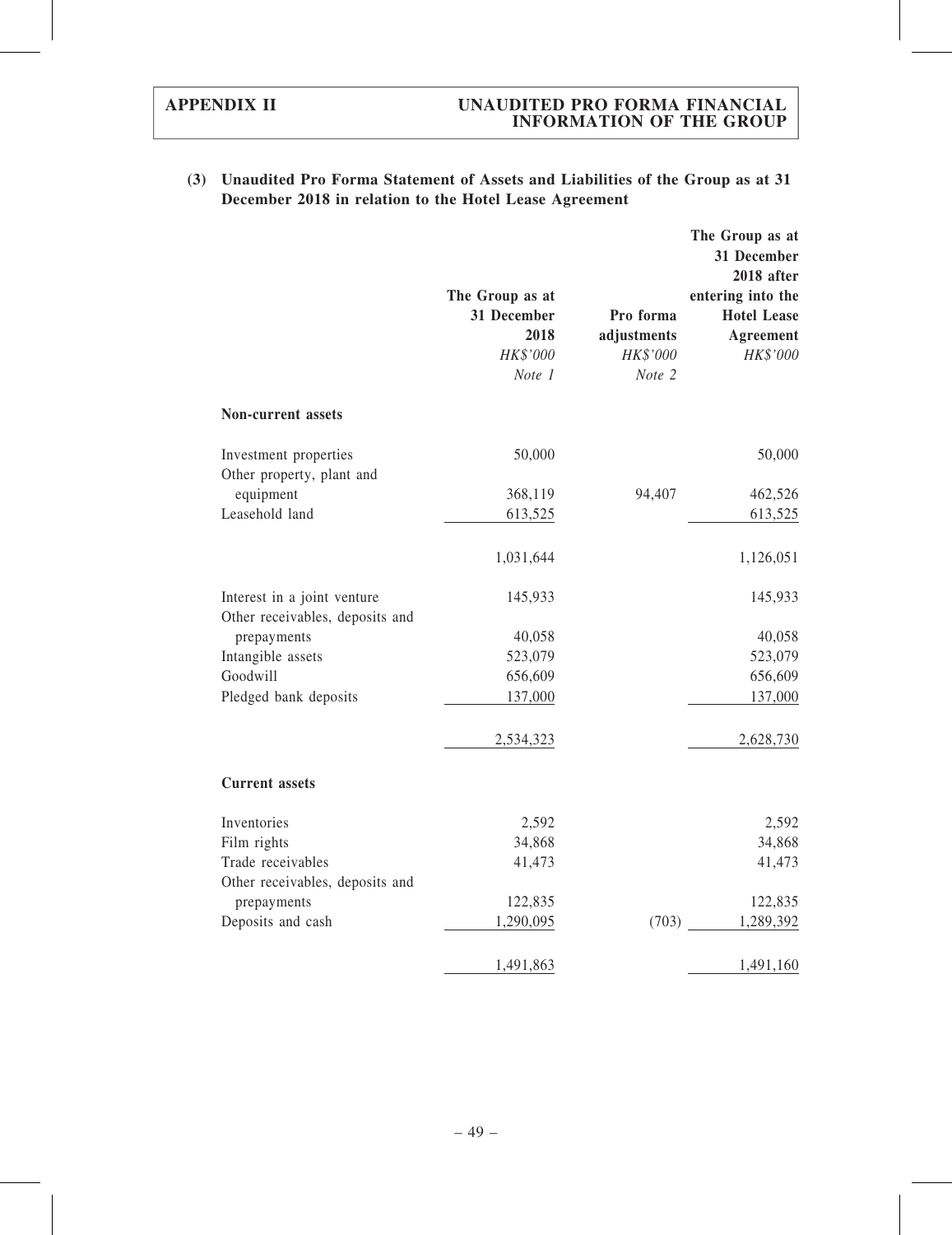### (3) Unaudited Pro Forma Statement of Assets and Liabilities of the Group as at 31 December 2018 in relation to the Hotel Lease Agreement

| | The Group as at 31 December 2018 | Pro forma adjustments | The Group as at 31 December 2018 after entering into the Hotel Lease Agreement |
|---|---|---|---|
| | *HK$'000* | *HK$'000* | *HK$'000* |
| | *Note 1* | *Note 2* | |
| **Non-current assets** | | | |
| Investment properties | 50,000 | | 50,000 |
| Other property, plant and equipment | 368,119 | 94,407 | 462,526 |
| Leasehold land | 613,525 | | 613,525 |
| | 1,031,644 | | 1,126,051 |
| Interest in a joint venture | 145,933 | | 145,933 |
| Other receivables, deposits and prepayments | 40,058 | | 40,058 |
| Intangible assets | 523,079 | | 523,079 |
| Goodwill | 656,609 | | 656,609 |
| Pledged bank deposits | 137,000 | | 137,000 |
| | 2,534,323 | | 2,628,730 |
| **Current assets** | | | |
| Inventories | 2,592 | | 2,592 |
| Film rights | 34,868 | | 34,868 |
| Trade receivables | 41,473 | | 41,473 |
| Other receivables, deposits and prepayments | 122,835 | | 122,835 |
| Deposits and cash | 1,290,095 | (703) | 1,289,392 |
| | 1,491,863 | | 1,491,160 |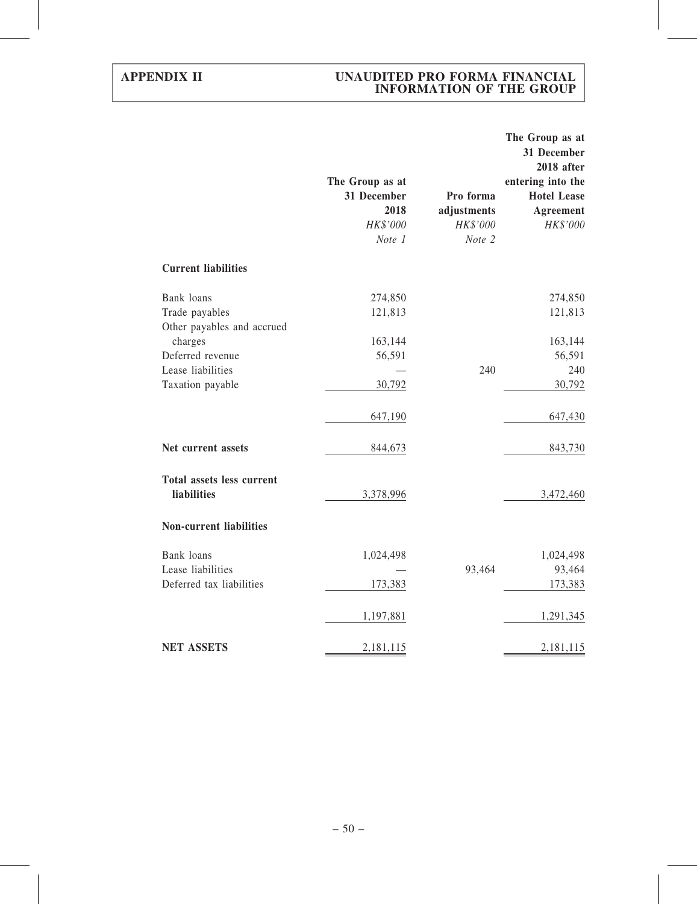| | The Group as at 31 December 2018 HK$'000 Note 1 | Pro forma adjustments HK$'000 Note 2 | The Group as at 31 December 2018 after entering into the Hotel Lease Agreement HK$'000 |
|---|---|---|---|
| **Current liabilities** | | | |
| Bank loans | 274,850 | | 274,850 |
| Trade payables | 121,813 | | 121,813 |
| Other payables and accrued charges | 163,144 | | 163,144 |
| Deferred revenue | 56,591 | | 56,591 |
| Lease liabilities | — | 240 | 240 |
| Taxation payable | 30,792 | | 30,792 |
| | 647,190 | | 647,430 |
| **Net current assets** | 844,673 | | 843,730 |
| **Total assets less current liabilities** | 3,378,996 | | 3,472,460 |
| **Non-current liabilities** | | | |
| Bank loans | 1,024,498 | | 1,024,498 |
| Lease liabilities | — | 93,464 | 93,464 |
| Deferred tax liabilities | 173,383 | | 173,383 |
| | 1,197,881 | | 1,291,345 |
| **NET ASSETS** | 2,181,115 | | 2,181,115 |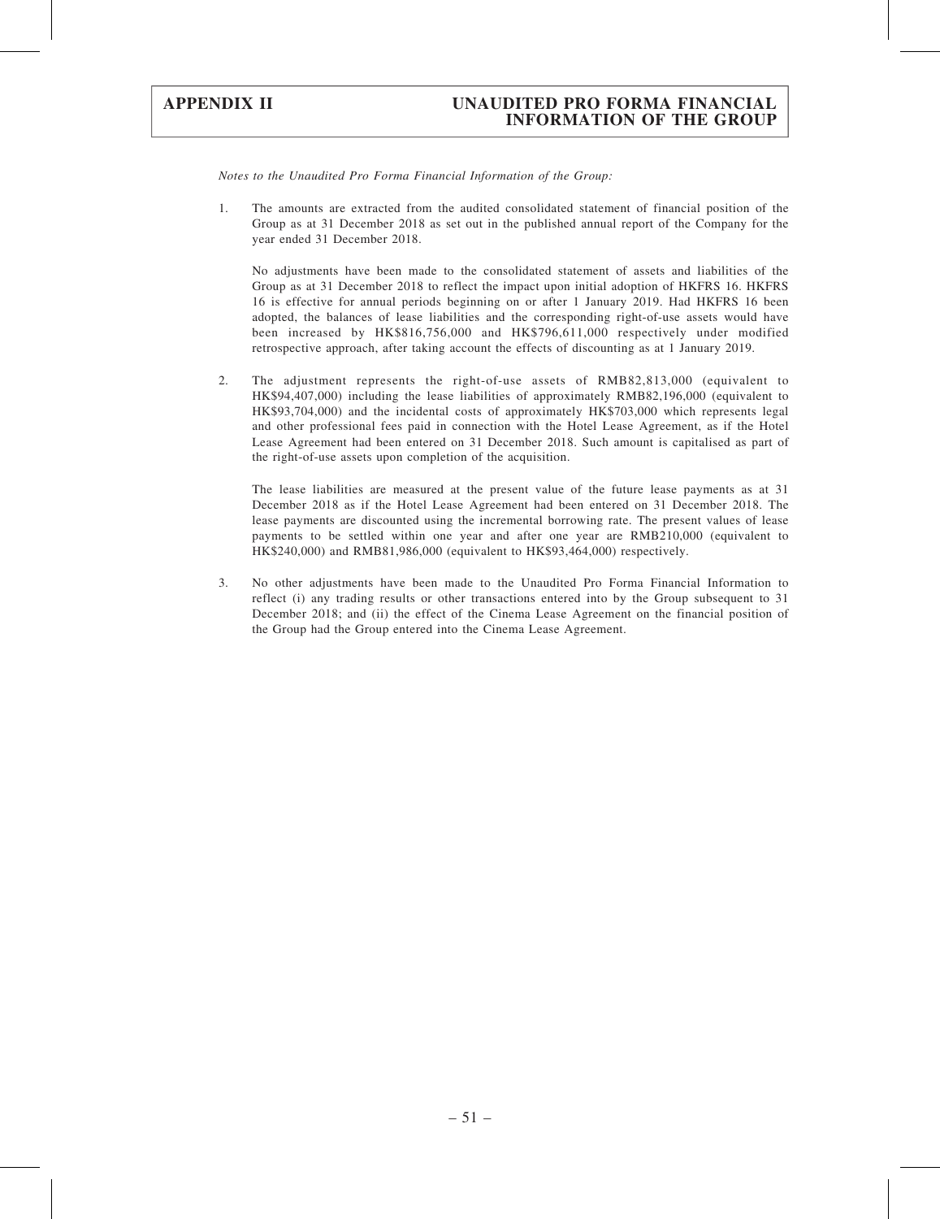*Notes to the Unaudited Pro Forma Financial Information of the Group:*

1. The amounts are extracted from the audited consolidated statement of financial position of the Group as at 31 December 2018 as set out in the published annual report of the Company for the year ended 31 December 2018.

   No adjustments have been made to the consolidated statement of assets and liabilities of the Group as at 31 December 2018 to reflect the impact upon initial adoption of HKFRS 16. HKFRS 16 is effective for annual periods beginning on or after 1 January 2019. Had HKFRS 16 been adopted, the balances of lease liabilities and the corresponding right-of-use assets would have been increased by HK$816,756,000 and HK$796,611,000 respectively under modified retrospective approach, after taking account the effects of discounting as at 1 January 2019.

2. The adjustment represents the right-of-use assets of RMB82,813,000 (equivalent to HK$94,407,000) including the lease liabilities of approximately RMB82,196,000 (equivalent to HK$93,704,000) and the incidental costs of approximately HK$703,000 which represents legal and other professional fees paid in connection with the Hotel Lease Agreement, as if the Hotel Lease Agreement had been entered on 31 December 2018. Such amount is capitalised as part of the right-of-use assets upon completion of the acquisition.

   The lease liabilities are measured at the present value of the future lease payments as at 31 December 2018 as if the Hotel Lease Agreement had been entered on 31 December 2018. The lease payments are discounted using the incremental borrowing rate. The present values of lease payments to be settled within one year and after one year are RMB210,000 (equivalent to HK$240,000) and RMB81,986,000 (equivalent to HK$93,464,000) respectively.

3. No other adjustments have been made to the Unaudited Pro Forma Financial Information to reflect (i) any trading results or other transactions entered into by the Group subsequent to 31 December 2018; and (ii) the effect of the Cinema Lease Agreement on the financial position of the Group had the Group entered into the Cinema Lease Agreement.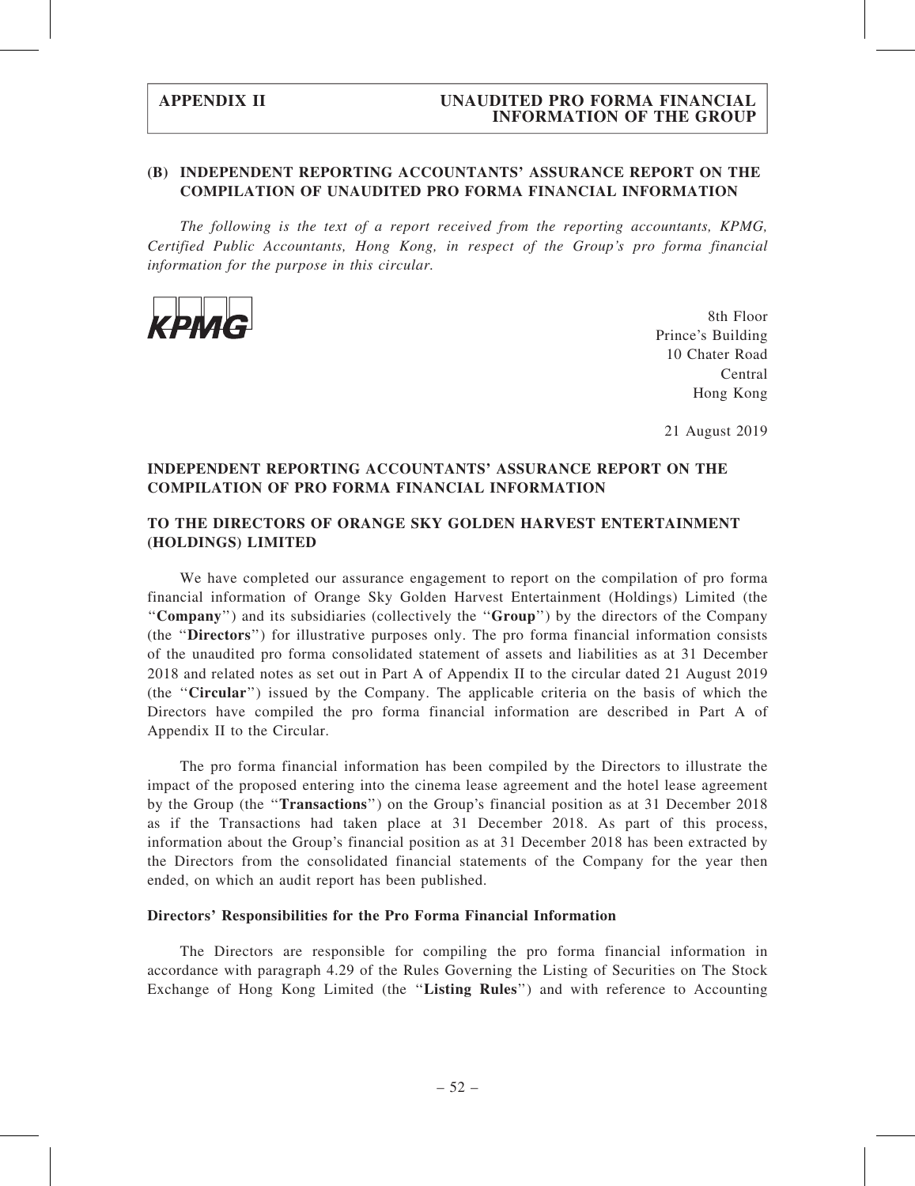## (B) INDEPENDENT REPORTING ACCOUNTANTS' ASSURANCE REPORT ON THE COMPILATION OF UNAUDITED PRO FORMA FINANCIAL INFORMATION

*The following is the text of a report received from the reporting accountants, KPMG, Certified Public Accountants, Hong Kong, in respect of the Group's pro forma financial information for the purpose in this circular.*

KPMG

8th Floor
Prince's Building
10 Chater Road
Central
Hong Kong

21 August 2019

### INDEPENDENT REPORTING ACCOUNTANTS' ASSURANCE REPORT ON THE COMPILATION OF PRO FORMA FINANCIAL INFORMATION

### TO THE DIRECTORS OF ORANGE SKY GOLDEN HARVEST ENTERTAINMENT (HOLDINGS) LIMITED

We have completed our assurance engagement to report on the compilation of pro forma financial information of Orange Sky Golden Harvest Entertainment (Holdings) Limited (the "**Company**") and its subsidiaries (collectively the "**Group**") by the directors of the Company (the "**Directors**") for illustrative purposes only. The pro forma financial information consists of the unaudited pro forma consolidated statement of assets and liabilities as at 31 December 2018 and related notes as set out in Part A of Appendix II to the circular dated 21 August 2019 (the "**Circular**") issued by the Company. The applicable criteria on the basis of which the Directors have compiled the pro forma financial information are described in Part A of Appendix II to the Circular.

The pro forma financial information has been compiled by the Directors to illustrate the impact of the proposed entering into the cinema lease agreement and the hotel lease agreement by the Group (the "**Transactions**") on the Group's financial position as at 31 December 2018 as if the Transactions had taken place at 31 December 2018. As part of this process, information about the Group's financial position as at 31 December 2018 has been extracted by the Directors from the consolidated financial statements of the Company for the year then ended, on which an audit report has been published.

**Directors' Responsibilities for the Pro Forma Financial Information**

The Directors are responsible for compiling the pro forma financial information in accordance with paragraph 4.29 of the Rules Governing the Listing of Securities on The Stock Exchange of Hong Kong Limited (the "**Listing Rules**") and with reference to Accounting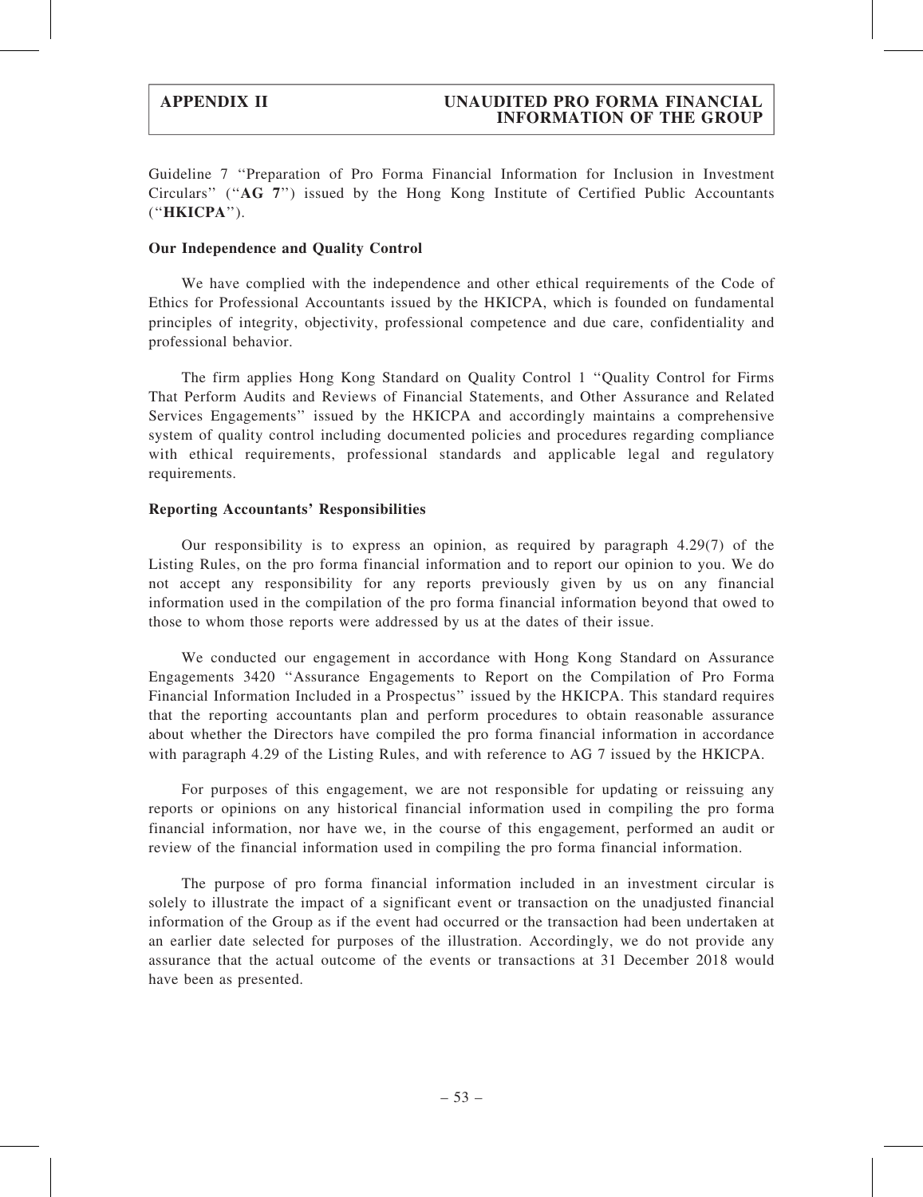Guideline 7 ''Preparation of Pro Forma Financial Information for Inclusion in Investment Circulars'' (''**AG 7**'') issued by the Hong Kong Institute of Certified Public Accountants (''**HKICPA**'').

**Our Independence and Quality Control**

We have complied with the independence and other ethical requirements of the Code of Ethics for Professional Accountants issued by the HKICPA, which is founded on fundamental principles of integrity, objectivity, professional competence and due care, confidentiality and professional behavior.

The firm applies Hong Kong Standard on Quality Control 1 ''Quality Control for Firms That Perform Audits and Reviews of Financial Statements, and Other Assurance and Related Services Engagements'' issued by the HKICPA and accordingly maintains a comprehensive system of quality control including documented policies and procedures regarding compliance with ethical requirements, professional standards and applicable legal and regulatory requirements.

**Reporting Accountants' Responsibilities**

Our responsibility is to express an opinion, as required by paragraph 4.29(7) of the Listing Rules, on the pro forma financial information and to report our opinion to you. We do not accept any responsibility for any reports previously given by us on any financial information used in the compilation of the pro forma financial information beyond that owed to those to whom those reports were addressed by us at the dates of their issue.

We conducted our engagement in accordance with Hong Kong Standard on Assurance Engagements 3420 ''Assurance Engagements to Report on the Compilation of Pro Forma Financial Information Included in a Prospectus'' issued by the HKICPA. This standard requires that the reporting accountants plan and perform procedures to obtain reasonable assurance about whether the Directors have compiled the pro forma financial information in accordance with paragraph 4.29 of the Listing Rules, and with reference to AG 7 issued by the HKICPA.

For purposes of this engagement, we are not responsible for updating or reissuing any reports or opinions on any historical financial information used in compiling the pro forma financial information, nor have we, in the course of this engagement, performed an audit or review of the financial information used in compiling the pro forma financial information.

The purpose of pro forma financial information included in an investment circular is solely to illustrate the impact of a significant event or transaction on the unadjusted financial information of the Group as if the event had occurred or the transaction had been undertaken at an earlier date selected for purposes of the illustration. Accordingly, we do not provide any assurance that the actual outcome of the events or transactions at 31 December 2018 would have been as presented.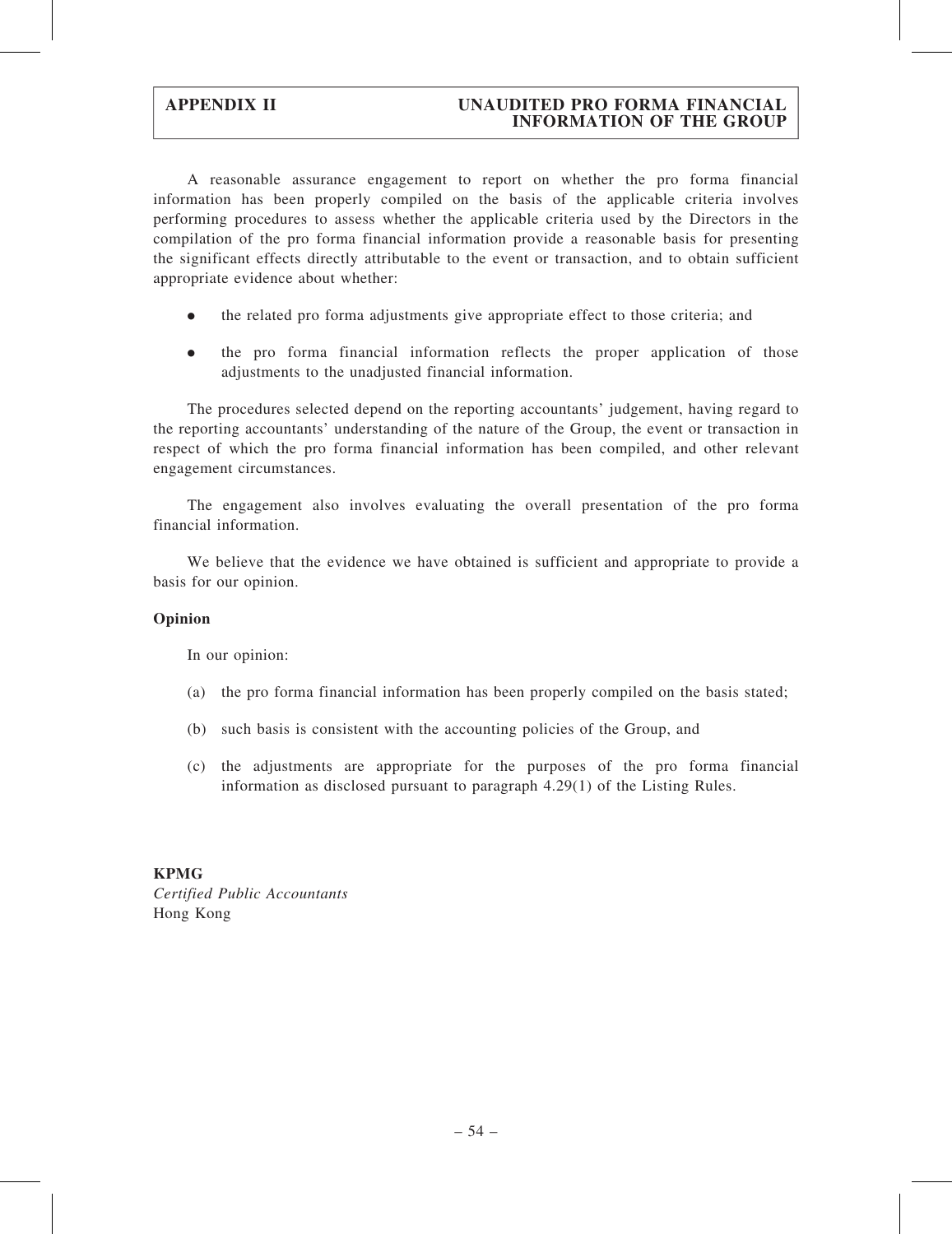A reasonable assurance engagement to report on whether the pro forma financial information has been properly compiled on the basis of the applicable criteria involves performing procedures to assess whether the applicable criteria used by the Directors in the compilation of the pro forma financial information provide a reasonable basis for presenting the significant effects directly attributable to the event or transaction, and to obtain sufficient appropriate evidence about whether:

- the related pro forma adjustments give appropriate effect to those criteria; and
- the pro forma financial information reflects the proper application of those adjustments to the unadjusted financial information.

The procedures selected depend on the reporting accountants' judgement, having regard to the reporting accountants' understanding of the nature of the Group, the event or transaction in respect of which the pro forma financial information has been compiled, and other relevant engagement circumstances.

The engagement also involves evaluating the overall presentation of the pro forma financial information.

We believe that the evidence we have obtained is sufficient and appropriate to provide a basis for our opinion.

**Opinion**

In our opinion:

(a) the pro forma financial information has been properly compiled on the basis stated;

(b) such basis is consistent with the accounting policies of the Group, and

(c) the adjustments are appropriate for the purposes of the pro forma financial information as disclosed pursuant to paragraph 4.29(1) of the Listing Rules.

**KPMG**
*Certified Public Accountants*
Hong Kong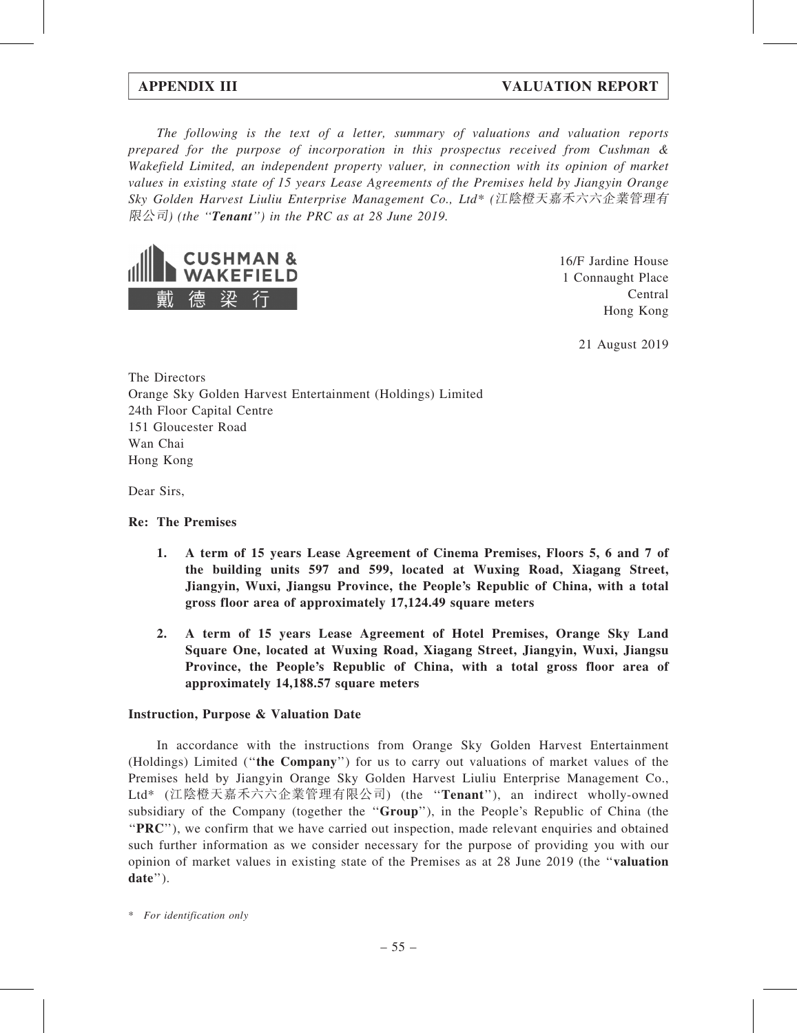*The following is the text of a letter, summary of valuations and valuation reports prepared for the purpose of incorporation in this prospectus received from Cushman & Wakefield Limited, an independent property valuer, in connection with its opinion of market values in existing state of 15 years Lease Agreements of the Premises held by Jiangyin Orange Sky Golden Harvest Liuliu Enterprise Management Co., Ltd\* (江陰橙天嘉禾六六企業管理有限公司) (the "**Tenant**") in the PRC as at 28 June 2019.*

CUSHMAN & WAKEFIELD
戴德梁行

16/F Jardine House
1 Connaught Place
Central
Hong Kong

21 August 2019

The Directors
Orange Sky Golden Harvest Entertainment (Holdings) Limited
24th Floor Capital Centre
151 Gloucester Road
Wan Chai
Hong Kong

Dear Sirs,

**Re: The Premises**

1. **A term of 15 years Lease Agreement of Cinema Premises, Floors 5, 6 and 7 of the building units 597 and 599, located at Wuxing Road, Xiagang Street, Jiangyin, Wuxi, Jiangsu Province, the People's Republic of China, with a total gross floor area of approximately 17,124.49 square meters**

2. **A term of 15 years Lease Agreement of Hotel Premises, Orange Sky Land Square One, located at Wuxing Road, Xiagang Street, Jiangyin, Wuxi, Jiangsu Province, the People's Republic of China, with a total gross floor area of approximately 14,188.57 square meters**

**Instruction, Purpose & Valuation Date**

In accordance with the instructions from Orange Sky Golden Harvest Entertainment (Holdings) Limited ("**the Company**") for us to carry out valuations of market values of the Premises held by Jiangyin Orange Sky Golden Harvest Liuliu Enterprise Management Co., Ltd\* (江陰橙天嘉禾六六企業管理有限公司) (the "**Tenant**"), an indirect wholly-owned subsidiary of the Company (together the "**Group**"), in the People's Republic of China (the "**PRC**"), we confirm that we have carried out inspection, made relevant enquiries and obtained such further information as we consider necessary for the purpose of providing you with our opinion of market values in existing state of the Premises as at 28 June 2019 (the "**valuation date**").

\* *For identification only*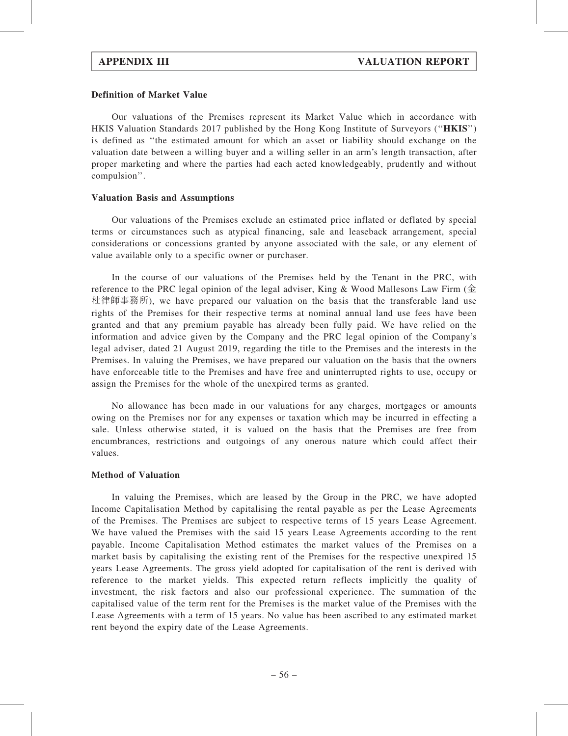**Definition of Market Value**

Our valuations of the Premises represent its Market Value which in accordance with HKIS Valuation Standards 2017 published by the Hong Kong Institute of Surveyors (''**HKIS**'') is defined as ''the estimated amount for which an asset or liability should exchange on the valuation date between a willing buyer and a willing seller in an arm's length transaction, after proper marketing and where the parties had each acted knowledgeably, prudently and without compulsion''.

**Valuation Basis and Assumptions**

Our valuations of the Premises exclude an estimated price inflated or deflated by special terms or circumstances such as atypical financing, sale and leaseback arrangement, special considerations or concessions granted by anyone associated with the sale, or any element of value available only to a specific owner or purchaser.

In the course of our valuations of the Premises held by the Tenant in the PRC, with reference to the PRC legal opinion of the legal adviser, King & Wood Mallesons Law Firm (金杜律師事務所), we have prepared our valuation on the basis that the transferable land use rights of the Premises for their respective terms at nominal annual land use fees have been granted and that any premium payable has already been fully paid. We have relied on the information and advice given by the Company and the PRC legal opinion of the Company's legal adviser, dated 21 August 2019, regarding the title to the Premises and the interests in the Premises. In valuing the Premises, we have prepared our valuation on the basis that the owners have enforceable title to the Premises and have free and uninterrupted rights to use, occupy or assign the Premises for the whole of the unexpired terms as granted.

No allowance has been made in our valuations for any charges, mortgages or amounts owing on the Premises nor for any expenses or taxation which may be incurred in effecting a sale. Unless otherwise stated, it is valued on the basis that the Premises are free from encumbrances, restrictions and outgoings of any onerous nature which could affect their values.

**Method of Valuation**

In valuing the Premises, which are leased by the Group in the PRC, we have adopted Income Capitalisation Method by capitalising the rental payable as per the Lease Agreements of the Premises. The Premises are subject to respective terms of 15 years Lease Agreement. We have valued the Premises with the said 15 years Lease Agreements according to the rent payable. Income Capitalisation Method estimates the market values of the Premises on a market basis by capitalising the existing rent of the Premises for the respective unexpired 15 years Lease Agreements. The gross yield adopted for capitalisation of the rent is derived with reference to the market yields. This expected return reflects implicitly the quality of investment, the risk factors and also our professional experience. The summation of the capitalised value of the term rent for the Premises is the market value of the Premises with the Lease Agreements with a term of 15 years. No value has been ascribed to any estimated market rent beyond the expiry date of the Lease Agreements.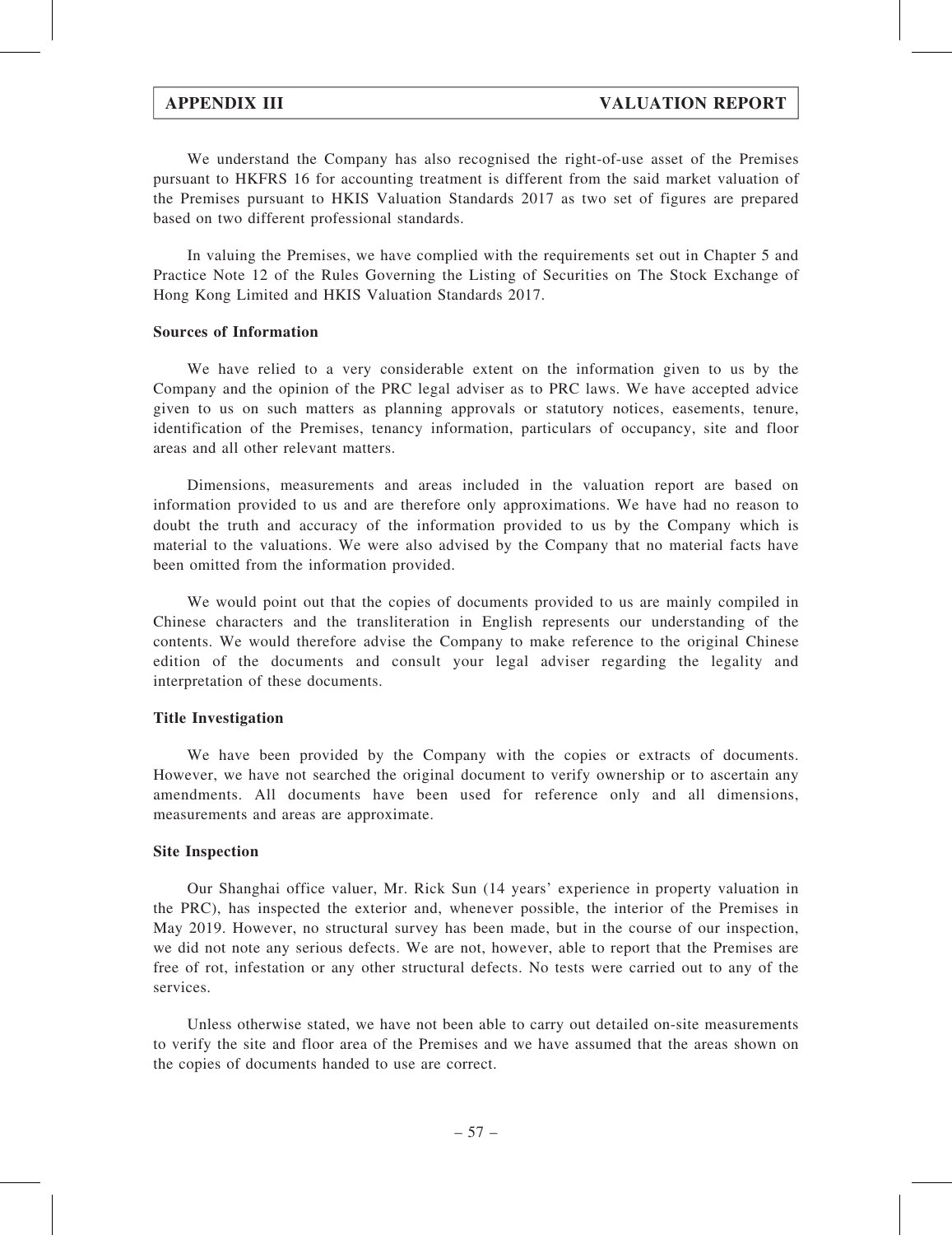We understand the Company has also recognised the right-of-use asset of the Premises pursuant to HKFRS 16 for accounting treatment is different from the said market valuation of the Premises pursuant to HKIS Valuation Standards 2017 as two set of figures are prepared based on two different professional standards.

In valuing the Premises, we have complied with the requirements set out in Chapter 5 and Practice Note 12 of the Rules Governing the Listing of Securities on The Stock Exchange of Hong Kong Limited and HKIS Valuation Standards 2017.

**Sources of Information**

We have relied to a very considerable extent on the information given to us by the Company and the opinion of the PRC legal adviser as to PRC laws. We have accepted advice given to us on such matters as planning approvals or statutory notices, easements, tenure, identification of the Premises, tenancy information, particulars of occupancy, site and floor areas and all other relevant matters.

Dimensions, measurements and areas included in the valuation report are based on information provided to us and are therefore only approximations. We have had no reason to doubt the truth and accuracy of the information provided to us by the Company which is material to the valuations. We were also advised by the Company that no material facts have been omitted from the information provided.

We would point out that the copies of documents provided to us are mainly compiled in Chinese characters and the transliteration in English represents our understanding of the contents. We would therefore advise the Company to make reference to the original Chinese edition of the documents and consult your legal adviser regarding the legality and interpretation of these documents.

**Title Investigation**

We have been provided by the Company with the copies or extracts of documents. However, we have not searched the original document to verify ownership or to ascertain any amendments. All documents have been used for reference only and all dimensions, measurements and areas are approximate.

**Site Inspection**

Our Shanghai office valuer, Mr. Rick Sun (14 years' experience in property valuation in the PRC), has inspected the exterior and, whenever possible, the interior of the Premises in May 2019. However, no structural survey has been made, but in the course of our inspection, we did not note any serious defects. We are not, however, able to report that the Premises are free of rot, infestation or any other structural defects. No tests were carried out to any of the services.

Unless otherwise stated, we have not been able to carry out detailed on-site measurements to verify the site and floor area of the Premises and we have assumed that the areas shown on the copies of documents handed to use are correct.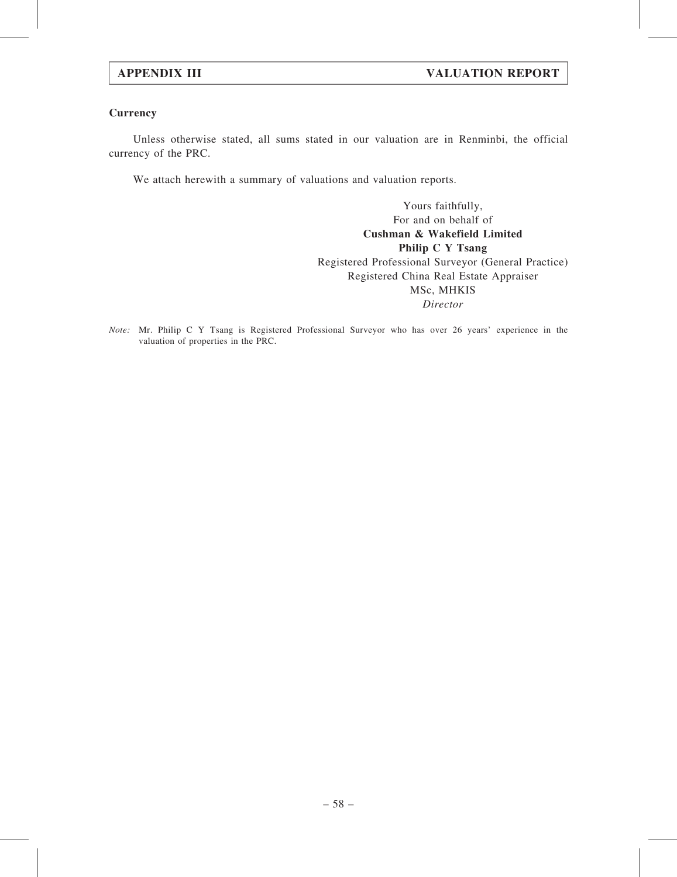### Currency

Unless otherwise stated, all sums stated in our valuation are in Renminbi, the official currency of the PRC.

We attach herewith a summary of valuations and valuation reports.

Yours faithfully,
For and on behalf of
**Cushman & Wakefield Limited**
**Philip C Y Tsang**
Registered Professional Surveyor (General Practice)
Registered China Real Estate Appraiser
MSc, MHKIS
*Director*

*Note:* Mr. Philip C Y Tsang is Registered Professional Surveyor who has over 26 years' experience in the valuation of properties in the PRC.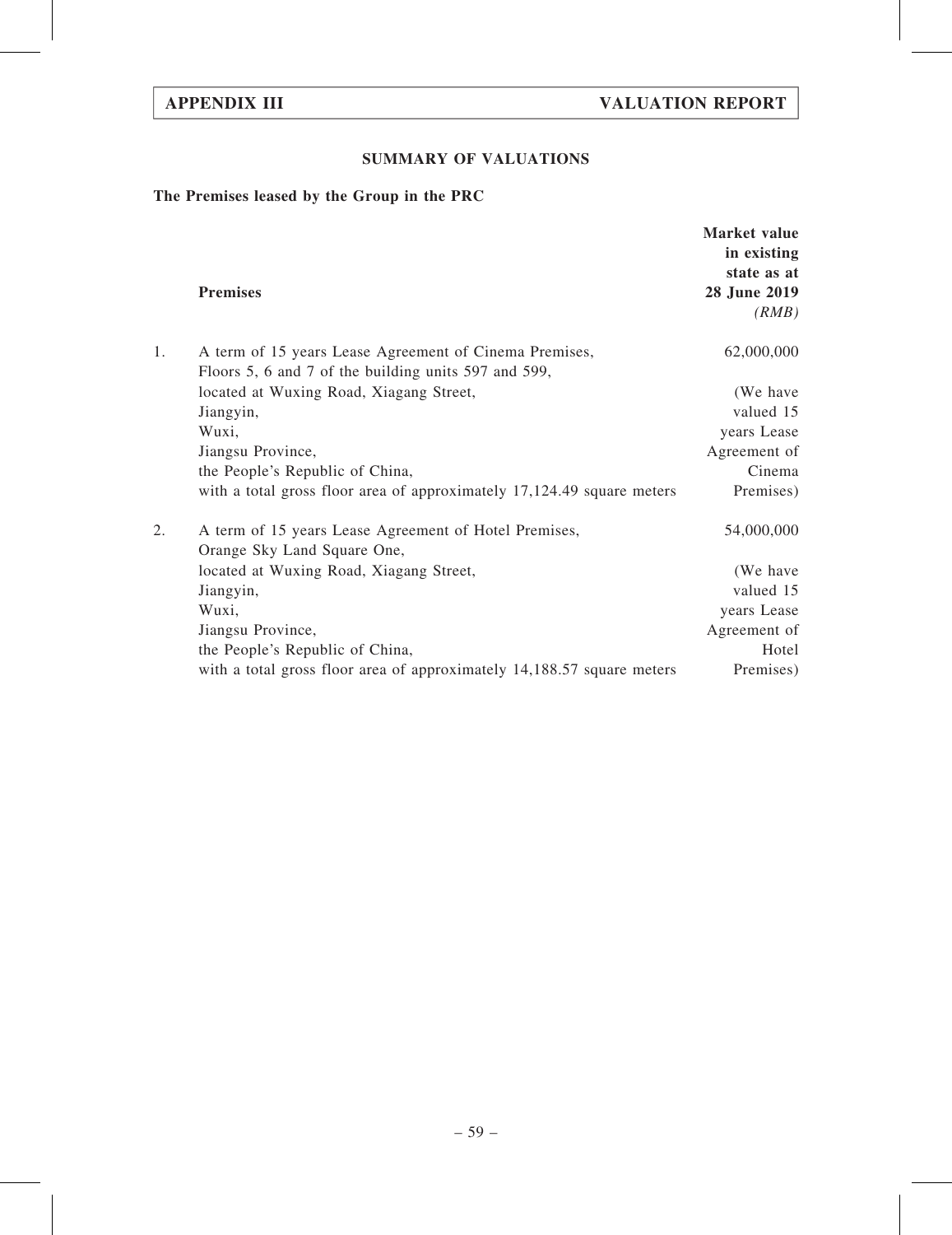## SUMMARY OF VALUATIONS

**The Premises leased by the Group in the PRC**

| | **Premises** | **Market value in existing state as at 28 June 2019** *(RMB)* |
|---|---|---|
| 1. | A term of 15 years Lease Agreement of Cinema Premises, Floors 5, 6 and 7 of the building units 597 and 599, located at Wuxing Road, Xiagang Street, Jiangyin, Wuxi, Jiangsu Province, the People's Republic of China, with a total gross floor area of approximately 17,124.49 square meters | 62,000,000 (We have valued 15 years Lease Agreement of Cinema Premises) |
| 2. | A term of 15 years Lease Agreement of Hotel Premises, Orange Sky Land Square One, located at Wuxing Road, Xiagang Street, Jiangyin, Wuxi, Jiangsu Province, the People's Republic of China, with a total gross floor area of approximately 14,188.57 square meters | 54,000,000 (We have valued 15 years Lease Agreement of Hotel Premises) |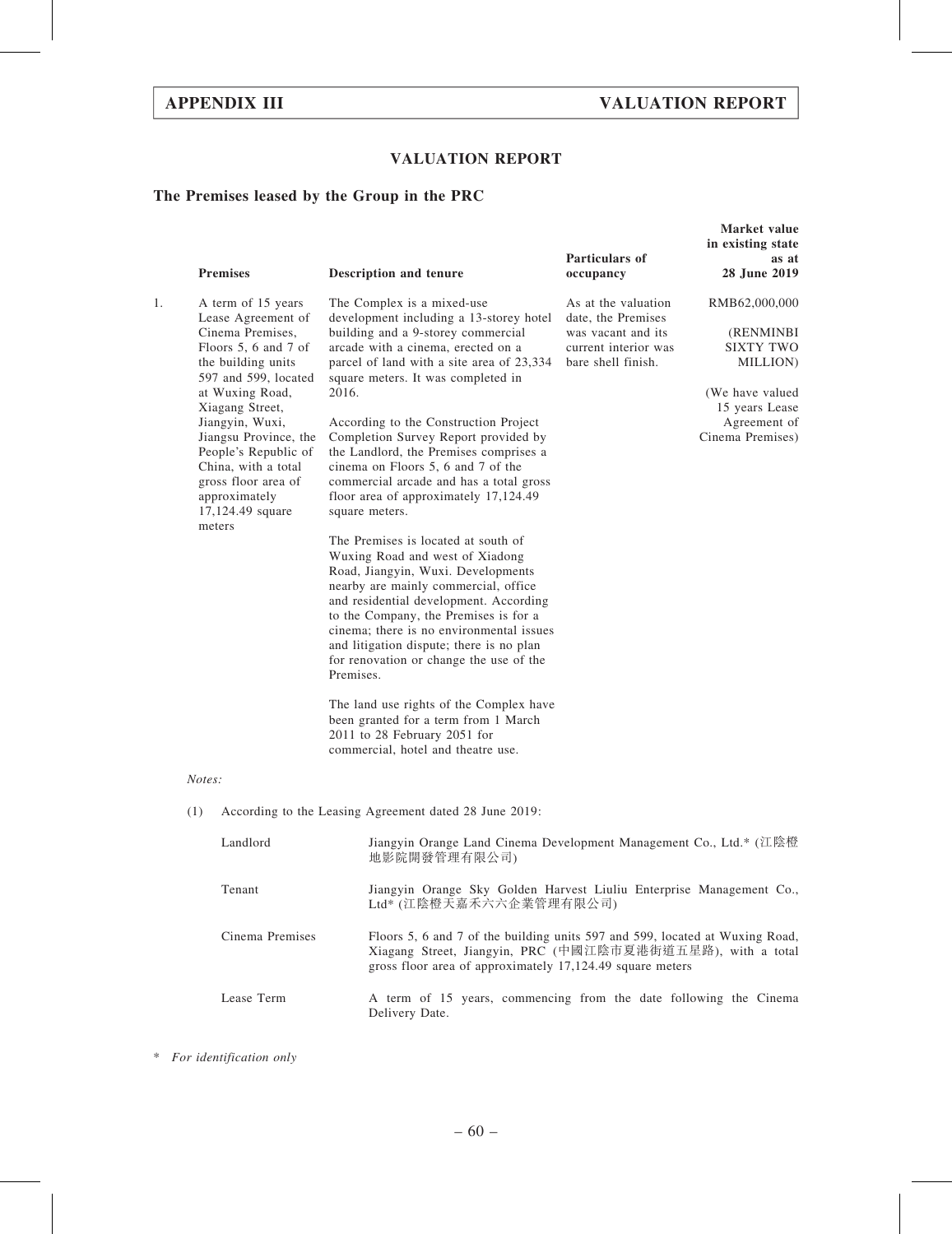## VALUATION REPORT

### The Premises leased by the Group in the PRC

| | Premises | Description and tenure | Particulars of occupancy | Market value in existing state as at 28 June 2019 |
|---|---|---|---|---|
| 1. | A term of 15 years Lease Agreement of Cinema Premises, Floors 5, 6 and 7 of the building units 597 and 599, located at Wuxing Road, Xiagang Street, Jiangyin, Wuxi, Jiangsu Province, the People's Republic of China, with a total gross floor area of approximately 17,124.49 square meters | The Complex is a mixed-use development including a 13-storey hotel building and a 9-storey commercial arcade with a cinema, erected on a parcel of land with a site area of 23,334 square meters. It was completed in 2016.<br><br>According to the Construction Project Completion Survey Report provided by the Landlord, the Premises comprises a cinema on Floors 5, 6 and 7 of the commercial arcade and has a total gross floor area of approximately 17,124.49 square meters.<br><br>The Premises is located at south of Wuxing Road and west of Xiadong Road, Jiangyin, Wuxi. Developments nearby are mainly commercial, office and residential development. According to the Company, the Premises is for a cinema; there is no environmental issues and litigation dispute; there is no plan for renovation or change the use of the Premises.<br><br>The land use rights of the Complex have been granted for a term from 1 March 2011 to 28 February 2051 for commercial, hotel and theatre use. | As at the valuation date, the Premises was vacant and its current interior was bare shell finish. | RMB62,000,000<br><br>(RENMINBI SIXTY TWO MILLION)<br><br>(We have valued 15 years Lease Agreement of Cinema Premises) |

*Notes:*

(1) According to the Leasing Agreement dated 28 June 2019:

| | |
|---|---|
| Landlord | Jiangyin Orange Land Cinema Development Management Co., Ltd.* (江陰橙地影院開發管理有限公司) |
| Tenant | Jiangyin Orange Sky Golden Harvest Liuliu Enterprise Management Co., Ltd* (江陰橙天嘉禾六六企業管理有限公司) |
| Cinema Premises | Floors 5, 6 and 7 of the building units 597 and 599, located at Wuxing Road, Xiagang Street, Jiangyin, PRC (中國江陰市夏港街道五星路), with a total gross floor area of approximately 17,124.49 square meters |
| Lease Term | A term of 15 years, commencing from the date following the Cinema Delivery Date. |

\* *For identification only*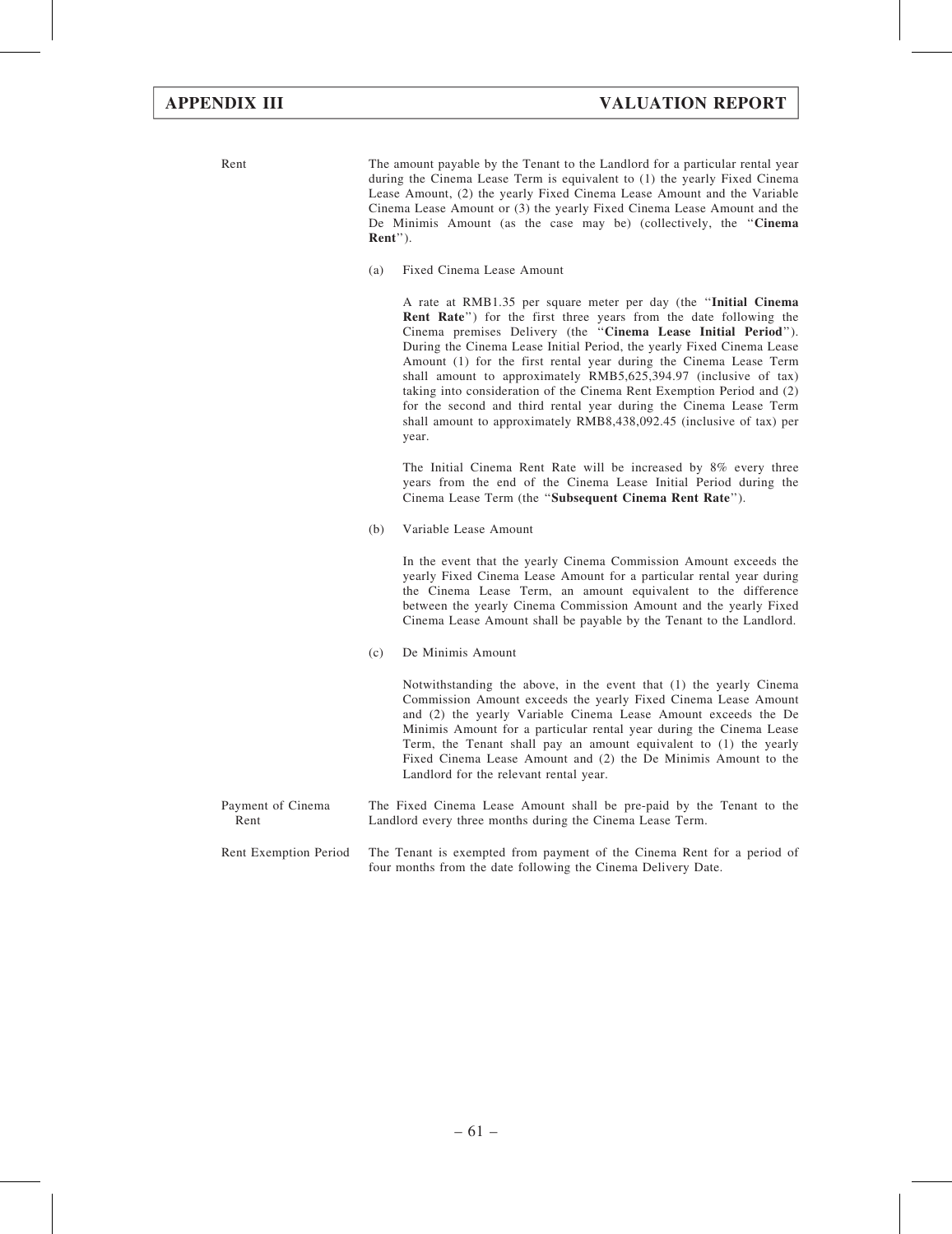| | |
|---|---|
| Rent | The amount payable by the Tenant to the Landlord for a particular rental year during the Cinema Lease Term is equivalent to (1) the yearly Fixed Cinema Lease Amount, (2) the yearly Fixed Cinema Lease Amount and the Variable Cinema Lease Amount or (3) the yearly Fixed Cinema Lease Amount and the De Minimis Amount (as the case may be) (collectively, the "**Cinema Rent**"). |
| | (a) Fixed Cinema Lease Amount<br><br>A rate at RMB1.35 per square meter per day (the "**Initial Cinema Rent Rate**") for the first three years from the date following the Cinema premises Delivery (the "**Cinema Lease Initial Period**"). During the Cinema Lease Initial Period, the yearly Fixed Cinema Lease Amount (1) for the first rental year during the Cinema Lease Term shall amount to approximately RMB5,625,394.97 (inclusive of tax) taking into consideration of the Cinema Rent Exemption Period and (2) for the second and third rental year during the Cinema Lease Term shall amount to approximately RMB8,438,092.45 (inclusive of tax) per year.<br><br>The Initial Cinema Rent Rate will be increased by 8% every three years from the end of the Cinema Lease Initial Period during the Cinema Lease Term (the "**Subsequent Cinema Rent Rate**"). |
| | (b) Variable Lease Amount<br><br>In the event that the yearly Cinema Commission Amount exceeds the yearly Fixed Cinema Lease Amount for a particular rental year during the Cinema Lease Term, an amount equivalent to the difference between the yearly Cinema Commission Amount and the yearly Fixed Cinema Lease Amount shall be payable by the Tenant to the Landlord. |
| | (c) De Minimis Amount<br><br>Notwithstanding the above, in the event that (1) the yearly Cinema Commission Amount exceeds the yearly Fixed Cinema Lease Amount and (2) the yearly Variable Cinema Lease Amount exceeds the De Minimis Amount for a particular rental year during the Cinema Lease Term, the Tenant shall pay an amount equivalent to (1) the yearly Fixed Cinema Lease Amount and (2) the De Minimis Amount to the Landlord for the relevant rental year. |
| Payment of Cinema Rent | The Fixed Cinema Lease Amount shall be pre-paid by the Tenant to the Landlord every three months during the Cinema Lease Term. |
| Rent Exemption Period | The Tenant is exempted from payment of the Cinema Rent for a period of four months from the date following the Cinema Delivery Date. |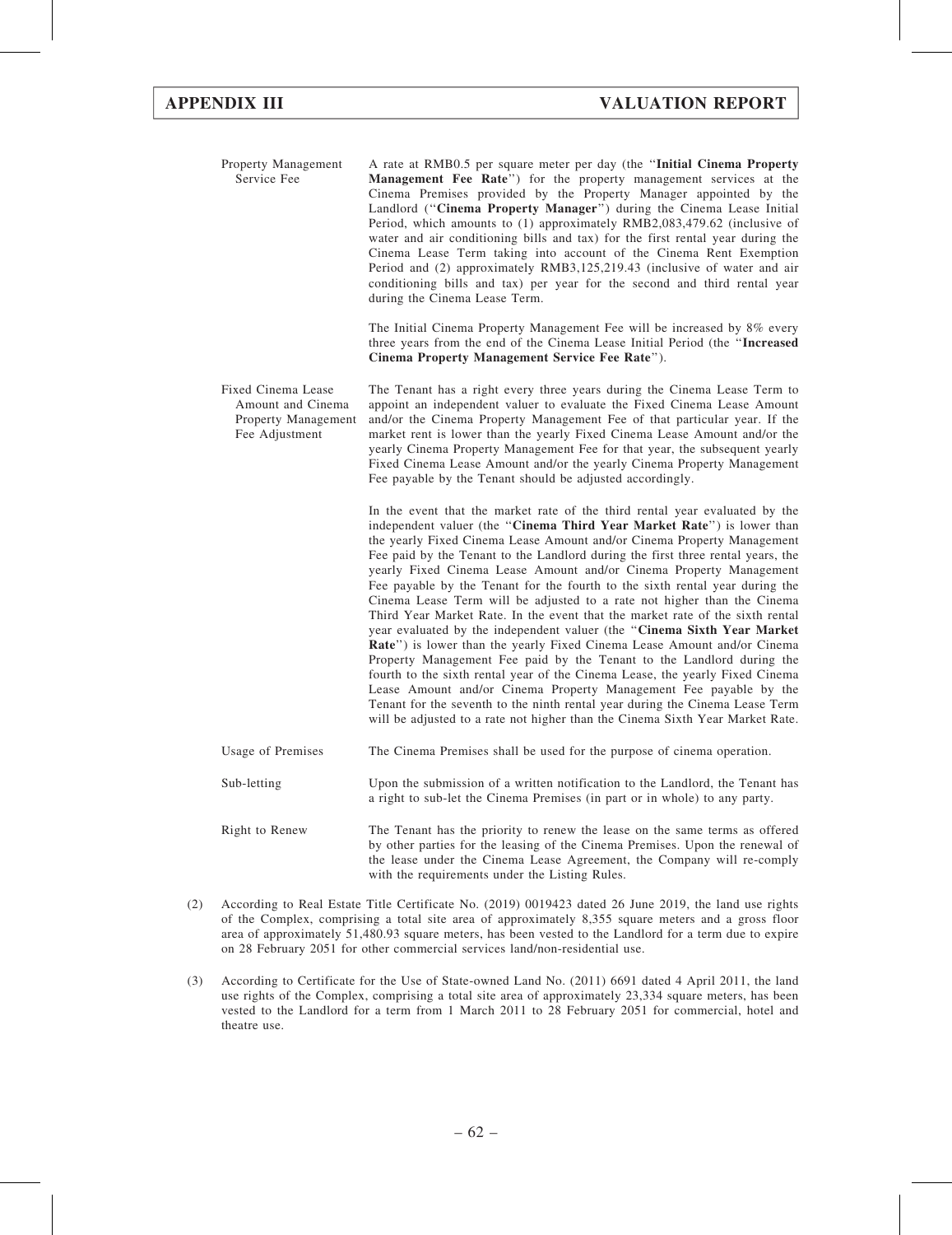| | |
|---|---|
| Property Management Service Fee | A rate at RMB0.5 per square meter per day (the "**Initial Cinema Property Management Fee Rate**") for the property management services at the Cinema Premises provided by the Property Manager appointed by the Landlord ("**Cinema Property Manager**") during the Cinema Lease Initial Period, which amounts to (1) approximately RMB2,083,479.62 (inclusive of water and air conditioning bills and tax) for the first rental year during the Cinema Lease Term taking into account of the Cinema Rent Exemption Period and (2) approximately RMB3,125,219.43 (inclusive of water and air conditioning bills and tax) per year for the second and third rental year during the Cinema Lease Term.<br><br>The Initial Cinema Property Management Fee will be increased by 8% every three years from the end of the Cinema Lease Initial Period (the "**Increased Cinema Property Management Service Fee Rate**"). |
| Fixed Cinema Lease Amount and Cinema Property Management Fee Adjustment | The Tenant has a right every three years during the Cinema Lease Term to appoint an independent valuer to evaluate the Fixed Cinema Lease Amount and/or the Cinema Property Management Fee of that particular year. If the market rent is lower than the yearly Fixed Cinema Lease Amount and/or the yearly Cinema Property Management Fee for that year, the subsequent yearly Fixed Cinema Lease Amount and/or the yearly Cinema Property Management Fee payable by the Tenant should be adjusted accordingly.<br><br>In the event that the market rate of the third rental year evaluated by the independent valuer (the "**Cinema Third Year Market Rate**") is lower than the yearly Fixed Cinema Lease Amount and/or Cinema Property Management Fee paid by the Tenant to the Landlord during the first three rental years, the yearly Fixed Cinema Lease Amount and/or Cinema Property Management Fee payable by the Tenant for the fourth to the sixth rental year during the Cinema Lease Term will be adjusted to a rate not higher than the Cinema Third Year Market Rate. In the event that the market rate of the sixth rental year evaluated by the independent valuer (the "**Cinema Sixth Year Market Rate**") is lower than the yearly Fixed Cinema Lease Amount and/or Cinema Property Management Fee paid by the Tenant to the Landlord during the fourth to the sixth rental year of the Cinema Lease, the yearly Fixed Cinema Lease Amount and/or Cinema Property Management Fee payable by the Tenant for the seventh to the ninth rental year during the Cinema Lease Term will be adjusted to a rate not higher than the Cinema Sixth Year Market Rate. |
| Usage of Premises | The Cinema Premises shall be used for the purpose of cinema operation. |
| Sub-letting | Upon the submission of a written notification to the Landlord, the Tenant has a right to sub-let the Cinema Premises (in part or in whole) to any party. |
| Right to Renew | The Tenant has the priority to renew the lease on the same terms as offered by other parties for the leasing of the Cinema Premises. Upon the renewal of the lease under the Cinema Lease Agreement, the Company will re-comply with the requirements under the Listing Rules. |

(2) According to Real Estate Title Certificate No. (2019) 0019423 dated 26 June 2019, the land use rights of the Complex, comprising a total site area of approximately 8,355 square meters and a gross floor area of approximately 51,480.93 square meters, has been vested to the Landlord for a term due to expire on 28 February 2051 for other commercial services land/non-residential use.

(3) According to Certificate for the Use of State-owned Land No. (2011) 6691 dated 4 April 2011, the land use rights of the Complex, comprising a total site area of approximately 23,334 square meters, has been vested to the Landlord for a term from 1 March 2011 to 28 February 2051 for commercial, hotel and theatre use.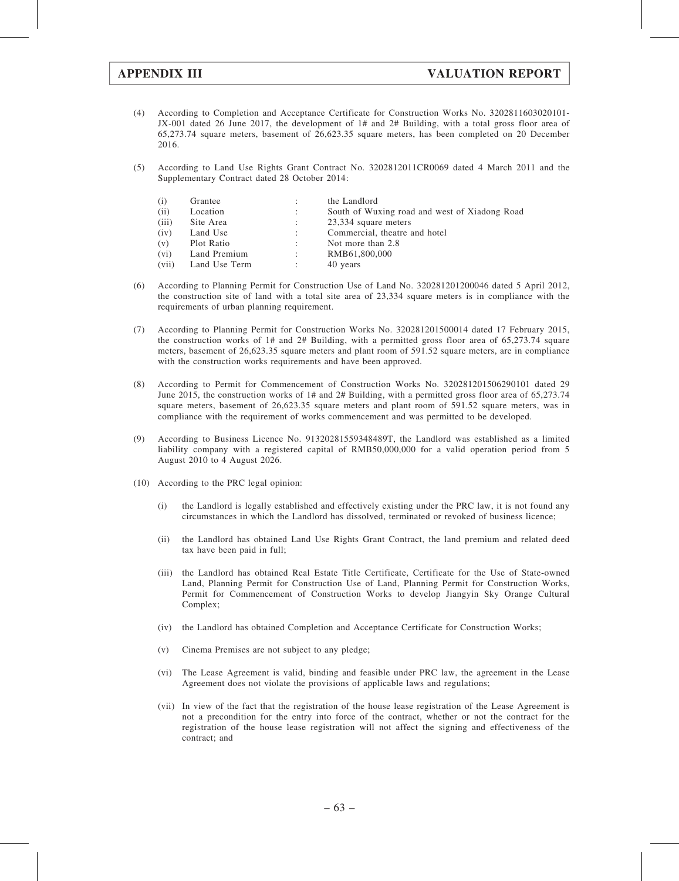(4) According to Completion and Acceptance Certificate for Construction Works No. 3202811603020101-JX-001 dated 26 June 2017, the development of 1# and 2# Building, with a total gross floor area of 65,273.74 square meters, basement of 26,623.35 square meters, has been completed on 20 December 2016.

(5) According to Land Use Rights Grant Contract No. 3202812011CR0069 dated 4 March 2011 and the Supplementary Contract dated 28 October 2014:

| | | | |
|---|---|---|---|
| (i) | Grantee | : | the Landlord |
| (ii) | Location | : | South of Wuxing road and west of Xiadong Road |
| (iii) | Site Area | : | 23,334 square meters |
| (iv) | Land Use | : | Commercial, theatre and hotel |
| (v) | Plot Ratio | : | Not more than 2.8 |
| (vi) | Land Premium | : | RMB61,800,000 |
| (vii) | Land Use Term | : | 40 years |

(6) According to Planning Permit for Construction Use of Land No. 320281201200046 dated 5 April 2012, the construction site of land with a total site area of 23,334 square meters is in compliance with the requirements of urban planning requirement.

(7) According to Planning Permit for Construction Works No. 320281201500014 dated 17 February 2015, the construction works of 1# and 2# Building, with a permitted gross floor area of 65,273.74 square meters, basement of 26,623.35 square meters and plant room of 591.52 square meters, are in compliance with the construction works requirements and have been approved.

(8) According to Permit for Commencement of Construction Works No. 320281201506290101 dated 29 June 2015, the construction works of 1# and 2# Building, with a permitted gross floor area of 65,273.74 square meters, basement of 26,623.35 square meters and plant room of 591.52 square meters, was in compliance with the requirement of works commencement and was permitted to be developed.

(9) According to Business Licence No. 91320281559348489T, the Landlord was established as a limited liability company with a registered capital of RMB50,000,000 for a valid operation period from 5 August 2010 to 4 August 2026.

(10) According to the PRC legal opinion:

(i) the Landlord is legally established and effectively existing under the PRC law, it is not found any circumstances in which the Landlord has dissolved, terminated or revoked of business licence;

(ii) the Landlord has obtained Land Use Rights Grant Contract, the land premium and related deed tax have been paid in full;

(iii) the Landlord has obtained Real Estate Title Certificate, Certificate for the Use of State-owned Land, Planning Permit for Construction Use of Land, Planning Permit for Construction Works, Permit for Commencement of Construction Works to develop Jiangyin Sky Orange Cultural Complex;

(iv) the Landlord has obtained Completion and Acceptance Certificate for Construction Works;

(v) Cinema Premises are not subject to any pledge;

(vi) The Lease Agreement is valid, binding and feasible under PRC law, the agreement in the Lease Agreement does not violate the provisions of applicable laws and regulations;

(vii) In view of the fact that the registration of the house lease registration of the Lease Agreement is not a precondition for the entry into force of the contract, whether or not the contract for the registration of the house lease registration will not affect the signing and effectiveness of the contract; and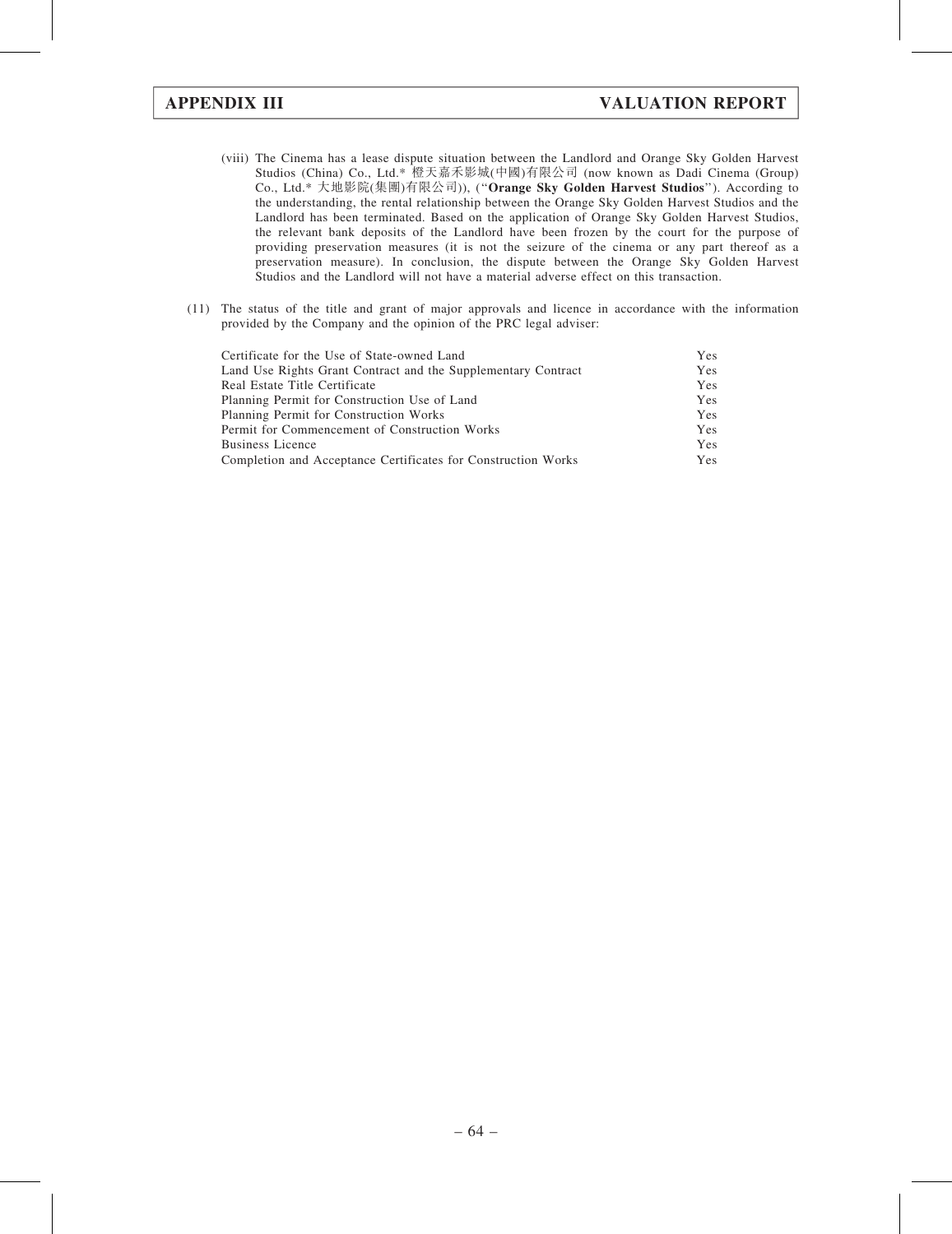(viii) The Cinema has a lease dispute situation between the Landlord and Orange Sky Golden Harvest Studios (China) Co., Ltd.* 橙天嘉禾影城(中國)有限公司 (now known as Dadi Cinema (Group) Co., Ltd.* 大地影院(集團)有限公司)), ("**Orange Sky Golden Harvest Studios**"). According to the understanding, the rental relationship between the Orange Sky Golden Harvest Studios and the Landlord has been terminated. Based on the application of Orange Sky Golden Harvest Studios, the relevant bank deposits of the Landlord have been frozen by the court for the purpose of providing preservation measures (it is not the seizure of the cinema or any part thereof as a preservation measure). In conclusion, the dispute between the Orange Sky Golden Harvest Studios and the Landlord will not have a material adverse effect on this transaction.

(11) The status of the title and grant of major approvals and licence in accordance with the information provided by the Company and the opinion of the PRC legal adviser:

| | |
|---|---|
| Certificate for the Use of State-owned Land | Yes |
| Land Use Rights Grant Contract and the Supplementary Contract | Yes |
| Real Estate Title Certificate | Yes |
| Planning Permit for Construction Use of Land | Yes |
| Planning Permit for Construction Works | Yes |
| Permit for Commencement of Construction Works | Yes |
| Business Licence | Yes |
| Completion and Acceptance Certificates for Construction Works | Yes |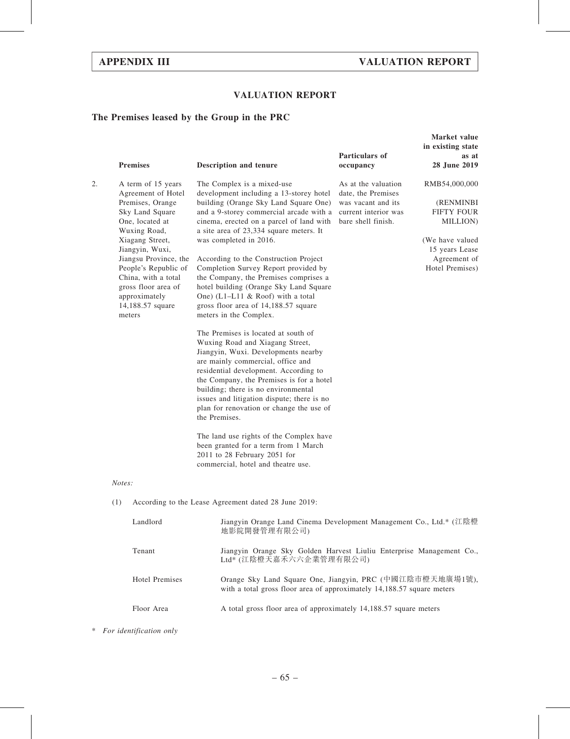# VALUATION REPORT

## The Premises leased by the Group in the PRC

| | Premises | Description and tenure | Particulars of occupancy | Market value in existing state as at 28 June 2019 |
|---|---|---|---|---|
| 2. | A term of 15 years Agreement of Hotel Premises, Orange Sky Land Square One, located at Wuxing Road, Xiagang Street, Jiangyin, Wuxi, Jiangsu Province, the People's Republic of China, with a total gross floor area of approximately 14,188.57 square meters | The Complex is a mixed-use development including a 13-storey hotel building (Orange Sky Land Square One) and a 9-storey commercial arcade with a cinema, erected on a parcel of land with a site area of 23,334 square meters. It was completed in 2016.<br><br>According to the Construction Project Completion Survey Report provided by the Company, the Premises comprises a hotel building (Orange Sky Land Square One) (L1–L11 & Roof) with a total gross floor area of 14,188.57 square meters in the Complex.<br><br>The Premises is located at south of Wuxing Road and Xiagang Street, Jiangyin, Wuxi. Developments nearby are mainly commercial, office and residential development. According to the Company, the Premises is for a hotel building; there is no environmental issues and litigation dispute; there is no plan for renovation or change the use of the Premises.<br><br>The land use rights of the Complex have been granted for a term from 1 March 2011 to 28 February 2051 for commercial, hotel and theatre use. | As at the valuation date, the Premises was vacant and its current interior was bare shell finish. | RMB54,000,000<br><br>(RENMINBI FIFTY FOUR MILLION)<br><br>(We have valued 15 years Lease Agreement of Hotel Premises) |

*Notes:*

(1) According to the Lease Agreement dated 28 June 2019:

| | |
|---|---|
| Landlord | Jiangyin Orange Land Cinema Development Management Co., Ltd.* (江陰橙地影院開發管理有限公司) |
| Tenant | Jiangyin Orange Sky Golden Harvest Liuliu Enterprise Management Co., Ltd* (江陰橙天嘉禾六六企業管理有限公司) |
| Hotel Premises | Orange Sky Land Square One, Jiangyin, PRC (中國江陰市橙天地廣場1號), with a total gross floor area of approximately 14,188.57 square meters |
| Floor Area | A total gross floor area of approximately 14,188.57 square meters |

\* *For identification only*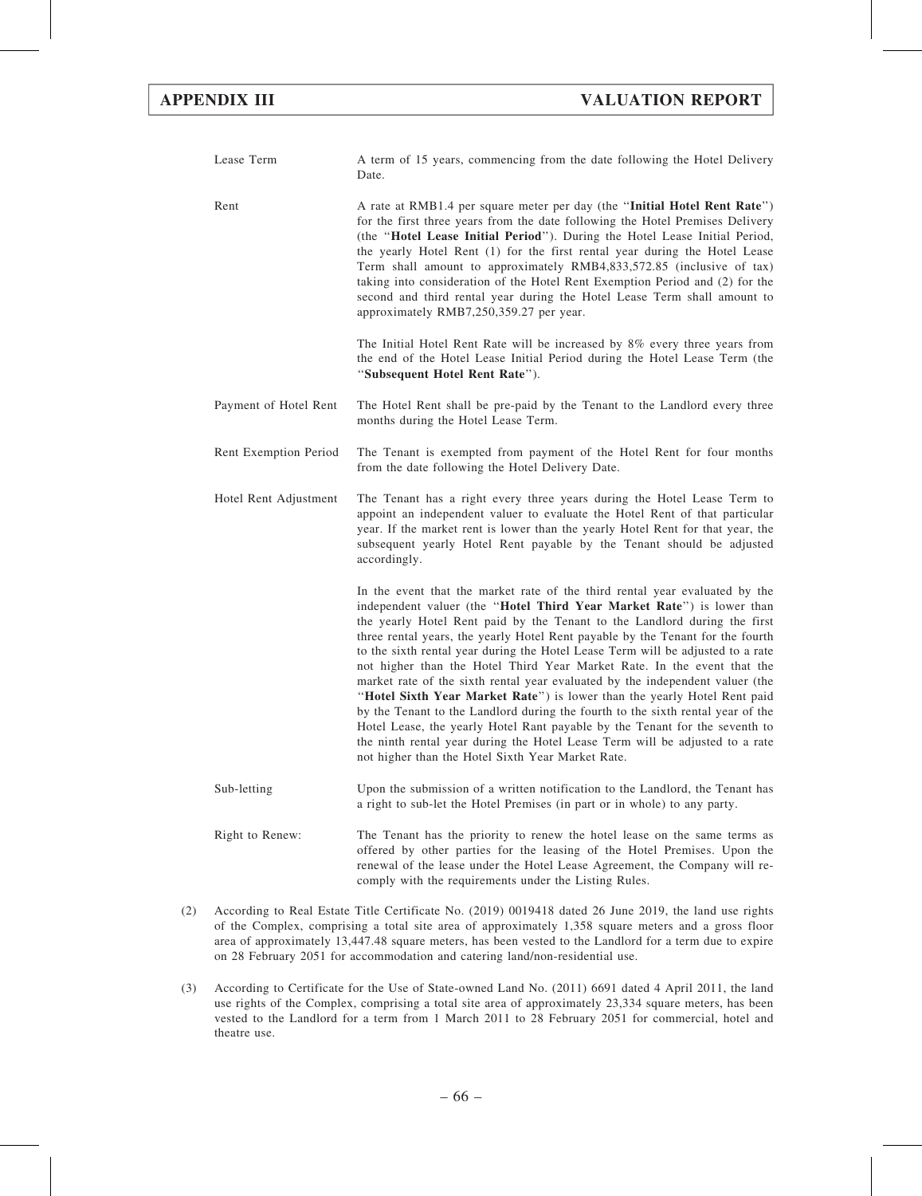| | |
|---|---|
| Lease Term | A term of 15 years, commencing from the date following the Hotel Delivery Date. |
| Rent | A rate at RMB1.4 per square meter per day (the "**Initial Hotel Rent Rate**") for the first three years from the date following the Hotel Premises Delivery (the "**Hotel Lease Initial Period**"). During the Hotel Lease Initial Period, the yearly Hotel Rent (1) for the first rental year during the Hotel Lease Term shall amount to approximately RMB4,833,572.85 (inclusive of tax) taking into consideration of the Hotel Rent Exemption Period and (2) for the second and third rental year during the Hotel Lease Term shall amount to approximately RMB7,250,359.27 per year.<br><br>The Initial Hotel Rent Rate will be increased by 8% every three years from the end of the Hotel Lease Initial Period during the Hotel Lease Term (the "**Subsequent Hotel Rent Rate**"). |
| Payment of Hotel Rent | The Hotel Rent shall be pre-paid by the Tenant to the Landlord every three months during the Hotel Lease Term. |
| Rent Exemption Period | The Tenant is exempted from payment of the Hotel Rent for four months from the date following the Hotel Delivery Date. |
| Hotel Rent Adjustment | The Tenant has a right every three years during the Hotel Lease Term to appoint an independent valuer to evaluate the Hotel Rent of that particular year. If the market rent is lower than the yearly Hotel Rent for that year, the subsequent yearly Hotel Rent payable by the Tenant should be adjusted accordingly.<br><br>In the event that the market rate of the third rental year evaluated by the independent valuer (the "**Hotel Third Year Market Rate**") is lower than the yearly Hotel Rent paid by the Tenant to the Landlord during the first three rental years, the yearly Hotel Rent payable by the Tenant for the fourth to the sixth rental year during the Hotel Lease Term will be adjusted to a rate not higher than the Hotel Third Year Market Rate. In the event that the market rate of the sixth rental year evaluated by the independent valuer (the "**Hotel Sixth Year Market Rate**") is lower than the yearly Hotel Rent paid by the Tenant to the Landlord during the fourth to the sixth rental year of the Hotel Lease, the yearly Hotel Rant payable by the Tenant for the seventh to the ninth rental year during the Hotel Lease Term will be adjusted to a rate not higher than the Hotel Sixth Year Market Rate. |
| Sub-letting | Upon the submission of a written notification to the Landlord, the Tenant has a right to sub-let the Hotel Premises (in part or in whole) to any party. |
| Right to Renew: | The Tenant has the priority to renew the hotel lease on the same terms as offered by other parties for the leasing of the Hotel Premises. Upon the renewal of the lease under the Hotel Lease Agreement, the Company will re-comply with the requirements under the Listing Rules. |

(2) According to Real Estate Title Certificate No. (2019) 0019418 dated 26 June 2019, the land use rights of the Complex, comprising a total site area of approximately 1,358 square meters and a gross floor area of approximately 13,447.48 square meters, has been vested to the Landlord for a term due to expire on 28 February 2051 for accommodation and catering land/non-residential use.

(3) According to Certificate for the Use of State-owned Land No. (2011) 6691 dated 4 April 2011, the land use rights of the Complex, comprising a total site area of approximately 23,334 square meters, has been vested to the Landlord for a term from 1 March 2011 to 28 February 2051 for commercial, hotel and theatre use.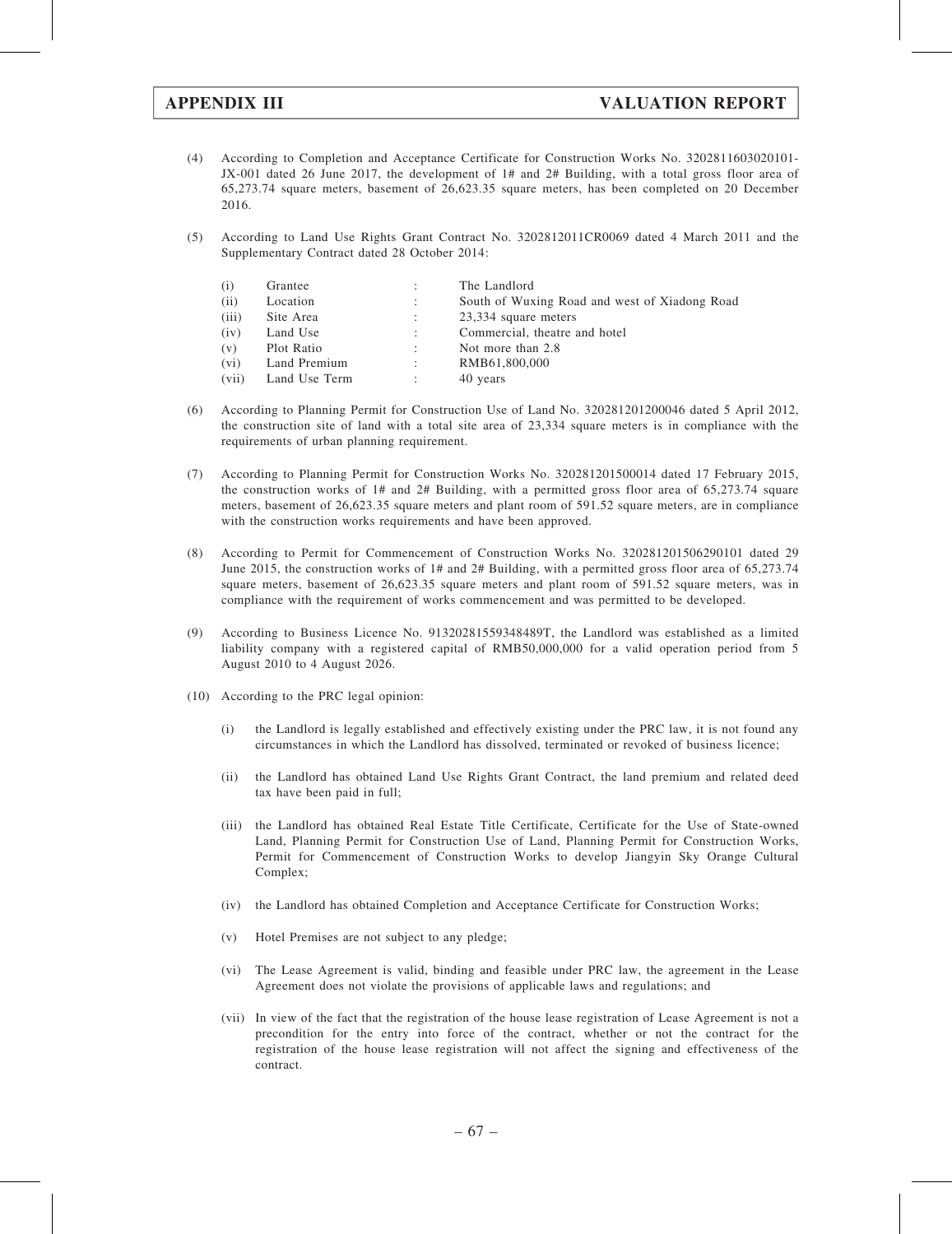(4) According to Completion and Acceptance Certificate for Construction Works No. 3202811603020101-JX-001 dated 26 June 2017, the development of 1# and 2# Building, with a total gross floor area of 65,273.74 square meters, basement of 26,623.35 square meters, has been completed on 20 December 2016.

(5) According to Land Use Rights Grant Contract No. 3202812011CR0069 dated 4 March 2011 and the Supplementary Contract dated 28 October 2014:

| | | | |
|---|---|---|---|
| (i) | Grantee | : | The Landlord |
| (ii) | Location | : | South of Wuxing Road and west of Xiadong Road |
| (iii) | Site Area | : | 23,334 square meters |
| (iv) | Land Use | : | Commercial, theatre and hotel |
| (v) | Plot Ratio | : | Not more than 2.8 |
| (vi) | Land Premium | : | RMB61,800,000 |
| (vii) | Land Use Term | : | 40 years |

(6) According to Planning Permit for Construction Use of Land No. 320281201200046 dated 5 April 2012, the construction site of land with a total site area of 23,334 square meters is in compliance with the requirements of urban planning requirement.

(7) According to Planning Permit for Construction Works No. 320281201500014 dated 17 February 2015, the construction works of 1# and 2# Building, with a permitted gross floor area of 65,273.74 square meters, basement of 26,623.35 square meters and plant room of 591.52 square meters, are in compliance with the construction works requirements and have been approved.

(8) According to Permit for Commencement of Construction Works No. 320281201506290101 dated 29 June 2015, the construction works of 1# and 2# Building, with a permitted gross floor area of 65,273.74 square meters, basement of 26,623.35 square meters and plant room of 591.52 square meters, was in compliance with the requirement of works commencement and was permitted to be developed.

(9) According to Business Licence No. 91320281559348489T, the Landlord was established as a limited liability company with a registered capital of RMB50,000,000 for a valid operation period from 5 August 2010 to 4 August 2026.

(10) According to the PRC legal opinion:

(i) the Landlord is legally established and effectively existing under the PRC law, it is not found any circumstances in which the Landlord has dissolved, terminated or revoked of business licence;

(ii) the Landlord has obtained Land Use Rights Grant Contract, the land premium and related deed tax have been paid in full;

(iii) the Landlord has obtained Real Estate Title Certificate, Certificate for the Use of State-owned Land, Planning Permit for Construction Use of Land, Planning Permit for Construction Works, Permit for Commencement of Construction Works to develop Jiangyin Sky Orange Cultural Complex;

(iv) the Landlord has obtained Completion and Acceptance Certificate for Construction Works;

(v) Hotel Premises are not subject to any pledge;

(vi) The Lease Agreement is valid, binding and feasible under PRC law, the agreement in the Lease Agreement does not violate the provisions of applicable laws and regulations; and

(vii) In view of the fact that the registration of the house lease registration of Lease Agreement is not a precondition for the entry into force of the contract, whether or not the contract for the registration of the house lease registration will not affect the signing and effectiveness of the contract.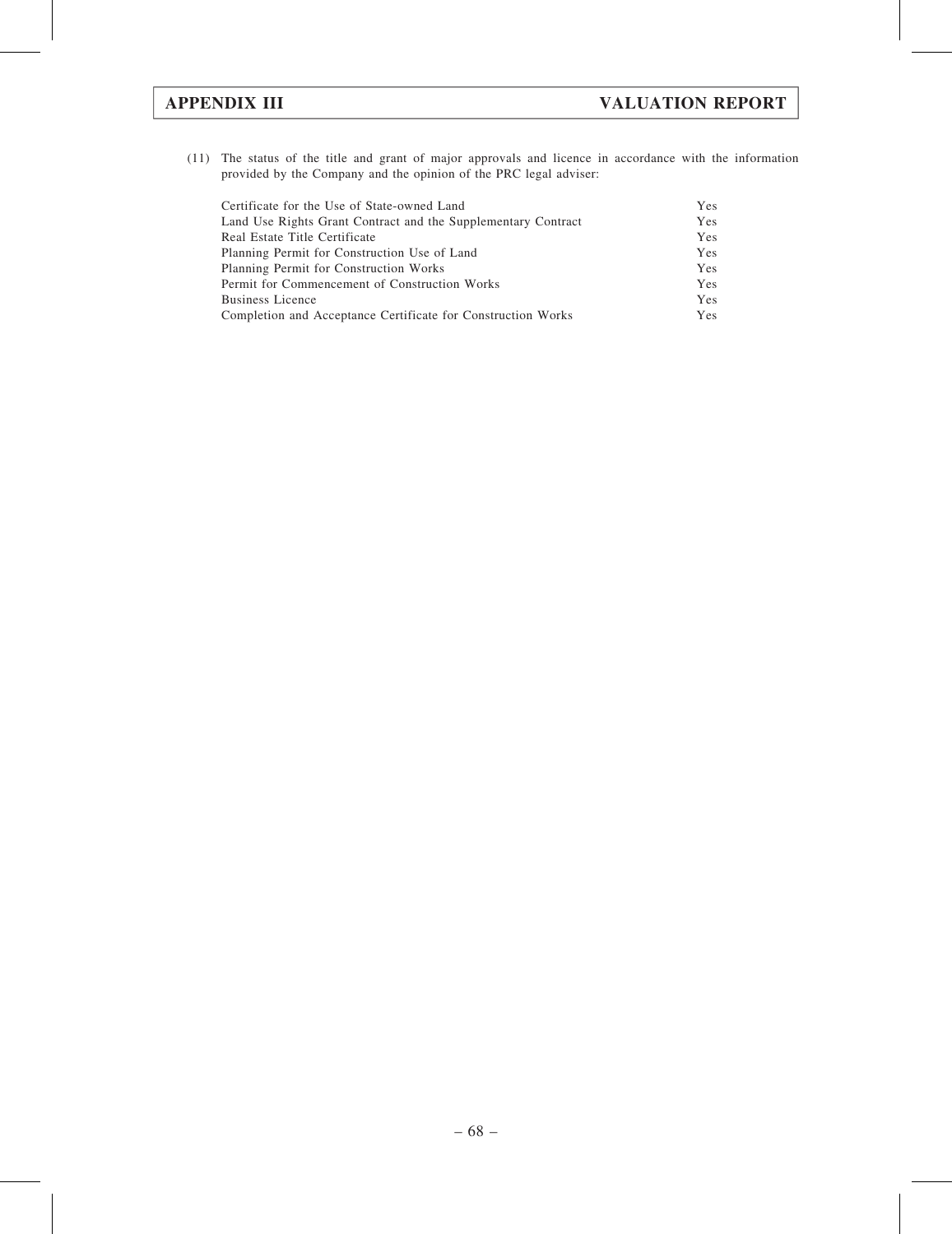(11) The status of the title and grant of major approvals and licence in accordance with the information provided by the Company and the opinion of the PRC legal adviser:

| | |
|---|---|
| Certificate for the Use of State-owned Land | Yes |
| Land Use Rights Grant Contract and the Supplementary Contract | Yes |
| Real Estate Title Certificate | Yes |
| Planning Permit for Construction Use of Land | Yes |
| Planning Permit for Construction Works | Yes |
| Permit for Commencement of Construction Works | Yes |
| Business Licence | Yes |
| Completion and Acceptance Certificate for Construction Works | Yes |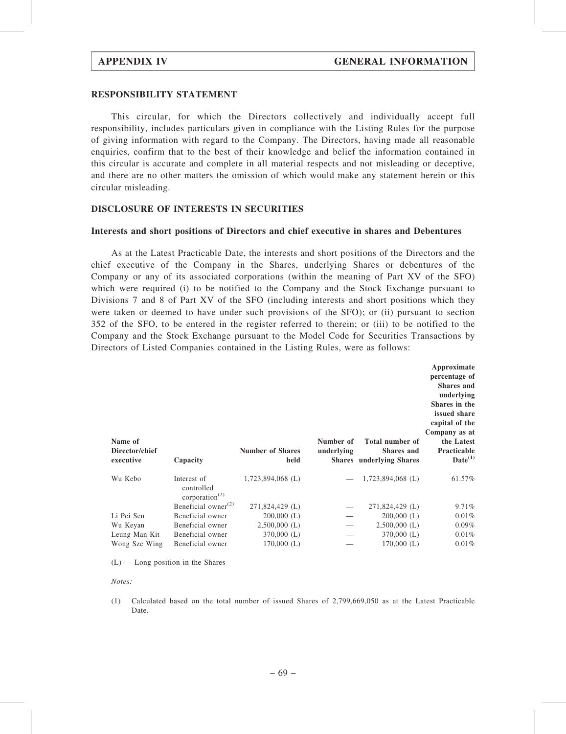## RESPONSIBILITY STATEMENT

This circular, for which the Directors collectively and individually accept full responsibility, includes particulars given in compliance with the Listing Rules for the purpose of giving information with regard to the Company. The Directors, having made all reasonable enquiries, confirm that to the best of their knowledge and belief the information contained in this circular is accurate and complete in all material respects and not misleading or deceptive, and there are no other matters the omission of which would make any statement herein or this circular misleading.

## DISCLOSURE OF INTERESTS IN SECURITIES

### Interests and short positions of Directors and chief executive in shares and Debentures

As at the Latest Practicable Date, the interests and short positions of the Directors and the chief executive of the Company in the Shares, underlying Shares or debentures of the Company or any of its associated corporations (within the meaning of Part XV of the SFO) which were required (i) to be notified to the Company and the Stock Exchange pursuant to Divisions 7 and 8 of Part XV of the SFO (including interests and short positions which they were taken or deemed to have under such provisions of the SFO); or (ii) pursuant to section 352 of the SFO, to be entered in the register referred to therein; or (iii) to be notified to the Company and the Stock Exchange pursuant to the Model Code for Securities Transactions by Directors of Listed Companies contained in the Listing Rules, were as follows:

| Name of Director/chief executive | Capacity | Number of Shares held | Number of underlying Shares | Total number of Shares and underlying Shares | Approximate percentage of Shares and underlying Shares in the issued share capital of the Company as at the Latest Practicable Date[(1)] |
|---|---|---|---|---|---|
| Wu Kebo | Interest of controlled corporation[(2)] | 1,723,894,068 (L) | — | 1,723,894,068 (L) | 61.57% |
| | Beneficial owner[(2)] | 271,824,429 (L) | — | 271,824,429 (L) | 9.71% |
| Li Pei Sen | Beneficial owner | 200,000 (L) | — | 200,000 (L) | 0.01% |
| Wu Keyan | Beneficial owner | 2,500,000 (L) | — | 2,500,000 (L) | 0.09% |
| Leung Man Kit | Beneficial owner | 370,000 (L) | — | 370,000 (L) | 0.01% |
| Wong Sze Wing | Beneficial owner | 170,000 (L) | — | 170,000 (L) | 0.01% |

(L) — Long position in the Shares

*Notes:*

(1) Calculated based on the total number of issued Shares of 2,799,669,050 as at the Latest Practicable Date.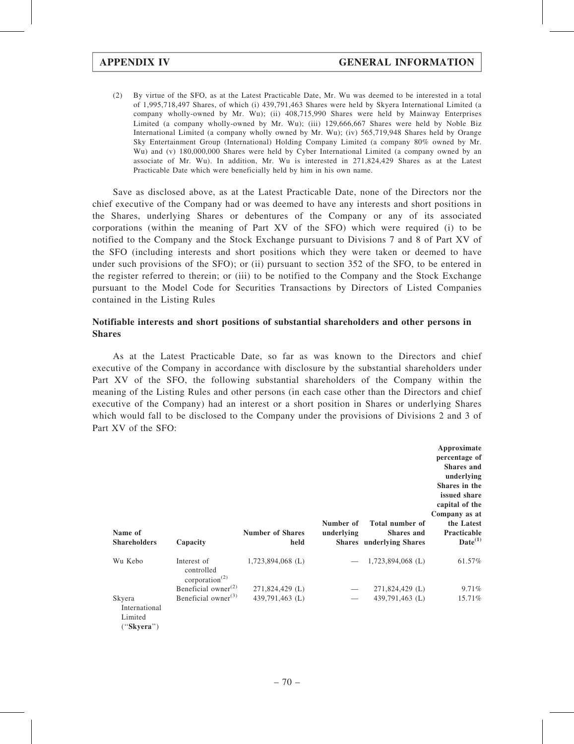(2) By virtue of the SFO, as at the Latest Practicable Date, Mr. Wu was deemed to be interested in a total of 1,995,718,497 Shares, of which (i) 439,791,463 Shares were held by Skyera International Limited (a company wholly-owned by Mr. Wu); (ii) 408,715,990 Shares were held by Mainway Enterprises Limited (a company wholly-owned by Mr. Wu); (iii) 129,666,667 Shares were held by Noble Biz International Limited (a company wholly owned by Mr. Wu); (iv) 565,719,948 Shares held by Orange Sky Entertainment Group (International) Holding Company Limited (a company 80% owned by Mr. Wu) and (v) 180,000,000 Shares were held by Cyber International Limited (a company owned by an associate of Mr. Wu). In addition, Mr. Wu is interested in 271,824,429 Shares as at the Latest Practicable Date which were beneficially held by him in his own name.

Save as disclosed above, as at the Latest Practicable Date, none of the Directors nor the chief executive of the Company had or was deemed to have any interests and short positions in the Shares, underlying Shares or debentures of the Company or any of its associated corporations (within the meaning of Part XV of the SFO) which were required (i) to be notified to the Company and the Stock Exchange pursuant to Divisions 7 and 8 of Part XV of the SFO (including interests and short positions which they were taken or deemed to have under such provisions of the SFO); or (ii) pursuant to section 352 of the SFO, to be entered in the register referred to therein; or (iii) to be notified to the Company and the Stock Exchange pursuant to the Model Code for Securities Transactions by Directors of Listed Companies contained in the Listing Rules

### Notifiable interests and short positions of substantial shareholders and other persons in Shares

As at the Latest Practicable Date, so far as was known to the Directors and chief executive of the Company in accordance with disclosure by the substantial shareholders under Part XV of the SFO, the following substantial shareholders of the Company within the meaning of the Listing Rules and other persons (in each case other than the Directors and chief executive of the Company) had an interest or a short position in Shares or underlying Shares which would fall to be disclosed to the Company under the provisions of Divisions 2 and 3 of Part XV of the SFO:

| Name of Shareholders | Capacity | Number of Shares held | Number of underlying Shares | Total number of Shares and underlying Shares | Approximate percentage of Shares and underlying Shares in the issued share capital of the Company as at the Latest Practicable Date[(1)] |
|---|---|---|---|---|---|
| Wu Kebo | Interest of controlled corporation[(2)] | 1,723,894,068 (L) | — | 1,723,894,068 (L) | 61.57% |
| | Beneficial owner[(2)] | 271,824,429 (L) | — | 271,824,429 (L) | 9.71% |
| Skyera International Limited ("**Skyera**") | Beneficial owner[(3)] | 439,791,463 (L) | — | 439,791,463 (L) | 15.71% |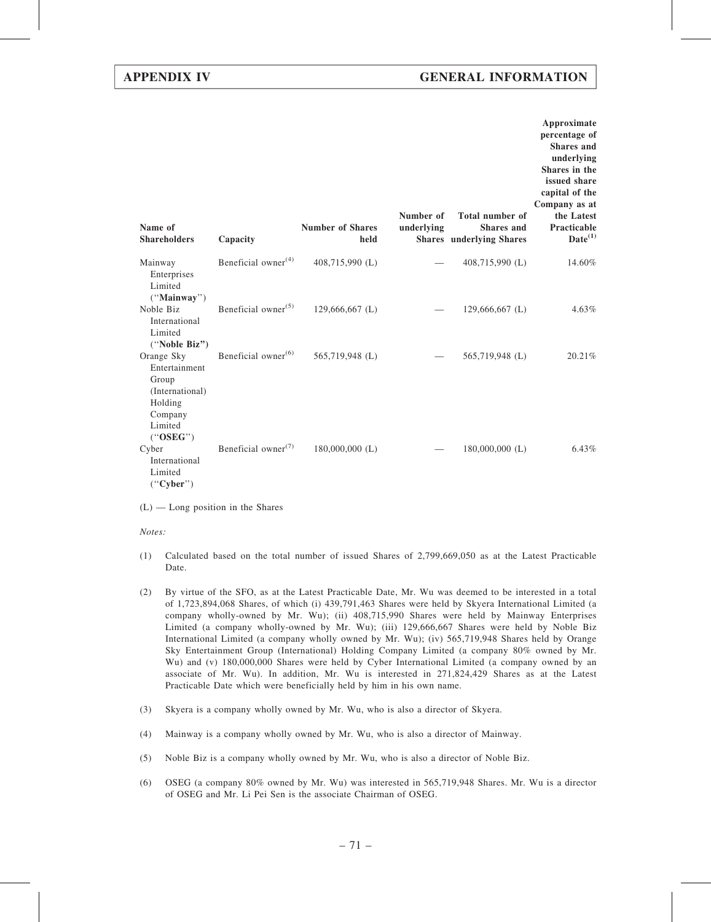| Name of Shareholders | Capacity | Number of Shares held | Number of underlying Shares | Total number of Shares and underlying Shares | Approximate percentage of Shares and underlying Shares in the issued share capital of the Company as at the Latest Practicable Date[(1)] |
|---|---|---|---|---|---|
| Mainway Enterprises Limited ("**Mainway**") | Beneficial owner[(4)] | 408,715,990 (L) | — | 408,715,990 (L) | 14.60% |
| Noble Biz International Limited ("**Noble Biz**") | Beneficial owner[(5)] | 129,666,667 (L) | — | 129,666,667 (L) | 4.63% |
| Orange Sky Entertainment Group (International) Holding Company Limited ("**OSEG**") | Beneficial owner[(6)] | 565,719,948 (L) | — | 565,719,948 (L) | 20.21% |
| Cyber International Limited ("**Cyber**") | Beneficial owner[(7)] | 180,000,000 (L) | — | 180,000,000 (L) | 6.43% |

(L) — Long position in the Shares

*Notes:*

(1) Calculated based on the total number of issued Shares of 2,799,669,050 as at the Latest Practicable Date.

(2) By virtue of the SFO, as at the Latest Practicable Date, Mr. Wu was deemed to be interested in a total of 1,723,894,068 Shares, of which (i) 439,791,463 Shares were held by Skyera International Limited (a company wholly-owned by Mr. Wu); (ii) 408,715,990 Shares were held by Mainway Enterprises Limited (a company wholly-owned by Mr. Wu); (iii) 129,666,667 Shares were held by Noble Biz International Limited (a company wholly owned by Mr. Wu); (iv) 565,719,948 Shares held by Orange Sky Entertainment Group (International) Holding Company Limited (a company 80% owned by Mr. Wu) and (v) 180,000,000 Shares were held by Cyber International Limited (a company owned by an associate of Mr. Wu). In addition, Mr. Wu is interested in 271,824,429 Shares as at the Latest Practicable Date which were beneficially held by him in his own name.

(3) Skyera is a company wholly owned by Mr. Wu, who is also a director of Skyera.

(4) Mainway is a company wholly owned by Mr. Wu, who is also a director of Mainway.

(5) Noble Biz is a company wholly owned by Mr. Wu, who is also a director of Noble Biz.

(6) OSEG (a company 80% owned by Mr. Wu) was interested in 565,719,948 Shares. Mr. Wu is a director of OSEG and Mr. Li Pei Sen is the associate Chairman of OSEG.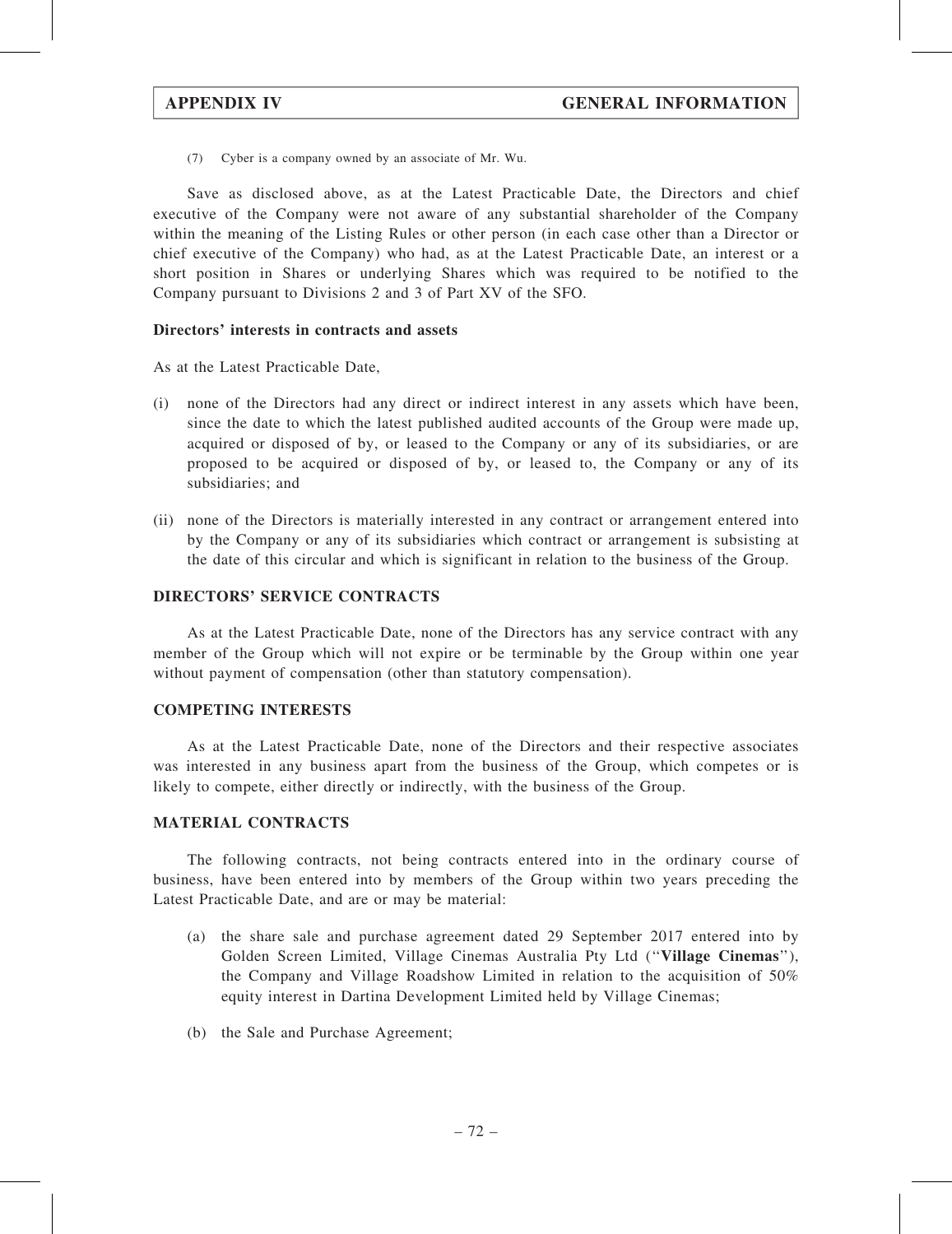(7) Cyber is a company owned by an associate of Mr. Wu.

Save as disclosed above, as at the Latest Practicable Date, the Directors and chief executive of the Company were not aware of any substantial shareholder of the Company within the meaning of the Listing Rules or other person (in each case other than a Director or chief executive of the Company) who had, as at the Latest Practicable Date, an interest or a short position in Shares or underlying Shares which was required to be notified to the Company pursuant to Divisions 2 and 3 of Part XV of the SFO.

**Directors' interests in contracts and assets**

As at the Latest Practicable Date,

(i) none of the Directors had any direct or indirect interest in any assets which have been, since the date to which the latest published audited accounts of the Group were made up, acquired or disposed of by, or leased to the Company or any of its subsidiaries, or are proposed to be acquired or disposed of by, or leased to, the Company or any of its subsidiaries; and

(ii) none of the Directors is materially interested in any contract or arrangement entered into by the Company or any of its subsidiaries which contract or arrangement is subsisting at the date of this circular and which is significant in relation to the business of the Group.

## DIRECTORS' SERVICE CONTRACTS

As at the Latest Practicable Date, none of the Directors has any service contract with any member of the Group which will not expire or be terminable by the Group within one year without payment of compensation (other than statutory compensation).

## COMPETING INTERESTS

As at the Latest Practicable Date, none of the Directors and their respective associates was interested in any business apart from the business of the Group, which competes or is likely to compete, either directly or indirectly, with the business of the Group.

## MATERIAL CONTRACTS

The following contracts, not being contracts entered into in the ordinary course of business, have been entered into by members of the Group within two years preceding the Latest Practicable Date, and are or may be material:

(a) the share sale and purchase agreement dated 29 September 2017 entered into by Golden Screen Limited, Village Cinemas Australia Pty Ltd ("**Village Cinemas**"), the Company and Village Roadshow Limited in relation to the acquisition of 50% equity interest in Dartina Development Limited held by Village Cinemas;

(b) the Sale and Purchase Agreement;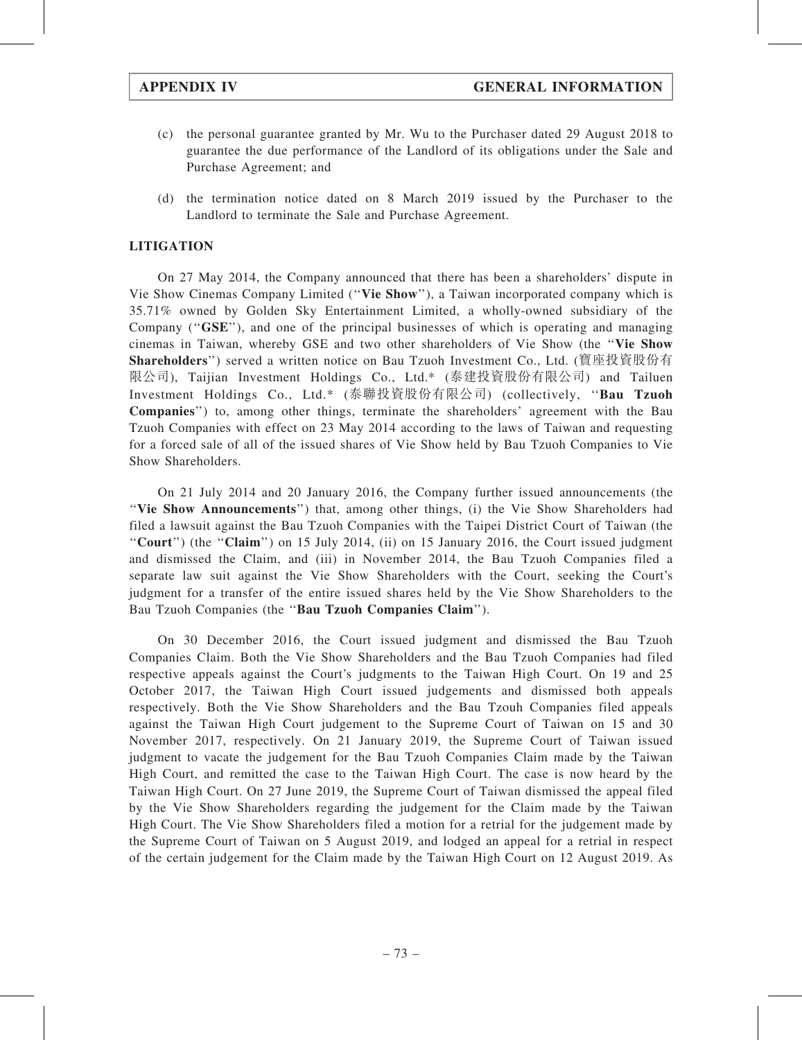(c) the personal guarantee granted by Mr. Wu to the Purchaser dated 29 August 2018 to guarantee the due performance of the Landlord of its obligations under the Sale and Purchase Agreement; and

(d) the termination notice dated on 8 March 2019 issued by the Purchaser to the Landlord to terminate the Sale and Purchase Agreement.

**LITIGATION**

On 27 May 2014, the Company announced that there has been a shareholders' dispute in Vie Show Cinemas Company Limited (''**Vie Show**''), a Taiwan incorporated company which is 35.71% owned by Golden Sky Entertainment Limited, a wholly-owned subsidiary of the Company (''**GSE**''), and one of the principal businesses of which is operating and managing cinemas in Taiwan, whereby GSE and two other shareholders of Vie Show (the ''**Vie Show Shareholders**'') served a written notice on Bau Tzuoh Investment Co., Ltd. (寶座投資股份有限公司), Taijian Investment Holdings Co., Ltd.* (泰建投資股份有限公司) and Tailuen Investment Holdings Co., Ltd.* (泰聯投資股份有限公司) (collectively, ''**Bau Tzuoh Companies**'') to, among other things, terminate the shareholders' agreement with the Bau Tzuoh Companies with effect on 23 May 2014 according to the laws of Taiwan and requesting for a forced sale of all of the issued shares of Vie Show held by Bau Tzuoh Companies to Vie Show Shareholders.

On 21 July 2014 and 20 January 2016, the Company further issued announcements (the ''**Vie Show Announcements**'') that, among other things, (i) the Vie Show Shareholders had filed a lawsuit against the Bau Tzuoh Companies with the Taipei District Court of Taiwan (the ''**Court**'') (the ''**Claim**'') on 15 July 2014, (ii) on 15 January 2016, the Court issued judgment and dismissed the Claim, and (iii) in November 2014, the Bau Tzuoh Companies filed a separate law suit against the Vie Show Shareholders with the Court, seeking the Court's judgment for a transfer of the entire issued shares held by the Vie Show Shareholders to the Bau Tzuoh Companies (the ''**Bau Tzuoh Companies Claim**'').

On 30 December 2016, the Court issued judgment and dismissed the Bau Tzuoh Companies Claim. Both the Vie Show Shareholders and the Bau Tzuoh Companies had filed respective appeals against the Court's judgments to the Taiwan High Court. On 19 and 25 October 2017, the Taiwan High Court issued judgements and dismissed both appeals respectively. Both the Vie Show Shareholders and the Bau Tzouh Companies filed appeals against the Taiwan High Court judgement to the Supreme Court of Taiwan on 15 and 30 November 2017, respectively. On 21 January 2019, the Supreme Court of Taiwan issued judgment to vacate the judgement for the Bau Tzuoh Companies Claim made by the Taiwan High Court, and remitted the case to the Taiwan High Court. The case is now heard by the Taiwan High Court. On 27 June 2019, the Supreme Court of Taiwan dismissed the appeal filed by the Vie Show Shareholders regarding the judgement for the Claim made by the Taiwan High Court. The Vie Show Shareholders filed a motion for a retrial for the judgement made by the Supreme Court of Taiwan on 5 August 2019, and lodged an appeal for a retrial in respect of the certain judgement for the Claim made by the Taiwan High Court on 12 August 2019. As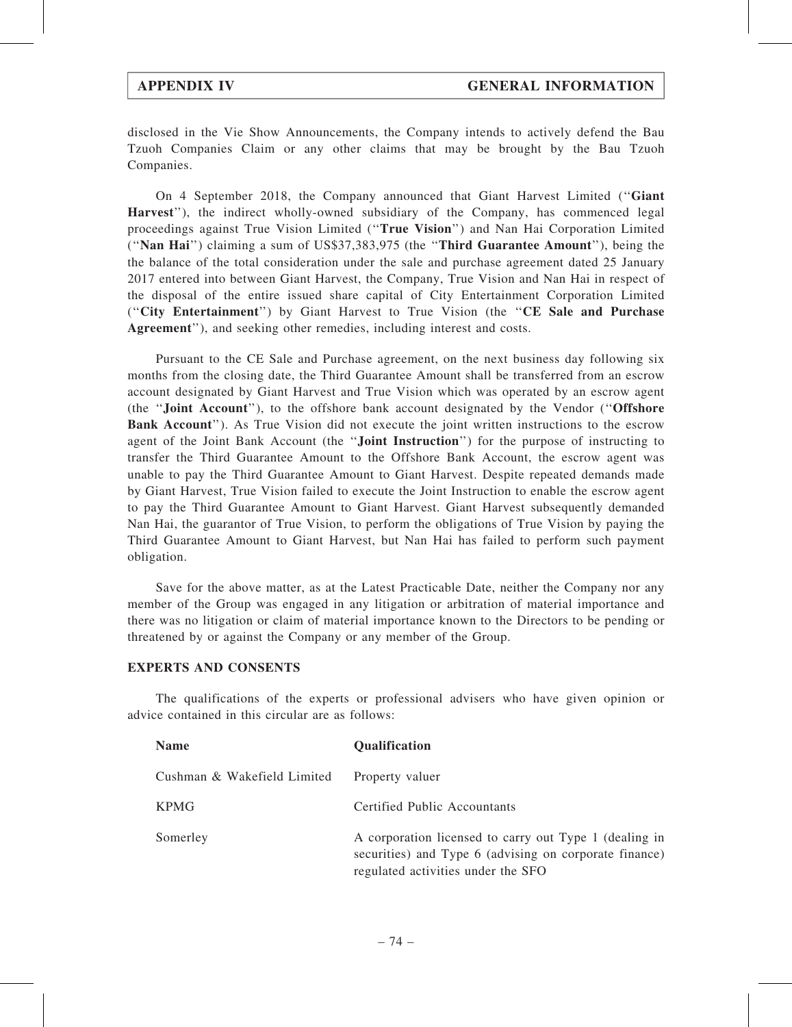disclosed in the Vie Show Announcements, the Company intends to actively defend the Bau Tzuoh Companies Claim or any other claims that may be brought by the Bau Tzuoh Companies.

On 4 September 2018, the Company announced that Giant Harvest Limited (''**Giant Harvest**''), the indirect wholly-owned subsidiary of the Company, has commenced legal proceedings against True Vision Limited (''**True Vision**'') and Nan Hai Corporation Limited (''**Nan Hai**'') claiming a sum of US$37,383,975 (the ''**Third Guarantee Amount**''), being the the balance of the total consideration under the sale and purchase agreement dated 25 January 2017 entered into between Giant Harvest, the Company, True Vision and Nan Hai in respect of the disposal of the entire issued share capital of City Entertainment Corporation Limited (''**City Entertainment**'') by Giant Harvest to True Vision (the ''**CE Sale and Purchase Agreement**''), and seeking other remedies, including interest and costs.

Pursuant to the CE Sale and Purchase agreement, on the next business day following six months from the closing date, the Third Guarantee Amount shall be transferred from an escrow account designated by Giant Harvest and True Vision which was operated by an escrow agent (the ''**Joint Account**''), to the offshore bank account designated by the Vendor (''**Offshore Bank Account**''). As True Vision did not execute the joint written instructions to the escrow agent of the Joint Bank Account (the ''**Joint Instruction**'') for the purpose of instructing to transfer the Third Guarantee Amount to the Offshore Bank Account, the escrow agent was unable to pay the Third Guarantee Amount to Giant Harvest. Despite repeated demands made by Giant Harvest, True Vision failed to execute the Joint Instruction to enable the escrow agent to pay the Third Guarantee Amount to Giant Harvest. Giant Harvest subsequently demanded Nan Hai, the guarantor of True Vision, to perform the obligations of True Vision by paying the Third Guarantee Amount to Giant Harvest, but Nan Hai has failed to perform such payment obligation.

Save for the above matter, as at the Latest Practicable Date, neither the Company nor any member of the Group was engaged in any litigation or arbitration of material importance and there was no litigation or claim of material importance known to the Directors to be pending or threatened by or against the Company or any member of the Group.

## EXPERTS AND CONSENTS

The qualifications of the experts or professional advisers who have given opinion or advice contained in this circular are as follows:

| Name | Qualification |
|---|---|
| Cushman & Wakefield Limited | Property valuer |
| KPMG | Certified Public Accountants |
| Somerley | A corporation licensed to carry out Type 1 (dealing in securities) and Type 6 (advising on corporate finance) regulated activities under the SFO |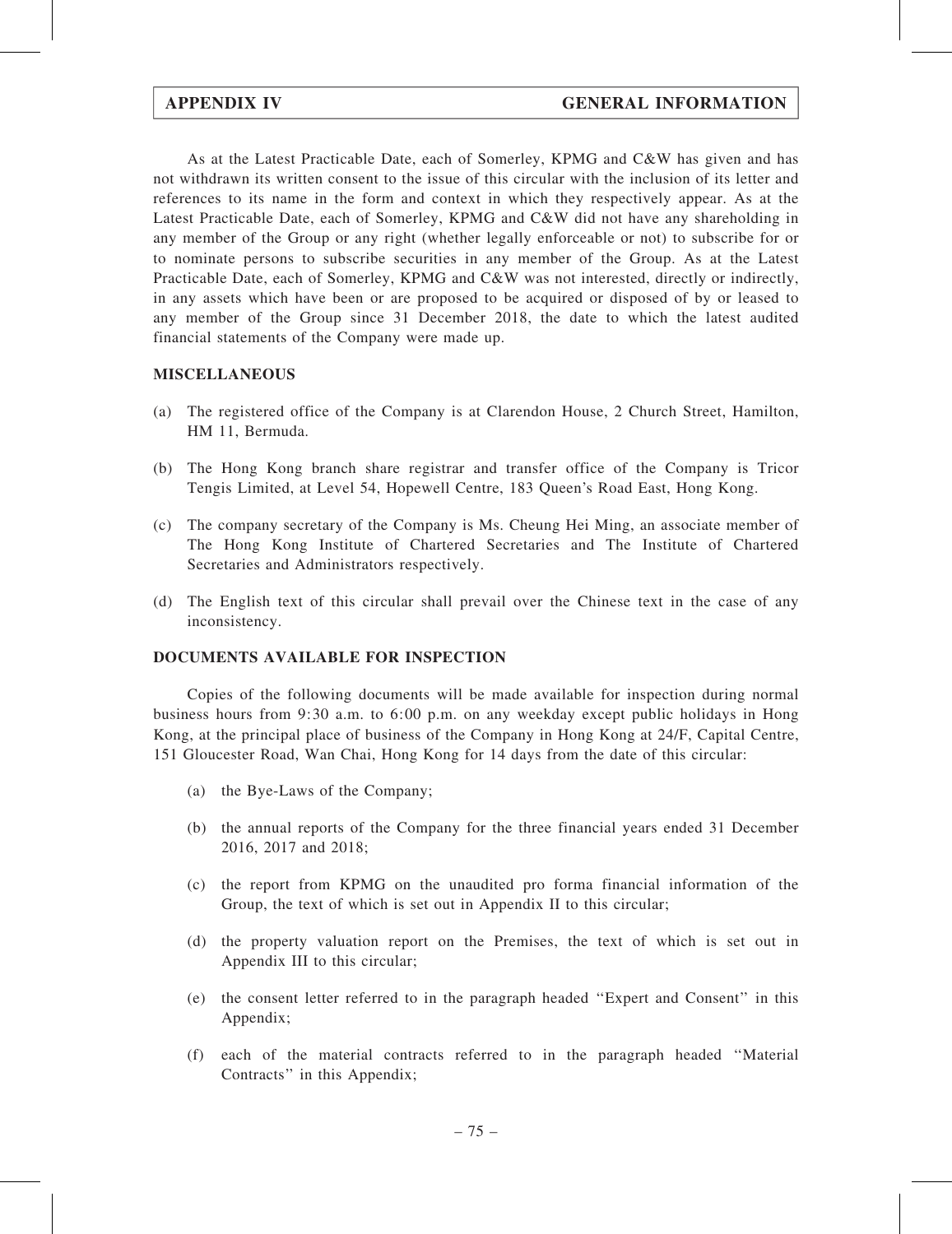As at the Latest Practicable Date, each of Somerley, KPMG and C&W has given and has not withdrawn its written consent to the issue of this circular with the inclusion of its letter and references to its name in the form and context in which they respectively appear. As at the Latest Practicable Date, each of Somerley, KPMG and C&W did not have any shareholding in any member of the Group or any right (whether legally enforceable or not) to subscribe for or to nominate persons to subscribe securities in any member of the Group. As at the Latest Practicable Date, each of Somerley, KPMG and C&W was not interested, directly or indirectly, in any assets which have been or are proposed to be acquired or disposed of by or leased to any member of the Group since 31 December 2018, the date to which the latest audited financial statements of the Company were made up.

## MISCELLANEOUS

(a) The registered office of the Company is at Clarendon House, 2 Church Street, Hamilton, HM 11, Bermuda.

(b) The Hong Kong branch share registrar and transfer office of the Company is Tricor Tengis Limited, at Level 54, Hopewell Centre, 183 Queen's Road East, Hong Kong.

(c) The company secretary of the Company is Ms. Cheung Hei Ming, an associate member of The Hong Kong Institute of Chartered Secretaries and The Institute of Chartered Secretaries and Administrators respectively.

(d) The English text of this circular shall prevail over the Chinese text in the case of any inconsistency.

## DOCUMENTS AVAILABLE FOR INSPECTION

Copies of the following documents will be made available for inspection during normal business hours from 9:30 a.m. to 6:00 p.m. on any weekday except public holidays in Hong Kong, at the principal place of business of the Company in Hong Kong at 24/F, Capital Centre, 151 Gloucester Road, Wan Chai, Hong Kong for 14 days from the date of this circular:

(a) the Bye-Laws of the Company;

(b) the annual reports of the Company for the three financial years ended 31 December 2016, 2017 and 2018;

(c) the report from KPMG on the unaudited pro forma financial information of the Group, the text of which is set out in Appendix II to this circular;

(d) the property valuation report on the Premises, the text of which is set out in Appendix III to this circular;

(e) the consent letter referred to in the paragraph headed "Expert and Consent" in this Appendix;

(f) each of the material contracts referred to in the paragraph headed "Material Contracts" in this Appendix;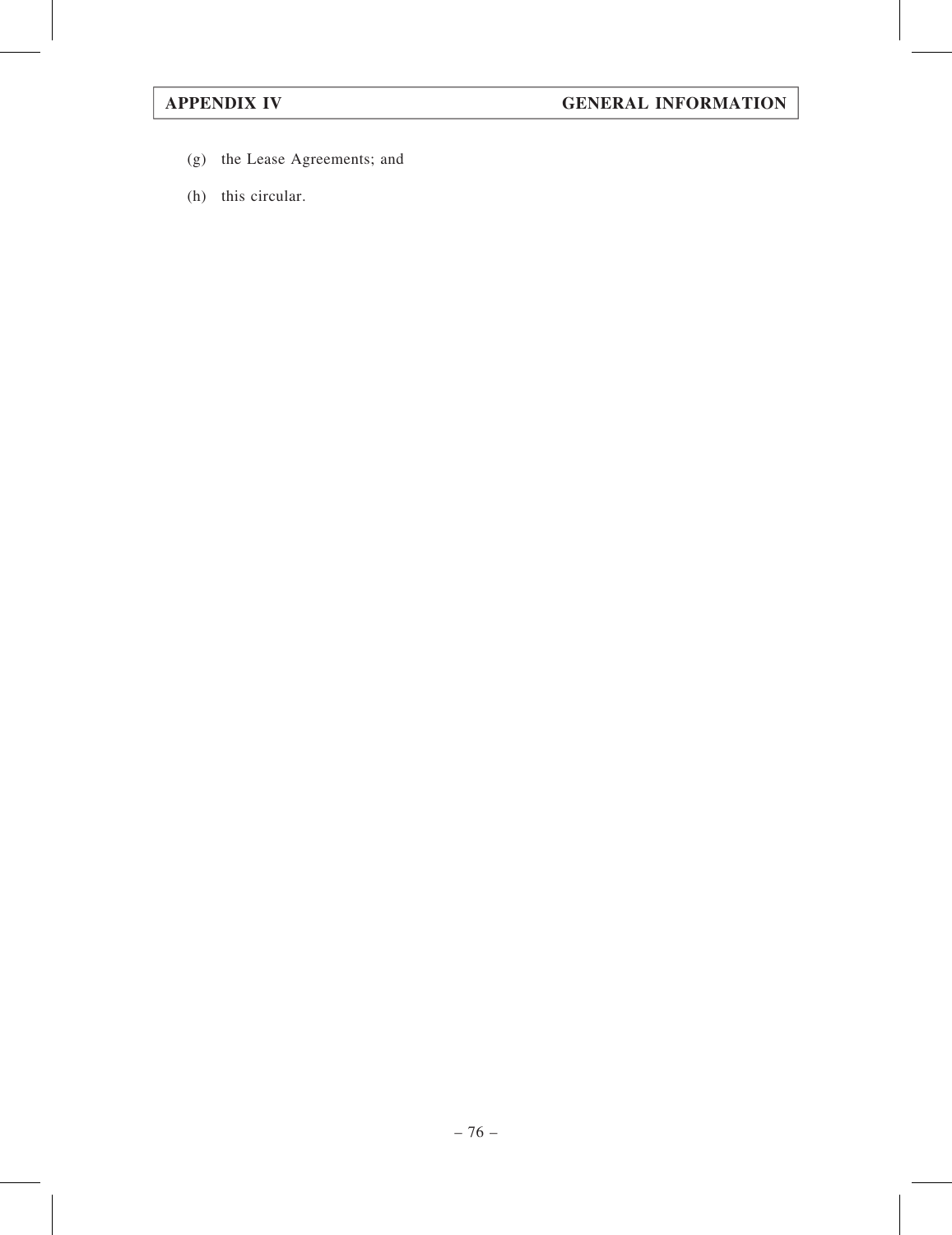(g) the Lease Agreements; and

(h) this circular.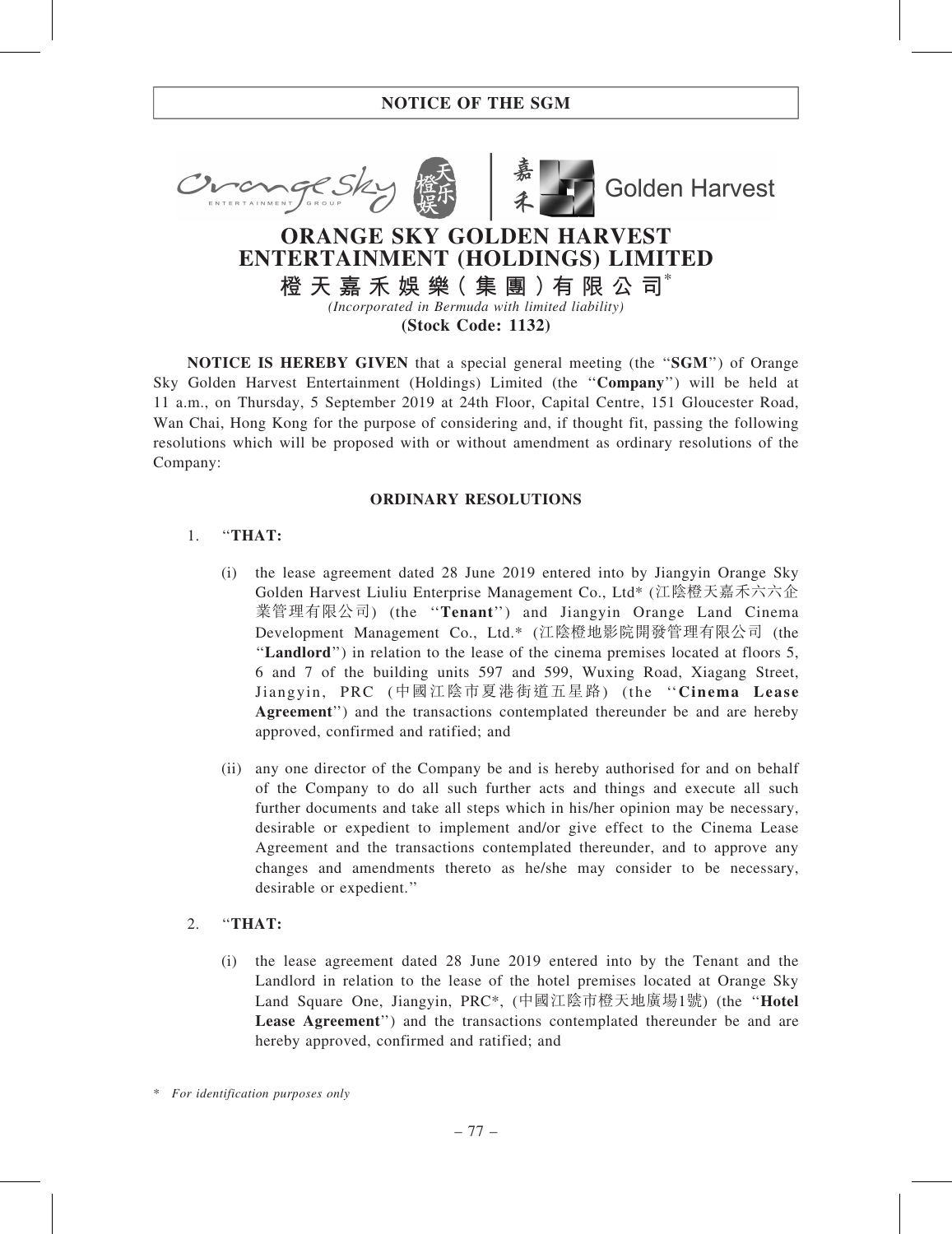**NOTICE OF THE SGM**

# ORANGE SKY GOLDEN HARVEST ENTERTAINMENT (HOLDINGS) LIMITED

**橙天嘉禾娛樂(集團)有限公司***

*(Incorporated in Bermuda with limited liability)*

**(Stock Code: 1132)**

**NOTICE IS HEREBY GIVEN** that a special general meeting (the "**SGM**") of Orange Sky Golden Harvest Entertainment (Holdings) Limited (the "**Company**") will be held at 11 a.m., on Thursday, 5 September 2019 at 24th Floor, Capital Centre, 151 Gloucester Road, Wan Chai, Hong Kong for the purpose of considering and, if thought fit, passing the following resolutions which will be proposed with or without amendment as ordinary resolutions of the Company:

**ORDINARY RESOLUTIONS**

1. "**THAT:**

   (i) the lease agreement dated 28 June 2019 entered into by Jiangyin Orange Sky Golden Harvest Liuliu Enterprise Management Co., Ltd* (江陰橙天嘉禾六六企業管理有限公司) (the "**Tenant**") and Jiangyin Orange Land Cinema Development Management Co., Ltd.* (江陰橙地影院開發管理有限公司 (the "**Landlord**") in relation to the lease of the cinema premises located at floors 5, 6 and 7 of the building units 597 and 599, Wuxing Road, Xiagang Street, Jiangyin, PRC (中國江陰市夏港街道五星路) (the "**Cinema Lease Agreement**") and the transactions contemplated thereunder be and are hereby approved, confirmed and ratified; and

   (ii) any one director of the Company be and is hereby authorised for and on behalf of the Company to do all such further acts and things and execute all such further documents and take all steps which in his/her opinion may be necessary, desirable or expedient to implement and/or give effect to the Cinema Lease Agreement and the transactions contemplated thereunder, and to approve any changes and amendments thereto as he/she may consider to be necessary, desirable or expedient."

2. "**THAT:**

   (i) the lease agreement dated 28 June 2019 entered into by the Tenant and the Landlord in relation to the lease of the hotel premises located at Orange Sky Land Square One, Jiangyin, PRC*, (中國江陰市橙天地廣場1號) (the "**Hotel Lease Agreement**") and the transactions contemplated thereunder be and are hereby approved, confirmed and ratified; and

\* *For identification purposes only*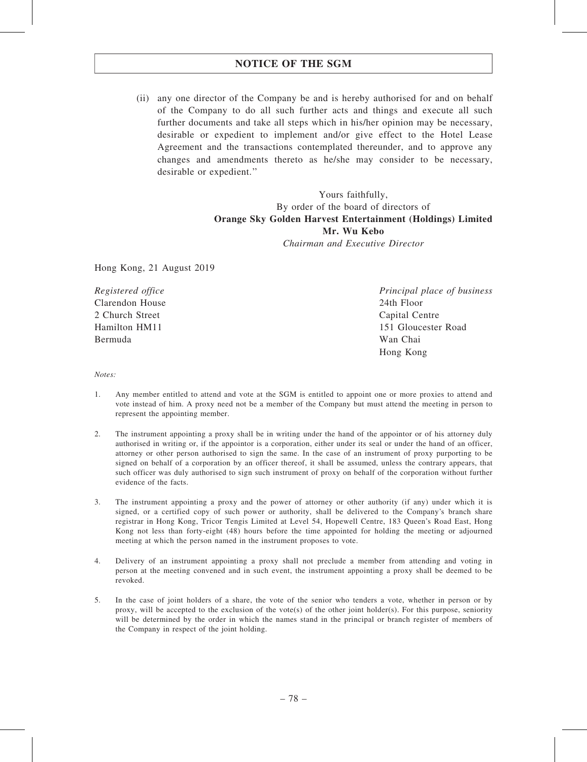## NOTICE OF THE SGM

(ii) any one director of the Company be and is hereby authorised for and on behalf of the Company to do all such further acts and things and execute all such further documents and take all steps which in his/her opinion may be necessary, desirable or expedient to implement and/or give effect to the Hotel Lease Agreement and the transactions contemplated thereunder, and to approve any changes and amendments thereto as he/she may consider to be necessary, desirable or expedient."

Yours faithfully,
By order of the board of directors of
**Orange Sky Golden Harvest Entertainment (Holdings) Limited**
**Mr. Wu Kebo**
*Chairman and Executive Director*

Hong Kong, 21 August 2019

*Registered office*
Clarendon House
2 Church Street
Hamilton HM11
Bermuda

*Principal place of business*
24th Floor
Capital Centre
151 Gloucester Road
Wan Chai
Hong Kong

*Notes:*

1. Any member entitled to attend and vote at the SGM is entitled to appoint one or more proxies to attend and vote instead of him. A proxy need not be a member of the Company but must attend the meeting in person to represent the appointing member.

2. The instrument appointing a proxy shall be in writing under the hand of the appointor or of his attorney duly authorised in writing or, if the appointor is a corporation, either under its seal or under the hand of an officer, attorney or other person authorised to sign the same. In the case of an instrument of proxy purporting to be signed on behalf of a corporation by an officer thereof, it shall be assumed, unless the contrary appears, that such officer was duly authorised to sign such instrument of proxy on behalf of the corporation without further evidence of the facts.

3. The instrument appointing a proxy and the power of attorney or other authority (if any) under which it is signed, or a certified copy of such power or authority, shall be delivered to the Company's branch share registrar in Hong Kong, Tricor Tengis Limited at Level 54, Hopewell Centre, 183 Queen's Road East, Hong Kong not less than forty-eight (48) hours before the time appointed for holding the meeting or adjourned meeting at which the person named in the instrument proposes to vote.

4. Delivery of an instrument appointing a proxy shall not preclude a member from attending and voting in person at the meeting convened and in such event, the instrument appointing a proxy shall be deemed to be revoked.

5. In the case of joint holders of a share, the vote of the senior who tenders a vote, whether in person or by proxy, will be accepted to the exclusion of the vote(s) of the other joint holder(s). For this purpose, seniority will be determined by the order in which the names stand in the principal or branch register of members of the Company in respect of the joint holding.